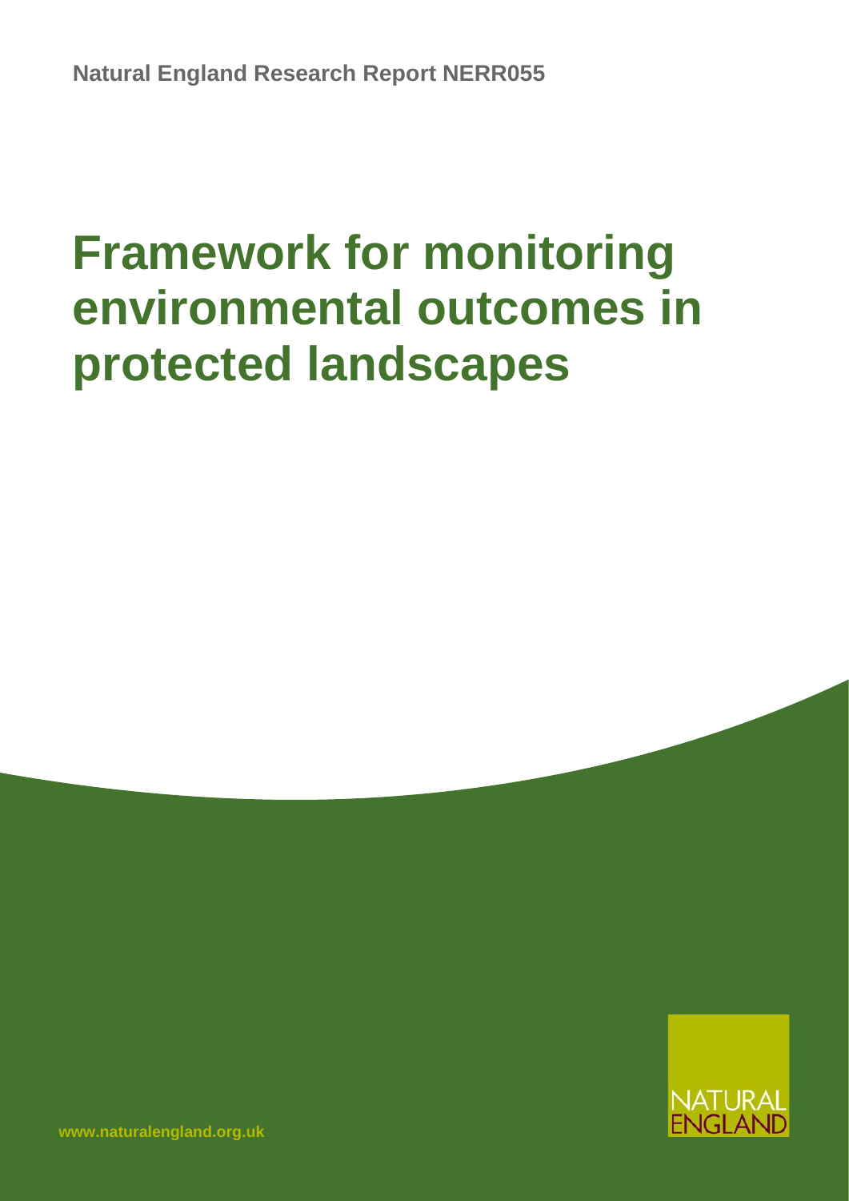Natural England Research Report NERR055

# Framework for monitoring environmental outcomes in protected landscapes

NATURAL ENGLAND

www.naturalengland.org.uk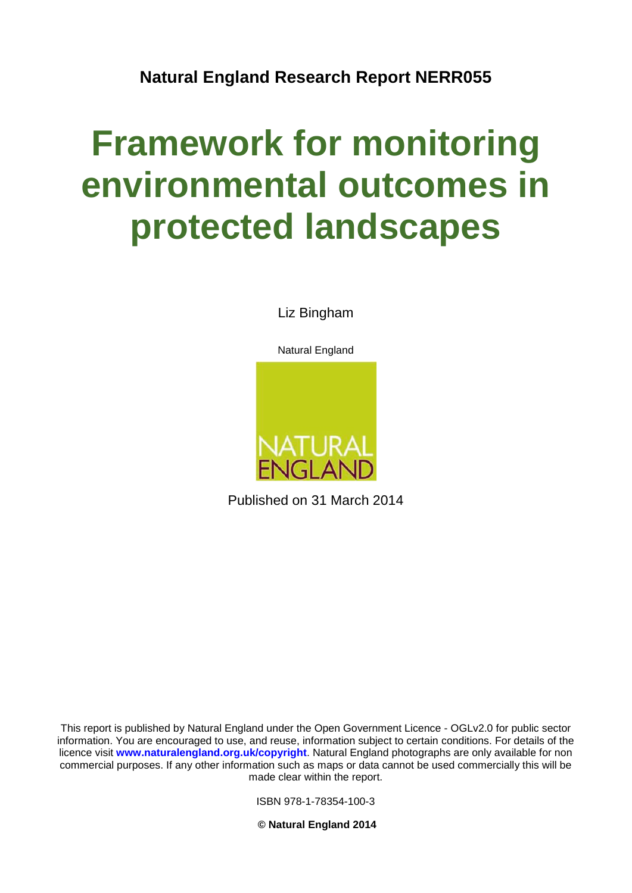**Natural England Research Report NERR055**

# Framework for monitoring environmental outcomes in protected landscapes

Liz Bingham

Natural England

NATURAL ENGLAND

Published on 31 March 2014

This report is published by Natural England under the Open Government Licence - OGLv2.0 for public sector information. You are encouraged to use, and reuse, information subject to certain conditions. For details of the licence visit **www.naturalengland.org.uk/copyright**. Natural England photographs are only available for non commercial purposes. If any other information such as maps or data cannot be used commercially this will be made clear within the report.

ISBN 978-1-78354-100-3

**© Natural England 2014**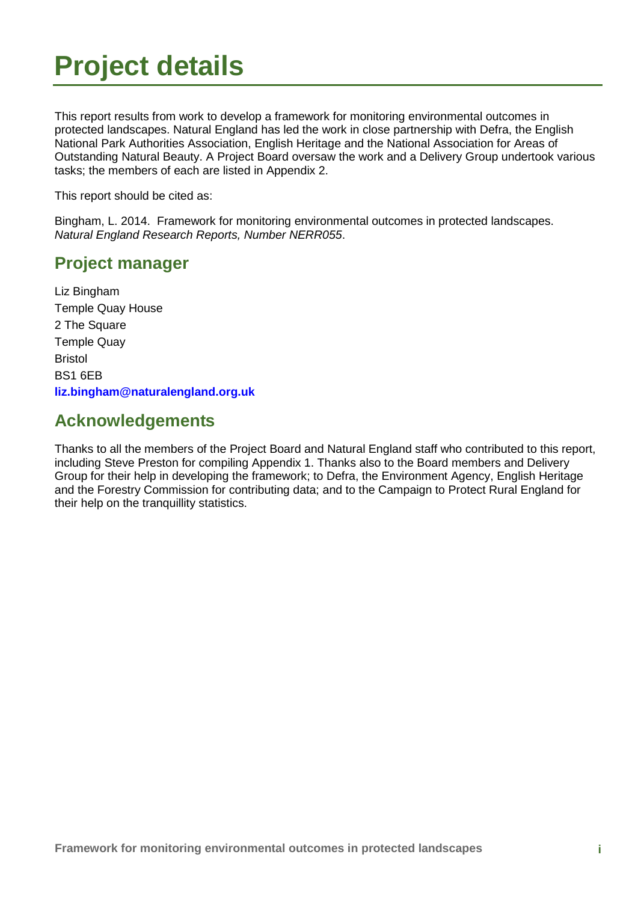# Project details

This report results from work to develop a framework for monitoring environmental outcomes in protected landscapes. Natural England has led the work in close partnership with Defra, the English National Park Authorities Association, English Heritage and the National Association for Areas of Outstanding Natural Beauty. A Project Board oversaw the work and a Delivery Group undertook various tasks; the members of each are listed in Appendix 2.

This report should be cited as:

Bingham, L. 2014. Framework for monitoring environmental outcomes in protected landscapes. *Natural England Research Reports, Number NERR055*.

## Project manager

Liz Bingham
Temple Quay House
2 The Square
Temple Quay
Bristol
BS1 6EB
**liz.bingham@naturalengland.org.uk**

## Acknowledgements

Thanks to all the members of the Project Board and Natural England staff who contributed to this report, including Steve Preston for compiling Appendix 1. Thanks also to the Board members and Delivery Group for their help in developing the framework; to Defra, the Environment Agency, English Heritage and the Forestry Commission for contributing data; and to the Campaign to Protect Rural England for their help on the tranquillity statistics.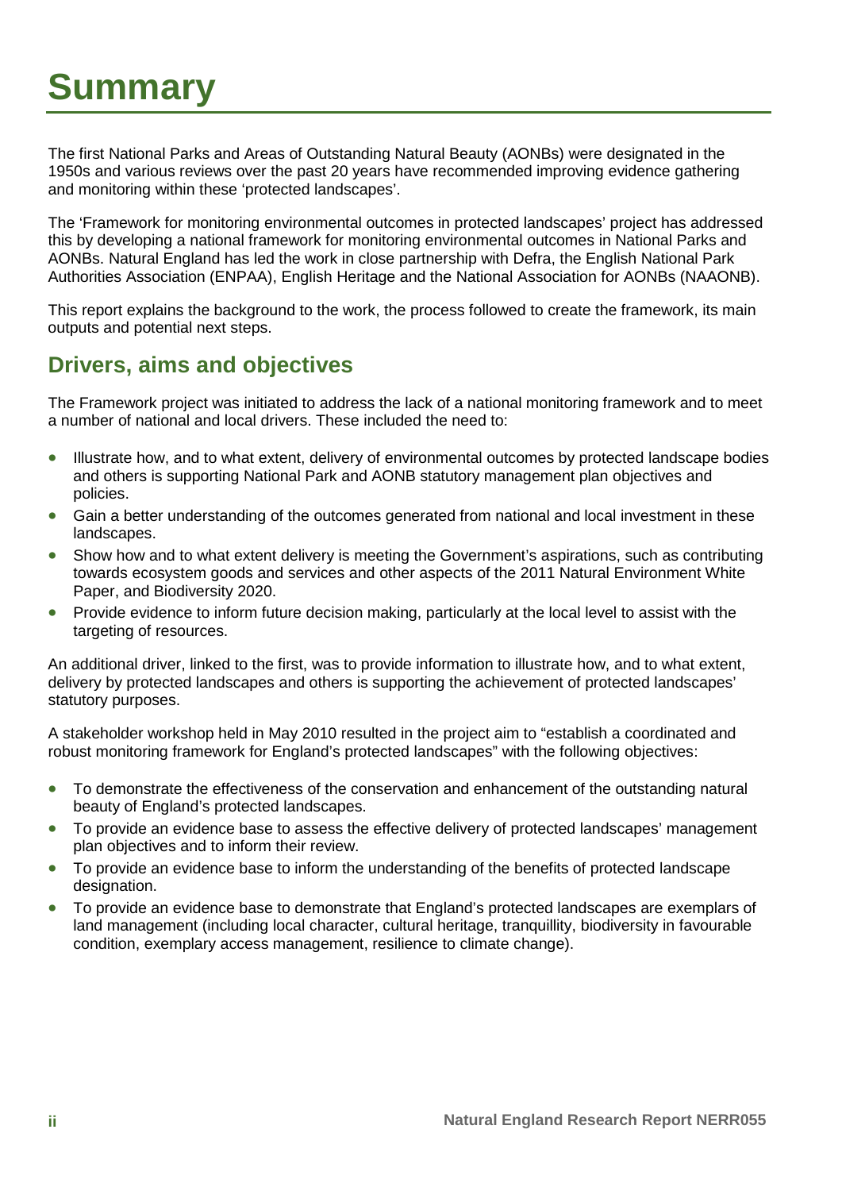# Summary

The first National Parks and Areas of Outstanding Natural Beauty (AONBs) were designated in the 1950s and various reviews over the past 20 years have recommended improving evidence gathering and monitoring within these 'protected landscapes'.

The 'Framework for monitoring environmental outcomes in protected landscapes' project has addressed this by developing a national framework for monitoring environmental outcomes in National Parks and AONBs. Natural England has led the work in close partnership with Defra, the English National Park Authorities Association (ENPAA), English Heritage and the National Association for AONBs (NAAONB).

This report explains the background to the work, the process followed to create the framework, its main outputs and potential next steps.

## Drivers, aims and objectives

The Framework project was initiated to address the lack of a national monitoring framework and to meet a number of national and local drivers. These included the need to:

- Illustrate how, and to what extent, delivery of environmental outcomes by protected landscape bodies and others is supporting National Park and AONB statutory management plan objectives and policies.
- Gain a better understanding of the outcomes generated from national and local investment in these landscapes.
- Show how and to what extent delivery is meeting the Government's aspirations, such as contributing towards ecosystem goods and services and other aspects of the 2011 Natural Environment White Paper, and Biodiversity 2020.
- Provide evidence to inform future decision making, particularly at the local level to assist with the targeting of resources.

An additional driver, linked to the first, was to provide information to illustrate how, and to what extent, delivery by protected landscapes and others is supporting the achievement of protected landscapes' statutory purposes.

A stakeholder workshop held in May 2010 resulted in the project aim to "establish a coordinated and robust monitoring framework for England's protected landscapes" with the following objectives:

- To demonstrate the effectiveness of the conservation and enhancement of the outstanding natural beauty of England's protected landscapes.
- To provide an evidence base to assess the effective delivery of protected landscapes' management plan objectives and to inform their review.
- To provide an evidence base to inform the understanding of the benefits of protected landscape designation.
- To provide an evidence base to demonstrate that England's protected landscapes are exemplars of land management (including local character, cultural heritage, tranquillity, biodiversity in favourable condition, exemplary access management, resilience to climate change).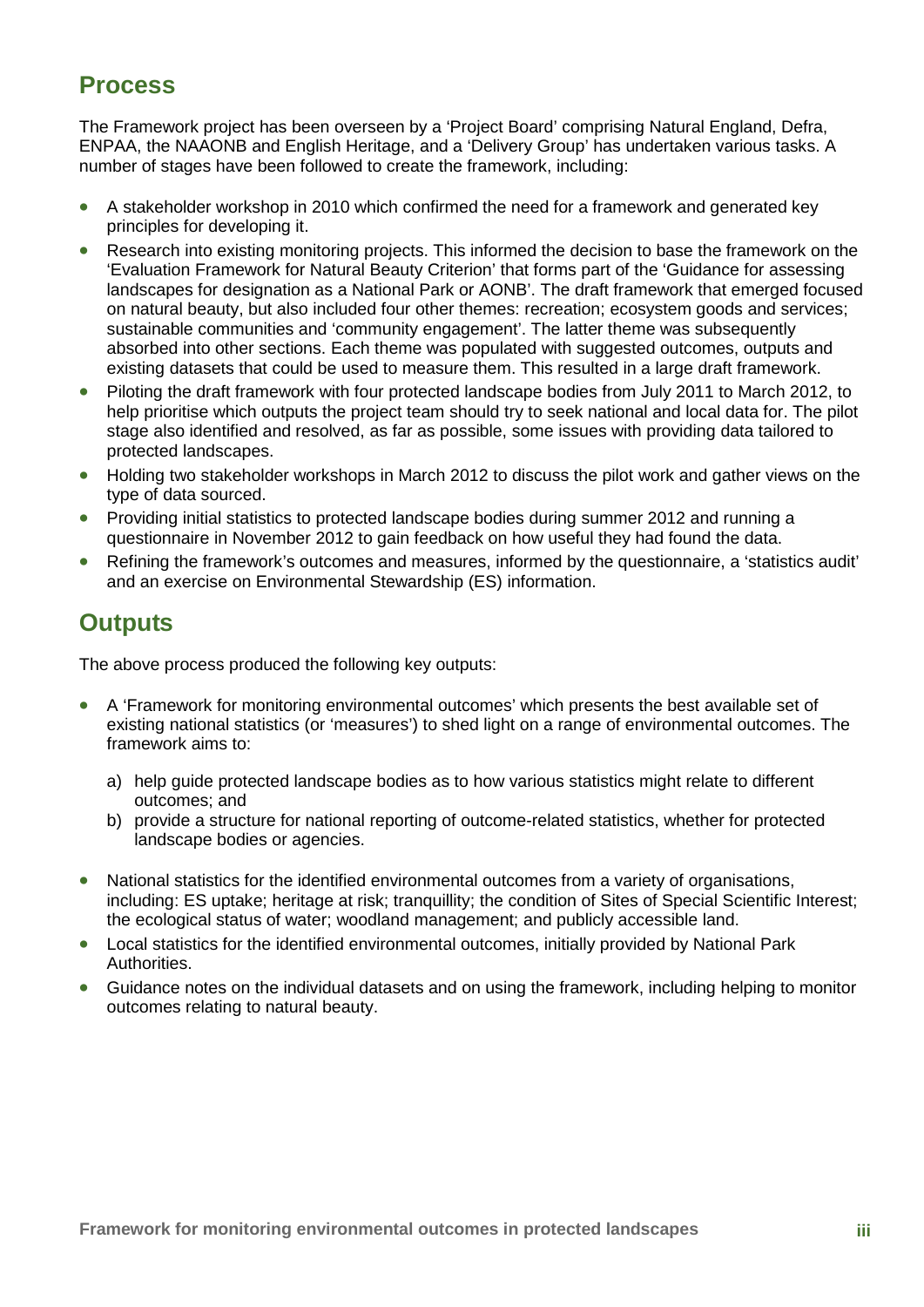## Process

The Framework project has been overseen by a 'Project Board' comprising Natural England, Defra, ENPAA, the NAAONB and English Heritage, and a 'Delivery Group' has undertaken various tasks. A number of stages have been followed to create the framework, including:

- A stakeholder workshop in 2010 which confirmed the need for a framework and generated key principles for developing it.
- Research into existing monitoring projects. This informed the decision to base the framework on the 'Evaluation Framework for Natural Beauty Criterion' that forms part of the 'Guidance for assessing landscapes for designation as a National Park or AONB'. The draft framework that emerged focused on natural beauty, but also included four other themes: recreation; ecosystem goods and services; sustainable communities and 'community engagement'. The latter theme was subsequently absorbed into other sections. Each theme was populated with suggested outcomes, outputs and existing datasets that could be used to measure them. This resulted in a large draft framework.
- Piloting the draft framework with four protected landscape bodies from July 2011 to March 2012, to help prioritise which outputs the project team should try to seek national and local data for. The pilot stage also identified and resolved, as far as possible, some issues with providing data tailored to protected landscapes.
- Holding two stakeholder workshops in March 2012 to discuss the pilot work and gather views on the type of data sourced.
- Providing initial statistics to protected landscape bodies during summer 2012 and running a questionnaire in November 2012 to gain feedback on how useful they had found the data.
- Refining the framework's outcomes and measures, informed by the questionnaire, a 'statistics audit' and an exercise on Environmental Stewardship (ES) information.

## Outputs

The above process produced the following key outputs:

- A 'Framework for monitoring environmental outcomes' which presents the best available set of existing national statistics (or 'measures') to shed light on a range of environmental outcomes. The framework aims to:

  a) help guide protected landscape bodies as to how various statistics might relate to different outcomes; and
  b) provide a structure for national reporting of outcome-related statistics, whether for protected landscape bodies or agencies.

- National statistics for the identified environmental outcomes from a variety of organisations, including: ES uptake; heritage at risk; tranquillity; the condition of Sites of Special Scientific Interest; the ecological status of water; woodland management; and publicly accessible land.
- Local statistics for the identified environmental outcomes, initially provided by National Park Authorities.
- Guidance notes on the individual datasets and on using the framework, including helping to monitor outcomes relating to natural beauty.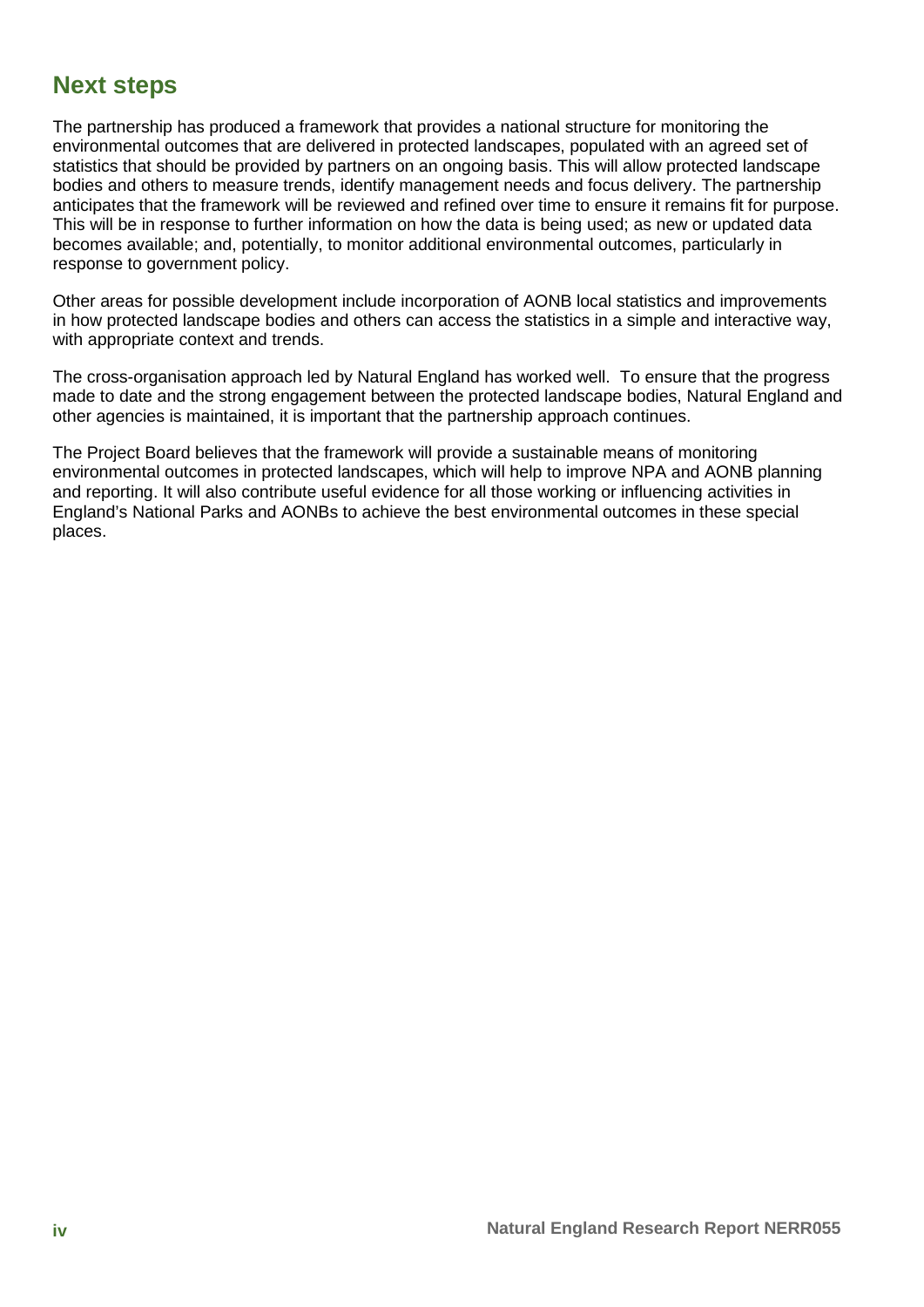## Next steps

The partnership has produced a framework that provides a national structure for monitoring the environmental outcomes that are delivered in protected landscapes, populated with an agreed set of statistics that should be provided by partners on an ongoing basis. This will allow protected landscape bodies and others to measure trends, identify management needs and focus delivery. The partnership anticipates that the framework will be reviewed and refined over time to ensure it remains fit for purpose. This will be in response to further information on how the data is being used; as new or updated data becomes available; and, potentially, to monitor additional environmental outcomes, particularly in response to government policy.

Other areas for possible development include incorporation of AONB local statistics and improvements in how protected landscape bodies and others can access the statistics in a simple and interactive way, with appropriate context and trends.

The cross-organisation approach led by Natural England has worked well. To ensure that the progress made to date and the strong engagement between the protected landscape bodies, Natural England and other agencies is maintained, it is important that the partnership approach continues.

The Project Board believes that the framework will provide a sustainable means of monitoring environmental outcomes in protected landscapes, which will help to improve NPA and AONB planning and reporting. It will also contribute useful evidence for all those working or influencing activities in England's National Parks and AONBs to achieve the best environmental outcomes in these special places.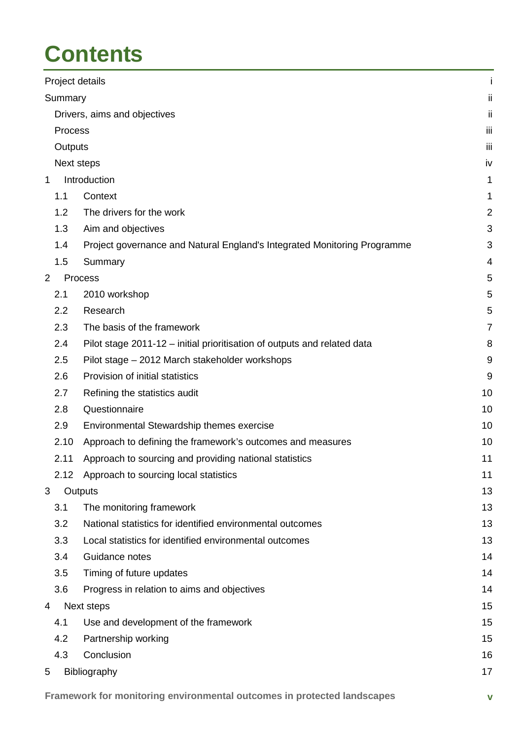# Contents

| | |
|---|---|
| Project details | i |
| Summary | ii |
| Drivers, aims and objectives | ii |
| Process | iii |
| Outputs | iii |
| Next steps | iv |
| 1 Introduction | 1 |
| 1.1 Context | 1 |
| 1.2 The drivers for the work | 2 |
| 1.3 Aim and objectives | 3 |
| 1.4 Project governance and Natural England's Integrated Monitoring Programme | 3 |
| 1.5 Summary | 4 |
| 2 Process | 5 |
| 2.1 2010 workshop | 5 |
| 2.2 Research | 5 |
| 2.3 The basis of the framework | 7 |
| 2.4 Pilot stage 2011-12 – initial prioritisation of outputs and related data | 8 |
| 2.5 Pilot stage – 2012 March stakeholder workshops | 9 |
| 2.6 Provision of initial statistics | 9 |
| 2.7 Refining the statistics audit | 10 |
| 2.8 Questionnaire | 10 |
| 2.9 Environmental Stewardship themes exercise | 10 |
| 2.10 Approach to defining the framework's outcomes and measures | 10 |
| 2.11 Approach to sourcing and providing national statistics | 11 |
| 2.12 Approach to sourcing local statistics | 11 |
| 3 Outputs | 13 |
| 3.1 The monitoring framework | 13 |
| 3.2 National statistics for identified environmental outcomes | 13 |
| 3.3 Local statistics for identified environmental outcomes | 13 |
| 3.4 Guidance notes | 14 |
| 3.5 Timing of future updates | 14 |
| 3.6 Progress in relation to aims and objectives | 14 |
| 4 Next steps | 15 |
| 4.1 Use and development of the framework | 15 |
| 4.2 Partnership working | 15 |
| 4.3 Conclusion | 16 |
| 5 Bibliography | 17 |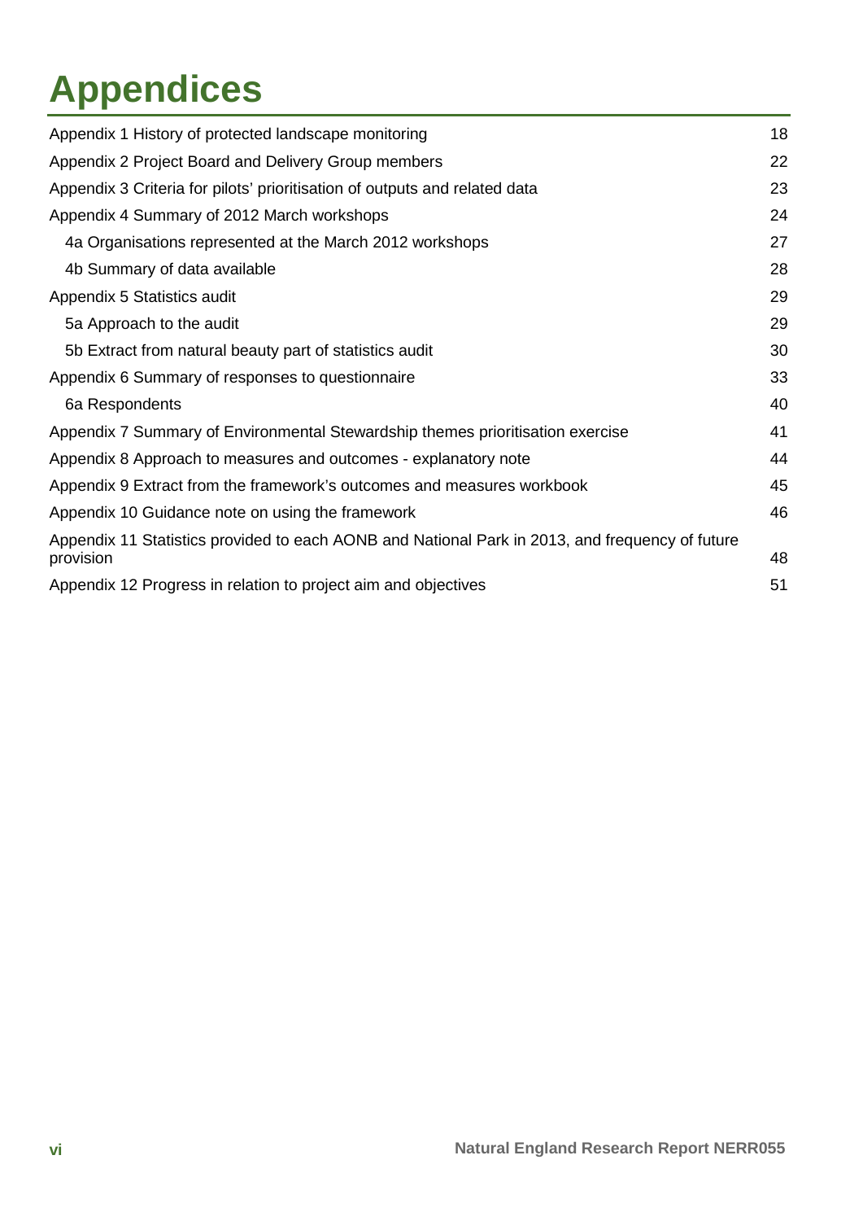# Appendices

| | |
|---|---|
| Appendix 1 History of protected landscape monitoring | 18 |
| Appendix 2 Project Board and Delivery Group members | 22 |
| Appendix 3 Criteria for pilots' prioritisation of outputs and related data | 23 |
| Appendix 4 Summary of 2012 March workshops | 24 |
| 4a Organisations represented at the March 2012 workshops | 27 |
| 4b Summary of data available | 28 |
| Appendix 5 Statistics audit | 29 |
| 5a Approach to the audit | 29 |
| 5b Extract from natural beauty part of statistics audit | 30 |
| Appendix 6 Summary of responses to questionnaire | 33 |
| 6a Respondents | 40 |
| Appendix 7 Summary of Environmental Stewardship themes prioritisation exercise | 41 |
| Appendix 8 Approach to measures and outcomes - explanatory note | 44 |
| Appendix 9 Extract from the framework's outcomes and measures workbook | 45 |
| Appendix 10 Guidance note on using the framework | 46 |
| Appendix 11 Statistics provided to each AONB and National Park in 2013, and frequency of future provision | 48 |
| Appendix 12 Progress in relation to project aim and objectives | 51 |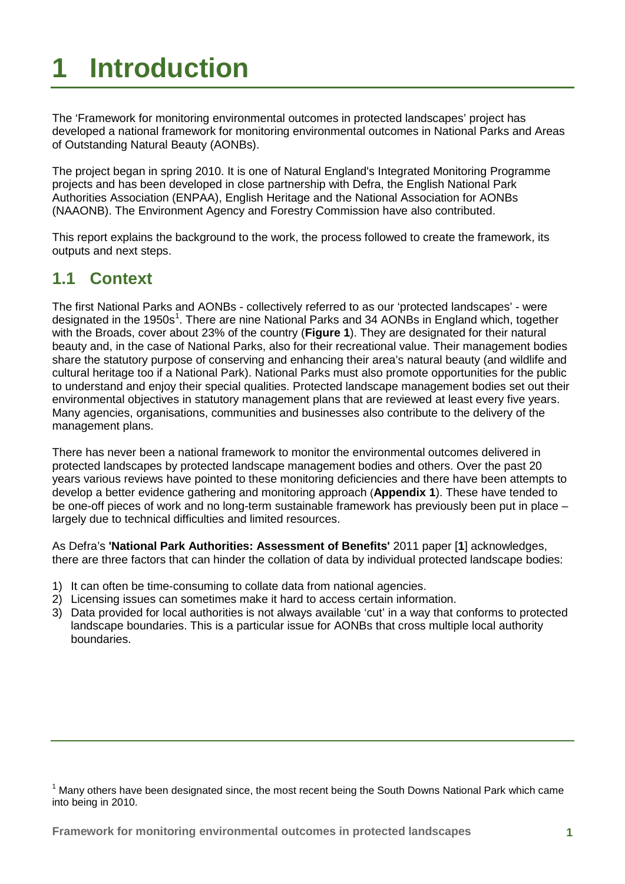# 1 Introduction

The 'Framework for monitoring environmental outcomes in protected landscapes' project has developed a national framework for monitoring environmental outcomes in National Parks and Areas of Outstanding Natural Beauty (AONBs).

The project began in spring 2010. It is one of Natural England's Integrated Monitoring Programme projects and has been developed in close partnership with Defra, the English National Park Authorities Association (ENPAA), English Heritage and the National Association for AONBs (NAAONB). The Environment Agency and Forestry Commission have also contributed.

This report explains the background to the work, the process followed to create the framework, its outputs and next steps.

## 1.1 Context

The first National Parks and AONBs - collectively referred to as our 'protected landscapes' - were designated in the 1950s[1]. There are nine National Parks and 34 AONBs in England which, together with the Broads, cover about 23% of the country (**Figure 1**). They are designated for their natural beauty and, in the case of National Parks, also for their recreational value. Their management bodies share the statutory purpose of conserving and enhancing their area's natural beauty (and wildlife and cultural heritage too if a National Park). National Parks must also promote opportunities for the public to understand and enjoy their special qualities. Protected landscape management bodies set out their environmental objectives in statutory management plans that are reviewed at least every five years. Many agencies, organisations, communities and businesses also contribute to the delivery of the management plans.

There has never been a national framework to monitor the environmental outcomes delivered in protected landscapes by protected landscape management bodies and others. Over the past 20 years various reviews have pointed to these monitoring deficiencies and there have been attempts to develop a better evidence gathering and monitoring approach (**Appendix 1**). These have tended to be one-off pieces of work and no long-term sustainable framework has previously been put in place – largely due to technical difficulties and limited resources.

As Defra's **'National Park Authorities: Assessment of Benefits'** 2011 paper [**1**] acknowledges, there are three factors that can hinder the collation of data by individual protected landscape bodies:

1) It can often be time-consuming to collate data from national agencies.
2) Licensing issues can sometimes make it hard to access certain information.
3) Data provided for local authorities is not always available 'cut' in a way that conforms to protected landscape boundaries. This is a particular issue for AONBs that cross multiple local authority boundaries.

---

[1] Many others have been designated since, the most recent being the South Downs National Park which came into being in 2010.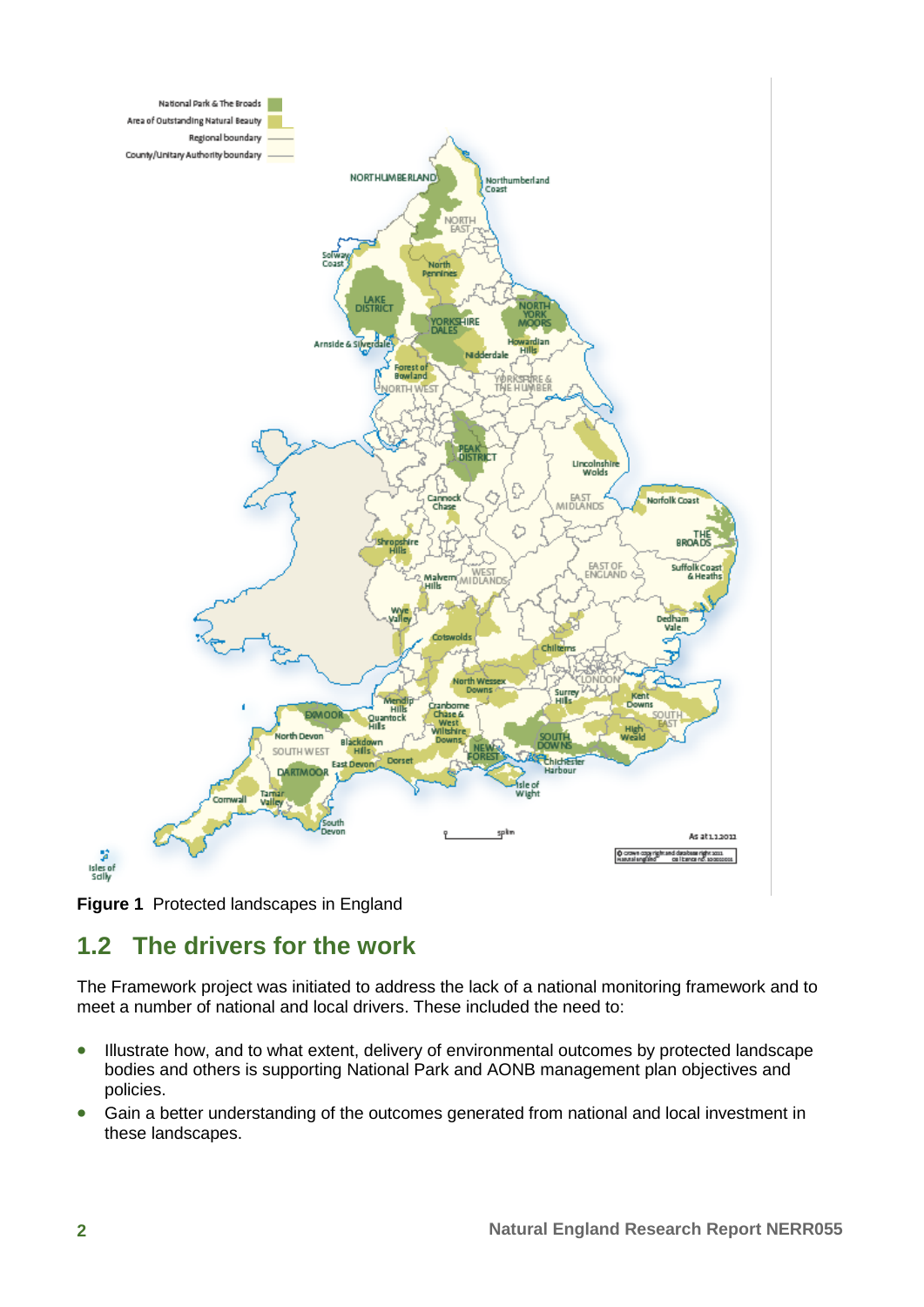**Figure 1** Protected landscapes in England

## 1.2 The drivers for the work

The Framework project was initiated to address the lack of a national monitoring framework and to meet a number of national and local drivers. These included the need to:

- Illustrate how, and to what extent, delivery of environmental outcomes by protected landscape bodies and others is supporting National Park and AONB management plan objectives and policies.
- Gain a better understanding of the outcomes generated from national and local investment in these landscapes.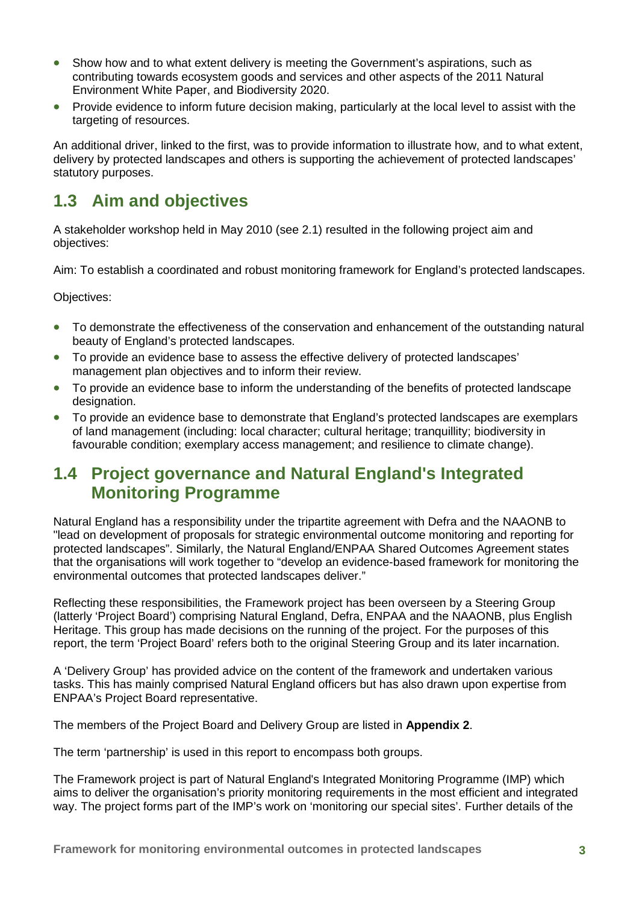- Show how and to what extent delivery is meeting the Government's aspirations, such as contributing towards ecosystem goods and services and other aspects of the 2011 Natural Environment White Paper, and Biodiversity 2020.
- Provide evidence to inform future decision making, particularly at the local level to assist with the targeting of resources.

An additional driver, linked to the first, was to provide information to illustrate how, and to what extent, delivery by protected landscapes and others is supporting the achievement of protected landscapes' statutory purposes.

## 1.3 Aim and objectives

A stakeholder workshop held in May 2010 (see 2.1) resulted in the following project aim and objectives:

Aim: To establish a coordinated and robust monitoring framework for England's protected landscapes.

Objectives:

- To demonstrate the effectiveness of the conservation and enhancement of the outstanding natural beauty of England's protected landscapes.
- To provide an evidence base to assess the effective delivery of protected landscapes' management plan objectives and to inform their review.
- To provide an evidence base to inform the understanding of the benefits of protected landscape designation.
- To provide an evidence base to demonstrate that England's protected landscapes are exemplars of land management (including: local character; cultural heritage; tranquillity; biodiversity in favourable condition; exemplary access management; and resilience to climate change).

## 1.4 Project governance and Natural England's Integrated Monitoring Programme

Natural England has a responsibility under the tripartite agreement with Defra and the NAAONB to "lead on development of proposals for strategic environmental outcome monitoring and reporting for protected landscapes". Similarly, the Natural England/ENPAA Shared Outcomes Agreement states that the organisations will work together to "develop an evidence-based framework for monitoring the environmental outcomes that protected landscapes deliver."

Reflecting these responsibilities, the Framework project has been overseen by a Steering Group (latterly 'Project Board') comprising Natural England, Defra, ENPAA and the NAAONB, plus English Heritage. This group has made decisions on the running of the project. For the purposes of this report, the term 'Project Board' refers both to the original Steering Group and its later incarnation.

A 'Delivery Group' has provided advice on the content of the framework and undertaken various tasks. This has mainly comprised Natural England officers but has also drawn upon expertise from ENPAA's Project Board representative.

The members of the Project Board and Delivery Group are listed in **Appendix 2**.

The term 'partnership' is used in this report to encompass both groups.

The Framework project is part of Natural England's Integrated Monitoring Programme (IMP) which aims to deliver the organisation's priority monitoring requirements in the most efficient and integrated way. The project forms part of the IMP's work on 'monitoring our special sites'. Further details of the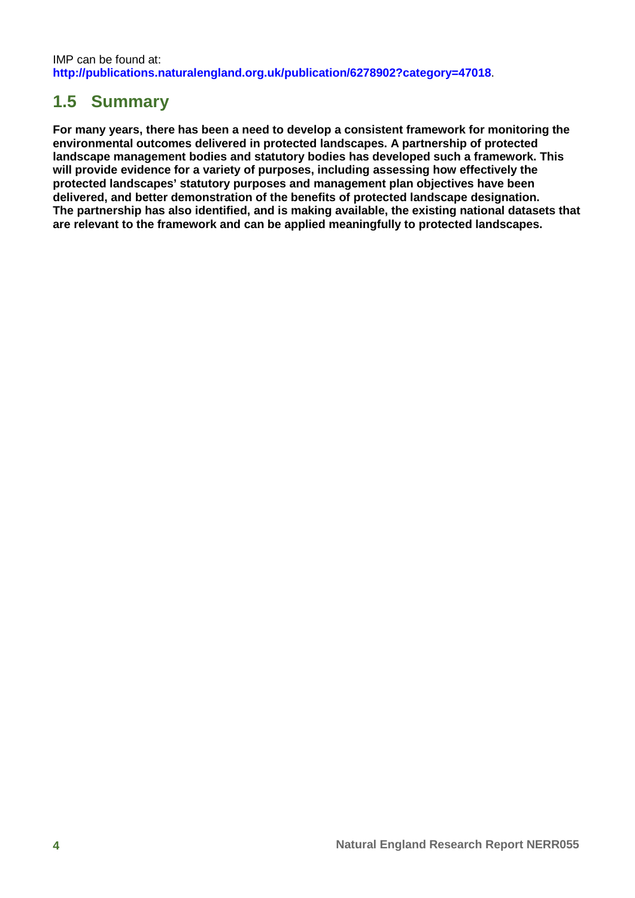IMP can be found at:
**http://publications.naturalengland.org.uk/publication/6278902?category=47018**.

## 1.5 Summary

**For many years, there has been a need to develop a consistent framework for monitoring the environmental outcomes delivered in protected landscapes. A partnership of protected landscape management bodies and statutory bodies has developed such a framework. This will provide evidence for a variety of purposes, including assessing how effectively the protected landscapes' statutory purposes and management plan objectives have been delivered, and better demonstration of the benefits of protected landscape designation. The partnership has also identified, and is making available, the existing national datasets that are relevant to the framework and can be applied meaningfully to protected landscapes.**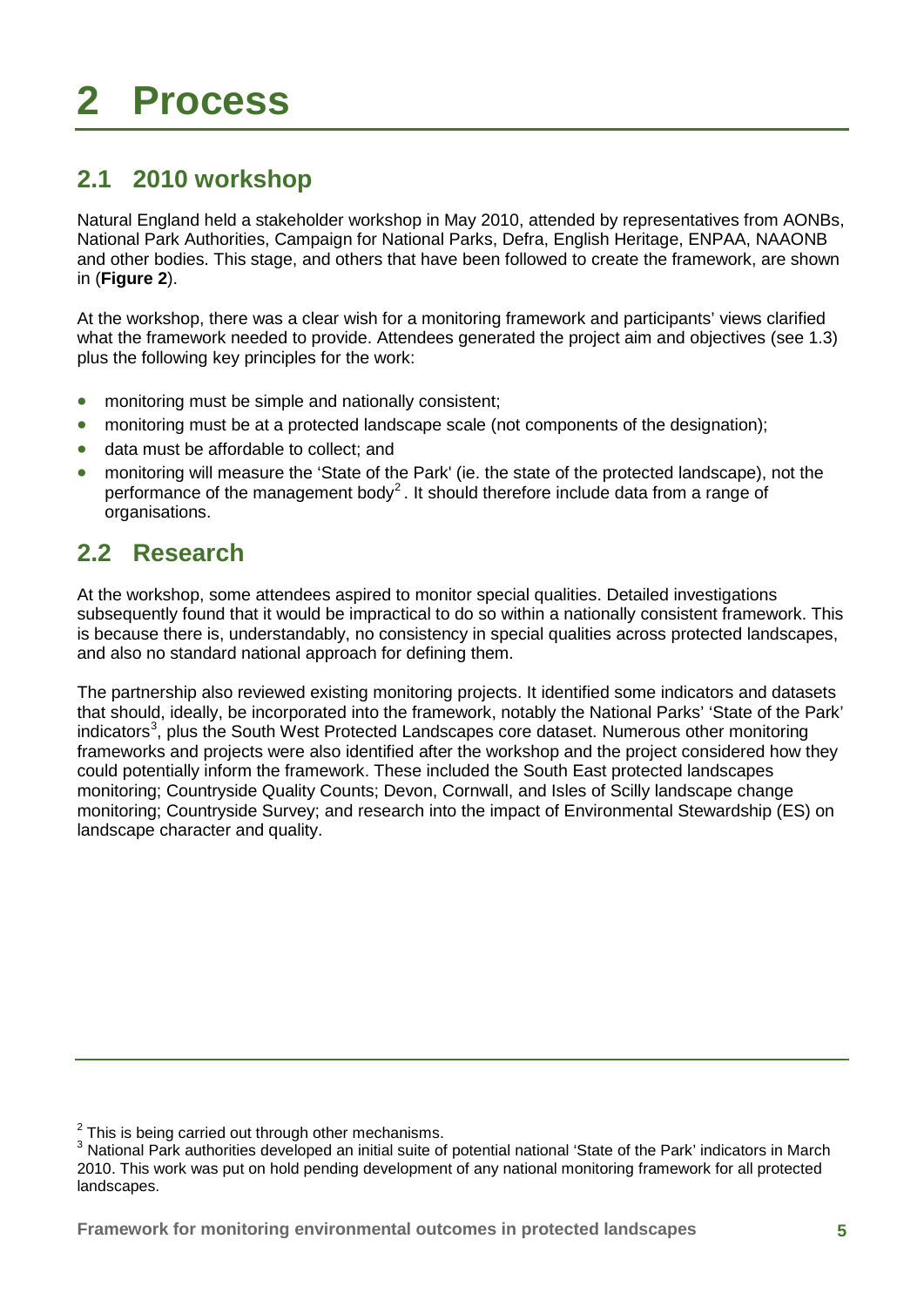# 2 Process

## 2.1 2010 workshop

Natural England held a stakeholder workshop in May 2010, attended by representatives from AONBs, National Park Authorities, Campaign for National Parks, Defra, English Heritage, ENPAA, NAAONB and other bodies. This stage, and others that have been followed to create the framework, are shown in (**Figure 2**).

At the workshop, there was a clear wish for a monitoring framework and participants' views clarified what the framework needed to provide. Attendees generated the project aim and objectives (see 1.3) plus the following key principles for the work:

- monitoring must be simple and nationally consistent;
- monitoring must be at a protected landscape scale (not components of the designation);
- data must be affordable to collect; and
- monitoring will measure the 'State of the Park' (ie. the state of the protected landscape), not the performance of the management body[2]. It should therefore include data from a range of organisations.

## 2.2 Research

At the workshop, some attendees aspired to monitor special qualities. Detailed investigations subsequently found that it would be impractical to do so within a nationally consistent framework. This is because there is, understandably, no consistency in special qualities across protected landscapes, and also no standard national approach for defining them.

The partnership also reviewed existing monitoring projects. It identified some indicators and datasets that should, ideally, be incorporated into the framework, notably the National Parks' 'State of the Park' indicators[3], plus the South West Protected Landscapes core dataset. Numerous other monitoring frameworks and projects were also identified after the workshop and the project considered how they could potentially inform the framework. These included the South East protected landscapes monitoring; Countryside Quality Counts; Devon, Cornwall, and Isles of Scilly landscape change monitoring; Countryside Survey; and research into the impact of Environmental Stewardship (ES) on landscape character and quality.

---

[2] This is being carried out through other mechanisms.

[3] National Park authorities developed an initial suite of potential national 'State of the Park' indicators in March 2010. This work was put on hold pending development of any national monitoring framework for all protected landscapes.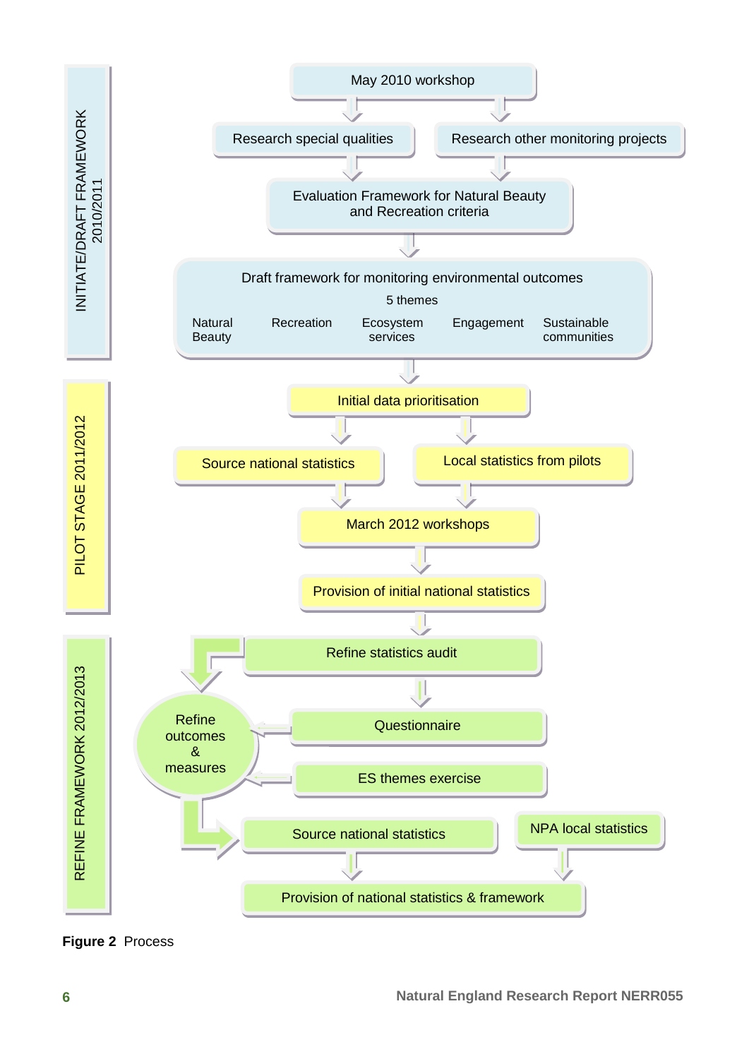**INITIATE/DRAFT FRAMEWORK 2010/2011**

May 2010 workshop

Research special qualities

Research other monitoring projects

Evaluation Framework for Natural Beauty and Recreation criteria

Draft framework for monitoring environmental outcomes

5 themes

Natural Beauty | Recreation | Ecosystem services | Engagement | Sustainable communities

**PILOT STAGE 2011/2012**

Initial data prioritisation

Source national statistics

Local statistics from pilots

March 2012 workshops

Provision of initial national statistics

**REFINE FRAMEWORK 2012/2013**

Refine statistics audit

Refine outcomes & measures

Questionnaire

ES themes exercise

Source national statistics

NPA local statistics

Provision of national statistics & framework

**Figure 2** Process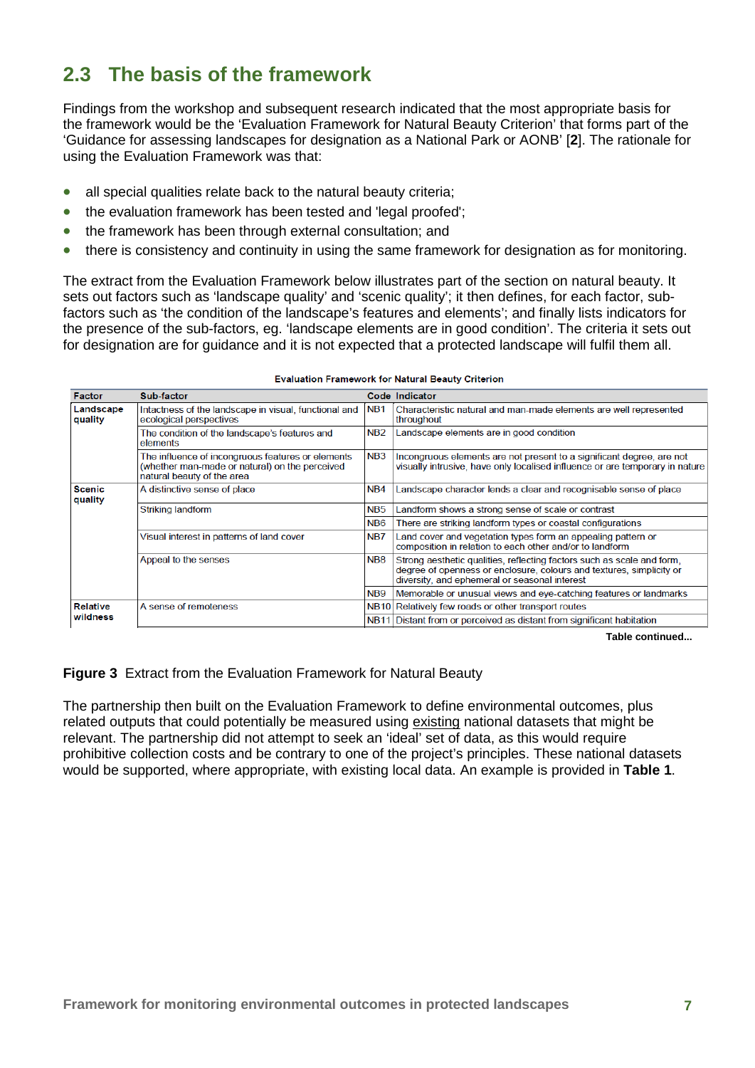## 2.3 The basis of the framework

Findings from the workshop and subsequent research indicated that the most appropriate basis for the framework would be the 'Evaluation Framework for Natural Beauty Criterion' that forms part of the 'Guidance for assessing landscapes for designation as a National Park or AONB' [**2**]. The rationale for using the Evaluation Framework was that:

- all special qualities relate back to the natural beauty criteria;
- the evaluation framework has been tested and 'legal proofed';
- the framework has been through external consultation; and
- there is consistency and continuity in using the same framework for designation as for monitoring.

The extract from the Evaluation Framework below illustrates part of the section on natural beauty. It sets out factors such as 'landscape quality' and 'scenic quality'; it then defines, for each factor, sub-factors such as 'the condition of the landscape's features and elements'; and finally lists indicators for the presence of the sub-factors, eg. 'landscape elements are in good condition'. The criteria it sets out for designation are for guidance and it is not expected that a protected landscape will fulfil them all.

**Evaluation Framework for Natural Beauty Criterion**

| Factor | Sub-factor | Code | Indicator |
|---|---|---|---|
| **Landscape quality** | Intactness of the landscape in visual, functional and ecological perspectives | NB1 | Characteristic natural and man-made elements are well represented throughout |
| | The condition of the landscape's features and elements | NB2 | Landscape elements are in good condition |
| | The influence of incongruous features or elements (whether man-made or natural) on the perceived natural beauty of the area | NB3 | Incongruous elements are not present to a significant degree, are not visually intrusive, have only localised influence or are temporary in nature |
| **Scenic quality** | A distinctive sense of place | NB4 | Landscape character lends a clear and recognisable sense of place |
| | Striking landform | NB5 | Landform shows a strong sense of scale or contrast |
| | | NB6 | There are striking landform types or coastal configurations |
| | Visual interest in patterns of land cover | NB7 | Land cover and vegetation types form an appealing pattern or composition in relation to each other and/or to landform |
| | Appeal to the senses | NB8 | Strong aesthetic qualities, reflecting factors such as scale and form, degree of openness or enclosure, colours and textures, simplicity or diversity, and ephemeral or seasonal interest |
| | | NB9 | Memorable or unusual views and eye-catching features or landmarks |
| **Relative wildness** | A sense of remoteness | NB10 | Relatively few roads or other transport routes |
| | | NB11 | Distant from or perceived as distant from significant habitation |

**Table continued...**

**Figure 3** Extract from the Evaluation Framework for Natural Beauty

The partnership then built on the Evaluation Framework to define environmental outcomes, plus related outputs that could potentially be measured using existing national datasets that might be relevant. The partnership did not attempt to seek an 'ideal' set of data, as this would require prohibitive collection costs and be contrary to one of the project's principles. These national datasets would be supported, where appropriate, with existing local data. An example is provided in **Table 1**.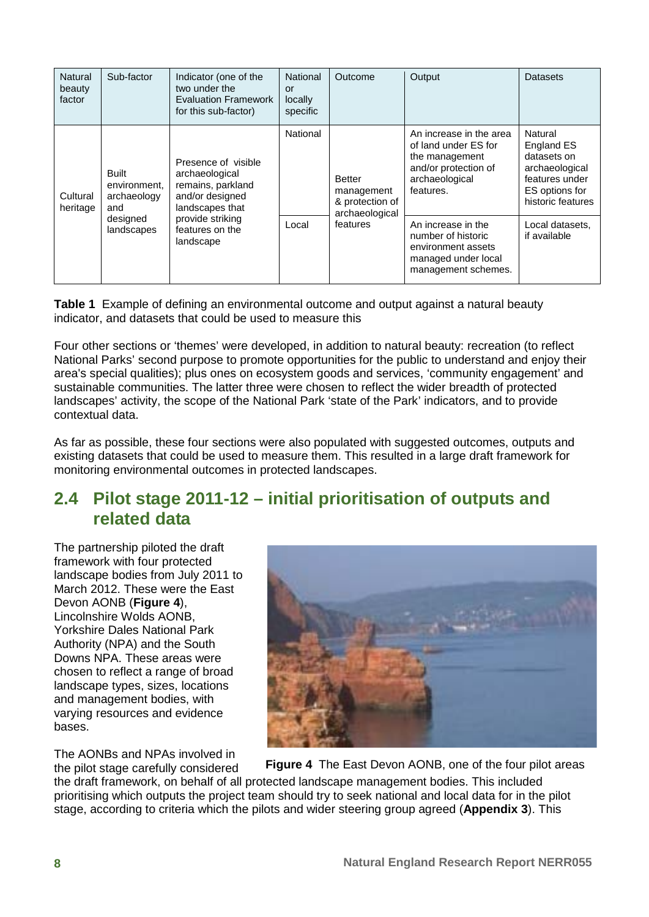| Natural beauty factor | Sub-factor | Indicator (one of the two under the Evaluation Framework for this sub-factor) | National or locally specific | Outcome | Output | Datasets |
|---|---|---|---|---|---|---|
| Cultural heritage | Built environment, archaeology and designed landscapes | Presence of visible archaeological remains, parkland and/or designed landscapes that provide striking features on the landscape | National | Better management & protection of archaeological features | An increase in the area of land under ES for the management and/or protection of archaeological features. | Natural England ES datasets on archaeological features under ES options for historic features |
| | | | Local | | An increase in the number of historic environment assets managed under local management schemes. | Local datasets, if available |

**Table 1** Example of defining an environmental outcome and output against a natural beauty indicator, and datasets that could be used to measure this

Four other sections or 'themes' were developed, in addition to natural beauty: recreation (to reflect National Parks' second purpose to promote opportunities for the public to understand and enjoy their area's special qualities); plus ones on ecosystem goods and services, 'community engagement' and sustainable communities. The latter three were chosen to reflect the wider breadth of protected landscapes' activity, the scope of the National Park 'state of the Park' indicators, and to provide contextual data.

As far as possible, these four sections were also populated with suggested outcomes, outputs and existing datasets that could be used to measure them. This resulted in a large draft framework for monitoring environmental outcomes in protected landscapes.

## 2.4 Pilot stage 2011-12 – initial prioritisation of outputs and related data

The partnership piloted the draft framework with four protected landscape bodies from July 2011 to March 2012. These were the East Devon AONB (**Figure 4**), Lincolnshire Wolds AONB, Yorkshire Dales National Park Authority (NPA) and the South Downs NPA. These areas were chosen to reflect a range of broad landscape types, sizes, locations and management bodies, with varying resources and evidence bases.

**Figure 4** The East Devon AONB, one of the four pilot areas

The AONBs and NPAs involved in the pilot stage carefully considered the draft framework, on behalf of all protected landscape management bodies. This included prioritising which outputs the project team should try to seek national and local data for in the pilot stage, according to criteria which the pilots and wider steering group agreed (**Appendix 3**). This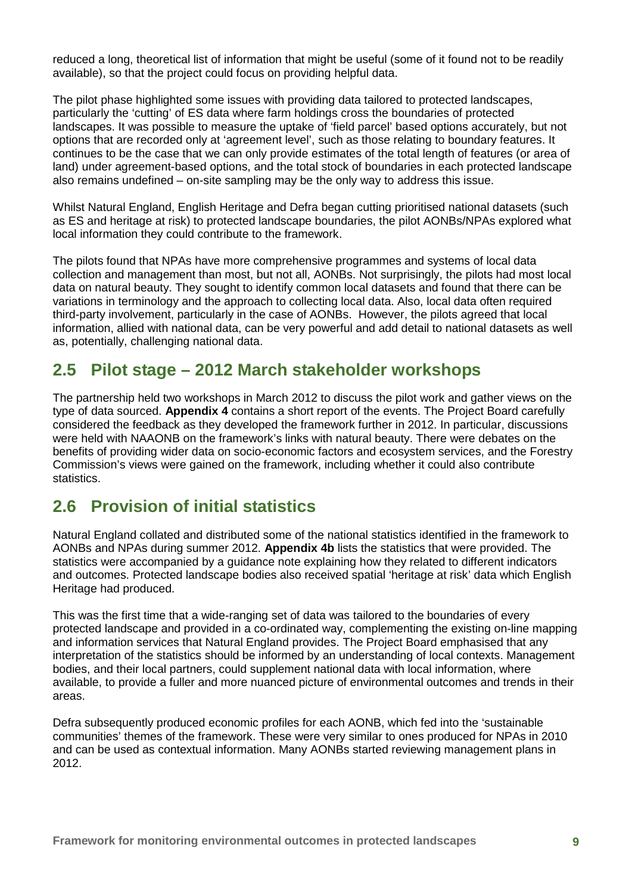reduced a long, theoretical list of information that might be useful (some of it found not to be readily available), so that the project could focus on providing helpful data.

The pilot phase highlighted some issues with providing data tailored to protected landscapes, particularly the 'cutting' of ES data where farm holdings cross the boundaries of protected landscapes. It was possible to measure the uptake of 'field parcel' based options accurately, but not options that are recorded only at 'agreement level', such as those relating to boundary features. It continues to be the case that we can only provide estimates of the total length of features (or area of land) under agreement-based options, and the total stock of boundaries in each protected landscape also remains undefined – on-site sampling may be the only way to address this issue.

Whilst Natural England, English Heritage and Defra began cutting prioritised national datasets (such as ES and heritage at risk) to protected landscape boundaries, the pilot AONBs/NPAs explored what local information they could contribute to the framework.

The pilots found that NPAs have more comprehensive programmes and systems of local data collection and management than most, but not all, AONBs. Not surprisingly, the pilots had most local data on natural beauty. They sought to identify common local datasets and found that there can be variations in terminology and the approach to collecting local data. Also, local data often required third-party involvement, particularly in the case of AONBs. However, the pilots agreed that local information, allied with national data, can be very powerful and add detail to national datasets as well as, potentially, challenging national data.

## 2.5 Pilot stage – 2012 March stakeholder workshops

The partnership held two workshops in March 2012 to discuss the pilot work and gather views on the type of data sourced. **Appendix 4** contains a short report of the events. The Project Board carefully considered the feedback as they developed the framework further in 2012. In particular, discussions were held with NAAONB on the framework's links with natural beauty. There were debates on the benefits of providing wider data on socio-economic factors and ecosystem services, and the Forestry Commission's views were gained on the framework, including whether it could also contribute statistics.

## 2.6 Provision of initial statistics

Natural England collated and distributed some of the national statistics identified in the framework to AONBs and NPAs during summer 2012. **Appendix 4b** lists the statistics that were provided. The statistics were accompanied by a guidance note explaining how they related to different indicators and outcomes. Protected landscape bodies also received spatial 'heritage at risk' data which English Heritage had produced.

This was the first time that a wide-ranging set of data was tailored to the boundaries of every protected landscape and provided in a co-ordinated way, complementing the existing on-line mapping and information services that Natural England provides. The Project Board emphasised that any interpretation of the statistics should be informed by an understanding of local contexts. Management bodies, and their local partners, could supplement national data with local information, where available, to provide a fuller and more nuanced picture of environmental outcomes and trends in their areas.

Defra subsequently produced economic profiles for each AONB, which fed into the 'sustainable communities' themes of the framework. These were very similar to ones produced for NPAs in 2010 and can be used as contextual information. Many AONBs started reviewing management plans in 2012.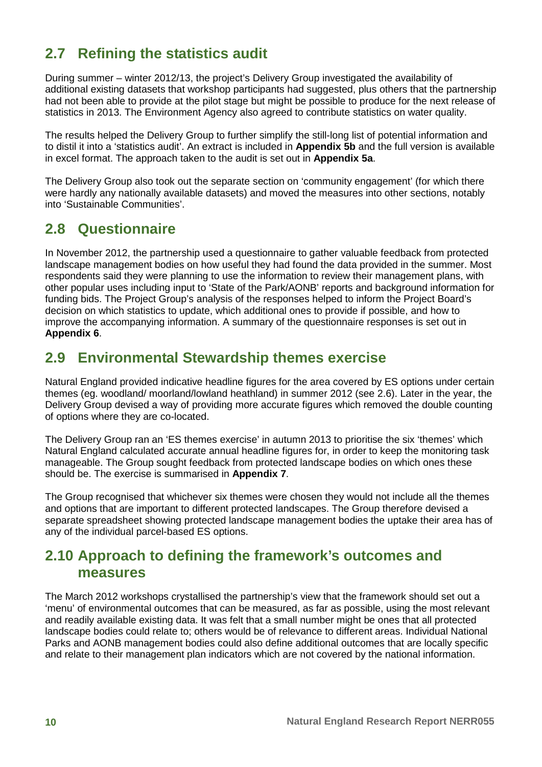## 2.7 Refining the statistics audit

During summer – winter 2012/13, the project's Delivery Group investigated the availability of additional existing datasets that workshop participants had suggested, plus others that the partnership had not been able to provide at the pilot stage but might be possible to produce for the next release of statistics in 2013. The Environment Agency also agreed to contribute statistics on water quality.

The results helped the Delivery Group to further simplify the still-long list of potential information and to distil it into a 'statistics audit'. An extract is included in **Appendix 5b** and the full version is available in excel format. The approach taken to the audit is set out in **Appendix 5a**.

The Delivery Group also took out the separate section on 'community engagement' (for which there were hardly any nationally available datasets) and moved the measures into other sections, notably into 'Sustainable Communities'.

## 2.8 Questionnaire

In November 2012, the partnership used a questionnaire to gather valuable feedback from protected landscape management bodies on how useful they had found the data provided in the summer. Most respondents said they were planning to use the information to review their management plans, with other popular uses including input to 'State of the Park/AONB' reports and background information for funding bids. The Project Group's analysis of the responses helped to inform the Project Board's decision on which statistics to update, which additional ones to provide if possible, and how to improve the accompanying information. A summary of the questionnaire responses is set out in **Appendix 6**.

## 2.9 Environmental Stewardship themes exercise

Natural England provided indicative headline figures for the area covered by ES options under certain themes (eg. woodland/ moorland/lowland heathland) in summer 2012 (see 2.6). Later in the year, the Delivery Group devised a way of providing more accurate figures which removed the double counting of options where they are co-located.

The Delivery Group ran an 'ES themes exercise' in autumn 2013 to prioritise the six 'themes' which Natural England calculated accurate annual headline figures for, in order to keep the monitoring task manageable. The Group sought feedback from protected landscape bodies on which ones these should be. The exercise is summarised in **Appendix 7**.

The Group recognised that whichever six themes were chosen they would not include all the themes and options that are important to different protected landscapes. The Group therefore devised a separate spreadsheet showing protected landscape management bodies the uptake their area has of any of the individual parcel-based ES options.

## 2.10 Approach to defining the framework's outcomes and measures

The March 2012 workshops crystallised the partnership's view that the framework should set out a 'menu' of environmental outcomes that can be measured, as far as possible, using the most relevant and readily available existing data. It was felt that a small number might be ones that all protected landscape bodies could relate to; others would be of relevance to different areas. Individual National Parks and AONB management bodies could also define additional outcomes that are locally specific and relate to their management plan indicators which are not covered by the national information.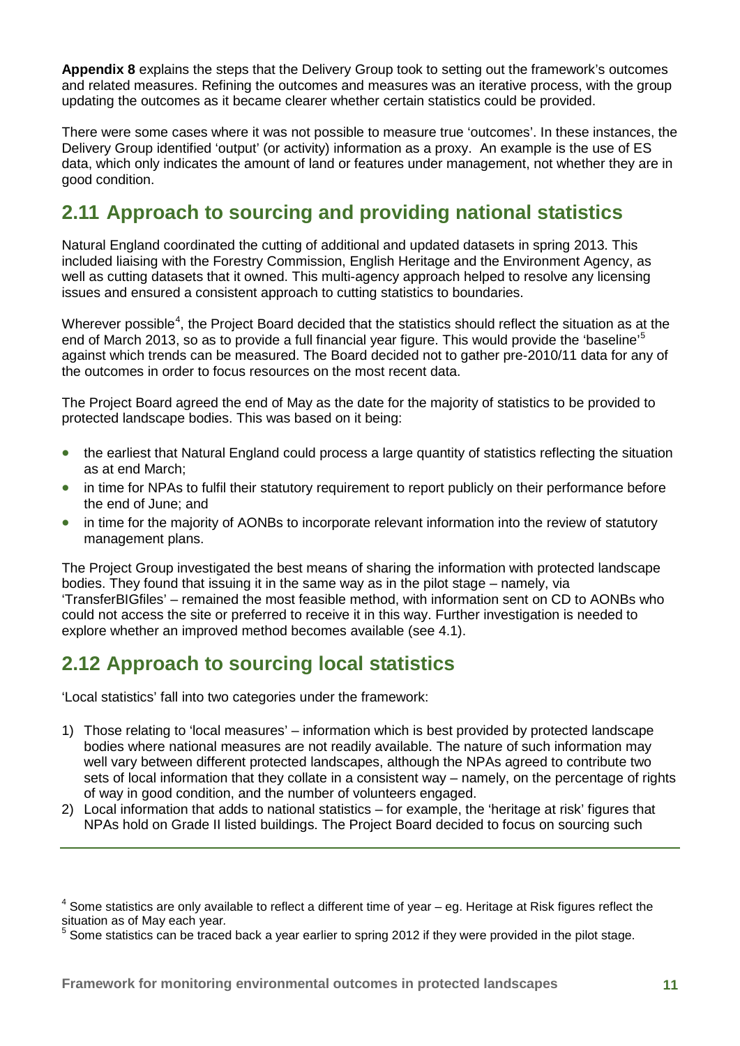**Appendix 8** explains the steps that the Delivery Group took to setting out the framework's outcomes and related measures. Refining the outcomes and measures was an iterative process, with the group updating the outcomes as it became clearer whether certain statistics could be provided.

There were some cases where it was not possible to measure true 'outcomes'. In these instances, the Delivery Group identified 'output' (or activity) information as a proxy. An example is the use of ES data, which only indicates the amount of land or features under management, not whether they are in good condition.

## 2.11 Approach to sourcing and providing national statistics

Natural England coordinated the cutting of additional and updated datasets in spring 2013. This included liaising with the Forestry Commission, English Heritage and the Environment Agency, as well as cutting datasets that it owned. This multi-agency approach helped to resolve any licensing issues and ensured a consistent approach to cutting statistics to boundaries.

Wherever possible[4], the Project Board decided that the statistics should reflect the situation as at the end of March 2013, so as to provide a full financial year figure. This would provide the 'baseline'[5] against which trends can be measured. The Board decided not to gather pre-2010/11 data for any of the outcomes in order to focus resources on the most recent data.

The Project Board agreed the end of May as the date for the majority of statistics to be provided to protected landscape bodies. This was based on it being:

- the earliest that Natural England could process a large quantity of statistics reflecting the situation as at end March;
- in time for NPAs to fulfil their statutory requirement to report publicly on their performance before the end of June; and
- in time for the majority of AONBs to incorporate relevant information into the review of statutory management plans.

The Project Group investigated the best means of sharing the information with protected landscape bodies. They found that issuing it in the same way as in the pilot stage – namely, via 'TransferBIGfiles' – remained the most feasible method, with information sent on CD to AONBs who could not access the site or preferred to receive it in this way. Further investigation is needed to explore whether an improved method becomes available (see 4.1).

## 2.12 Approach to sourcing local statistics

'Local statistics' fall into two categories under the framework:

1) Those relating to 'local measures' – information which is best provided by protected landscape bodies where national measures are not readily available. The nature of such information may well vary between different protected landscapes, although the NPAs agreed to contribute two sets of local information that they collate in a consistent way – namely, on the percentage of rights of way in good condition, and the number of volunteers engaged.
2) Local information that adds to national statistics – for example, the 'heritage at risk' figures that NPAs hold on Grade II listed buildings. The Project Board decided to focus on sourcing such

---

[4] Some statistics are only available to reflect a different time of year – eg. Heritage at Risk figures reflect the situation as of May each year.

[5] Some statistics can be traced back a year earlier to spring 2012 if they were provided in the pilot stage.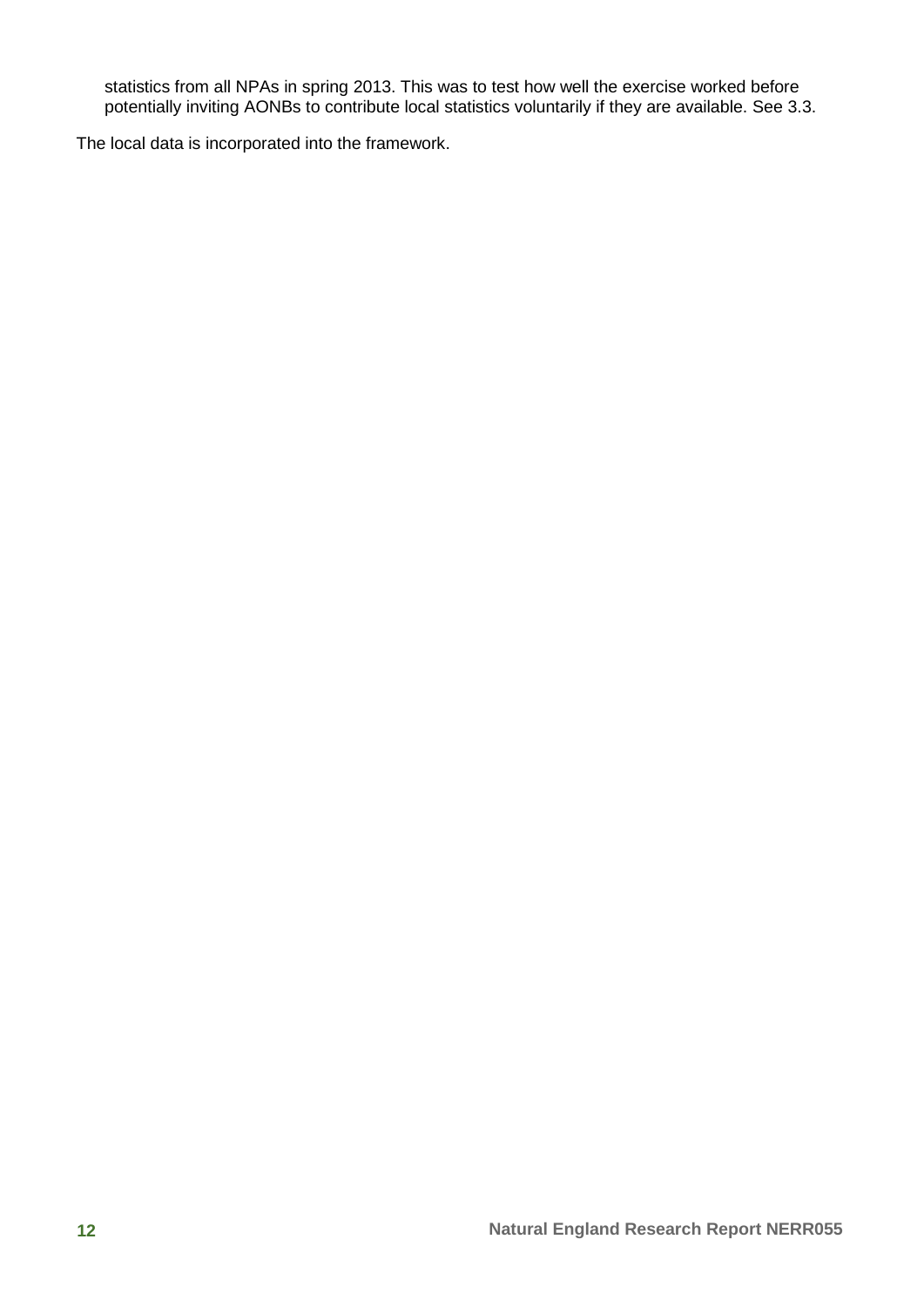statistics from all NPAs in spring 2013. This was to test how well the exercise worked before potentially inviting AONBs to contribute local statistics voluntarily if they are available. See 3.3.

The local data is incorporated into the framework.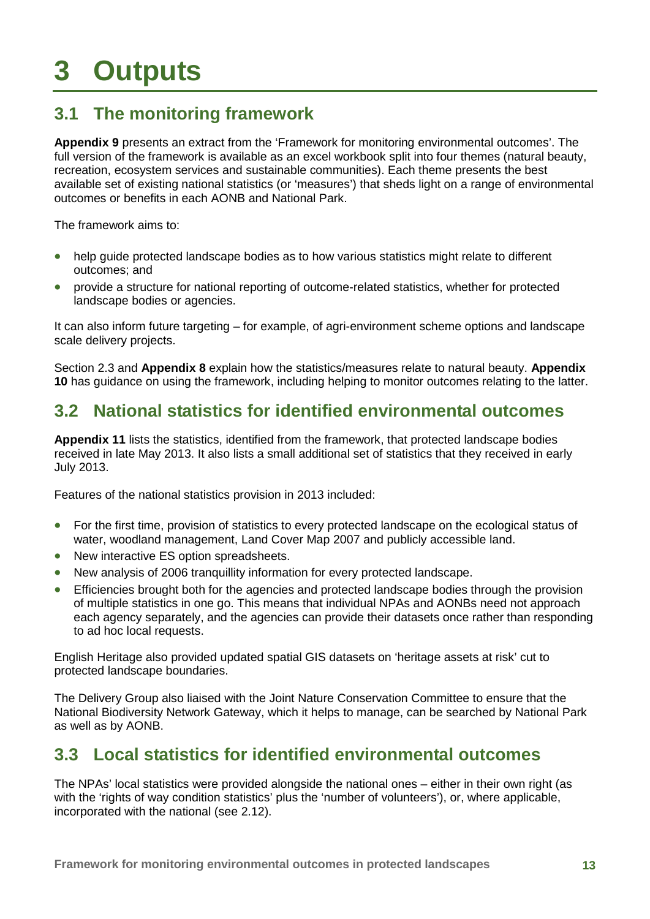# 3 Outputs

## 3.1 The monitoring framework

**Appendix 9** presents an extract from the 'Framework for monitoring environmental outcomes'. The full version of the framework is available as an excel workbook split into four themes (natural beauty, recreation, ecosystem services and sustainable communities). Each theme presents the best available set of existing national statistics (or 'measures') that sheds light on a range of environmental outcomes or benefits in each AONB and National Park.

The framework aims to:

- help guide protected landscape bodies as to how various statistics might relate to different outcomes; and
- provide a structure for national reporting of outcome-related statistics, whether for protected landscape bodies or agencies.

It can also inform future targeting – for example, of agri-environment scheme options and landscape scale delivery projects.

Section 2.3 and **Appendix 8** explain how the statistics/measures relate to natural beauty. **Appendix 10** has guidance on using the framework, including helping to monitor outcomes relating to the latter.

## 3.2 National statistics for identified environmental outcomes

**Appendix 11** lists the statistics, identified from the framework, that protected landscape bodies received in late May 2013. It also lists a small additional set of statistics that they received in early July 2013.

Features of the national statistics provision in 2013 included:

- For the first time, provision of statistics to every protected landscape on the ecological status of water, woodland management, Land Cover Map 2007 and publicly accessible land.
- New interactive ES option spreadsheets.
- New analysis of 2006 tranquillity information for every protected landscape.
- Efficiencies brought both for the agencies and protected landscape bodies through the provision of multiple statistics in one go. This means that individual NPAs and AONBs need not approach each agency separately, and the agencies can provide their datasets once rather than responding to ad hoc local requests.

English Heritage also provided updated spatial GIS datasets on 'heritage assets at risk' cut to protected landscape boundaries.

The Delivery Group also liaised with the Joint Nature Conservation Committee to ensure that the National Biodiversity Network Gateway, which it helps to manage, can be searched by National Park as well as by AONB.

## 3.3 Local statistics for identified environmental outcomes

The NPAs' local statistics were provided alongside the national ones – either in their own right (as with the 'rights of way condition statistics' plus the 'number of volunteers'), or, where applicable, incorporated with the national (see 2.12).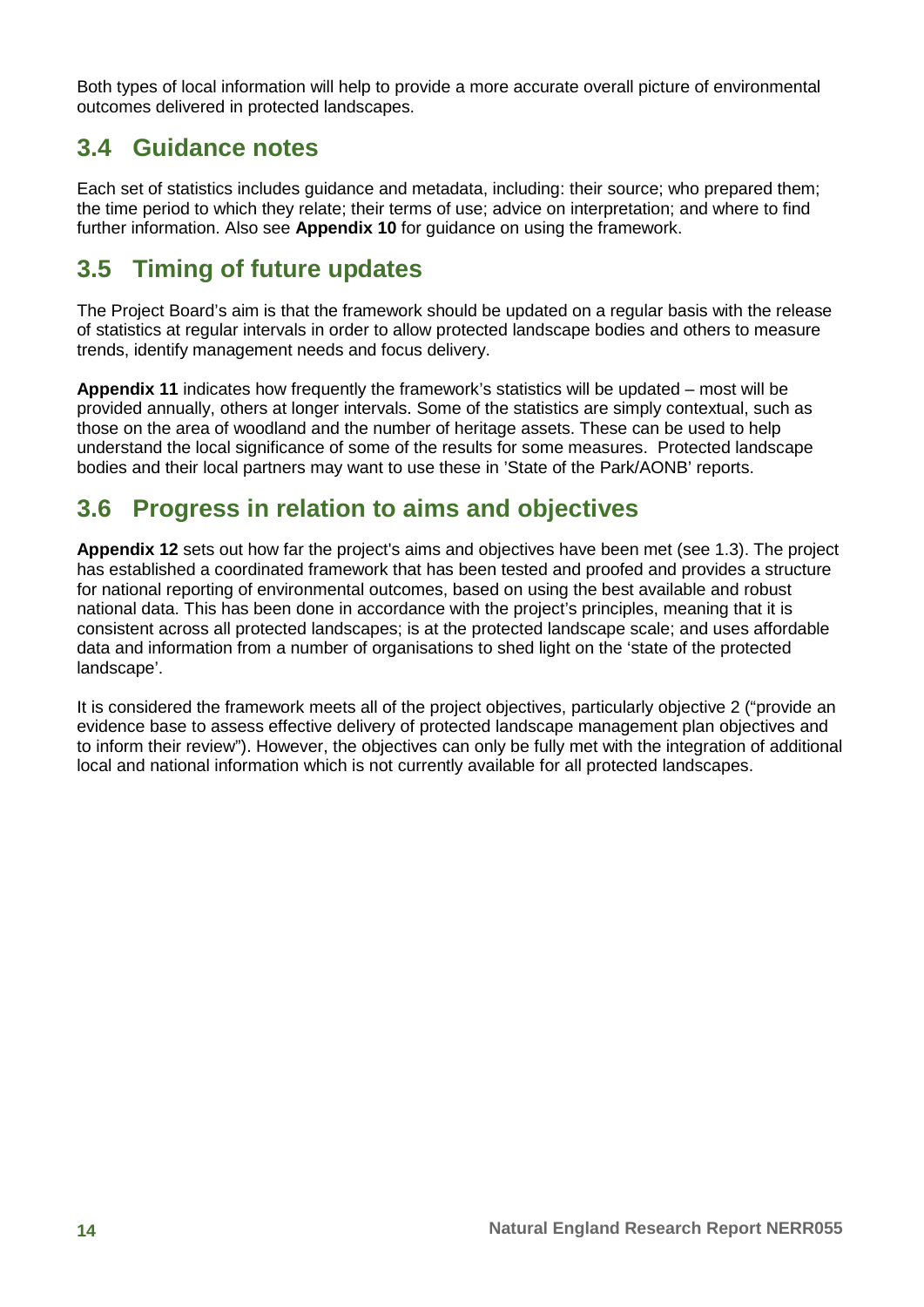Both types of local information will help to provide a more accurate overall picture of environmental outcomes delivered in protected landscapes.

## 3.4 Guidance notes

Each set of statistics includes guidance and metadata, including: their source; who prepared them; the time period to which they relate; their terms of use; advice on interpretation; and where to find further information. Also see **Appendix 10** for guidance on using the framework.

## 3.5 Timing of future updates

The Project Board's aim is that the framework should be updated on a regular basis with the release of statistics at regular intervals in order to allow protected landscape bodies and others to measure trends, identify management needs and focus delivery.

**Appendix 11** indicates how frequently the framework's statistics will be updated – most will be provided annually, others at longer intervals. Some of the statistics are simply contextual, such as those on the area of woodland and the number of heritage assets. These can be used to help understand the local significance of some of the results for some measures. Protected landscape bodies and their local partners may want to use these in 'State of the Park/AONB' reports.

## 3.6 Progress in relation to aims and objectives

**Appendix 12** sets out how far the project's aims and objectives have been met (see 1.3). The project has established a coordinated framework that has been tested and proofed and provides a structure for national reporting of environmental outcomes, based on using the best available and robust national data. This has been done in accordance with the project's principles, meaning that it is consistent across all protected landscapes; is at the protected landscape scale; and uses affordable data and information from a number of organisations to shed light on the 'state of the protected landscape'.

It is considered the framework meets all of the project objectives, particularly objective 2 ("provide an evidence base to assess effective delivery of protected landscape management plan objectives and to inform their review"). However, the objectives can only be fully met with the integration of additional local and national information which is not currently available for all protected landscapes.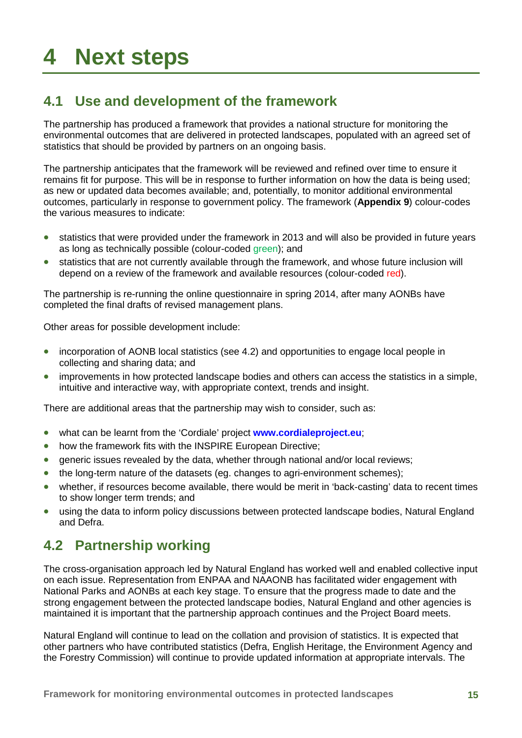# 4 Next steps

## 4.1 Use and development of the framework

The partnership has produced a framework that provides a national structure for monitoring the environmental outcomes that are delivered in protected landscapes, populated with an agreed set of statistics that should be provided by partners on an ongoing basis.

The partnership anticipates that the framework will be reviewed and refined over time to ensure it remains fit for purpose. This will be in response to further information on how the data is being used; as new or updated data becomes available; and, potentially, to monitor additional environmental outcomes, particularly in response to government policy. The framework (**Appendix 9**) colour-codes the various measures to indicate:

- statistics that were provided under the framework in 2013 and will also be provided in future years as long as technically possible (colour-coded green); and
- statistics that are not currently available through the framework, and whose future inclusion will depend on a review of the framework and available resources (colour-coded red).

The partnership is re-running the online questionnaire in spring 2014, after many AONBs have completed the final drafts of revised management plans.

Other areas for possible development include:

- incorporation of AONB local statistics (see 4.2) and opportunities to engage local people in collecting and sharing data; and
- improvements in how protected landscape bodies and others can access the statistics in a simple, intuitive and interactive way, with appropriate context, trends and insight.

There are additional areas that the partnership may wish to consider, such as:

- what can be learnt from the 'Cordiale' project **www.cordialeproject.eu**;
- how the framework fits with the INSPIRE European Directive;
- generic issues revealed by the data, whether through national and/or local reviews;
- the long-term nature of the datasets (eg. changes to agri-environment schemes);
- whether, if resources become available, there would be merit in 'back-casting' data to recent times to show longer term trends; and
- using the data to inform policy discussions between protected landscape bodies, Natural England and Defra.

## 4.2 Partnership working

The cross-organisation approach led by Natural England has worked well and enabled collective input on each issue. Representation from ENPAA and NAAONB has facilitated wider engagement with National Parks and AONBs at each key stage. To ensure that the progress made to date and the strong engagement between the protected landscape bodies, Natural England and other agencies is maintained it is important that the partnership approach continues and the Project Board meets.

Natural England will continue to lead on the collation and provision of statistics. It is expected that other partners who have contributed statistics (Defra, English Heritage, the Environment Agency and the Forestry Commission) will continue to provide updated information at appropriate intervals. The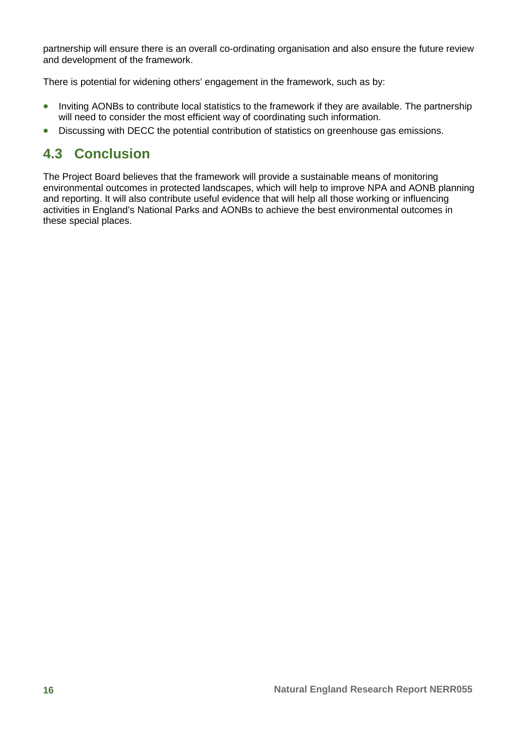partnership will ensure there is an overall co-ordinating organisation and also ensure the future review and development of the framework.

There is potential for widening others' engagement in the framework, such as by:

- Inviting AONBs to contribute local statistics to the framework if they are available. The partnership will need to consider the most efficient way of coordinating such information.
- Discussing with DECC the potential contribution of statistics on greenhouse gas emissions.

## 4.3 Conclusion

The Project Board believes that the framework will provide a sustainable means of monitoring environmental outcomes in protected landscapes, which will help to improve NPA and AONB planning and reporting. It will also contribute useful evidence that will help all those working or influencing activities in England's National Parks and AONBs to achieve the best environmental outcomes in these special places.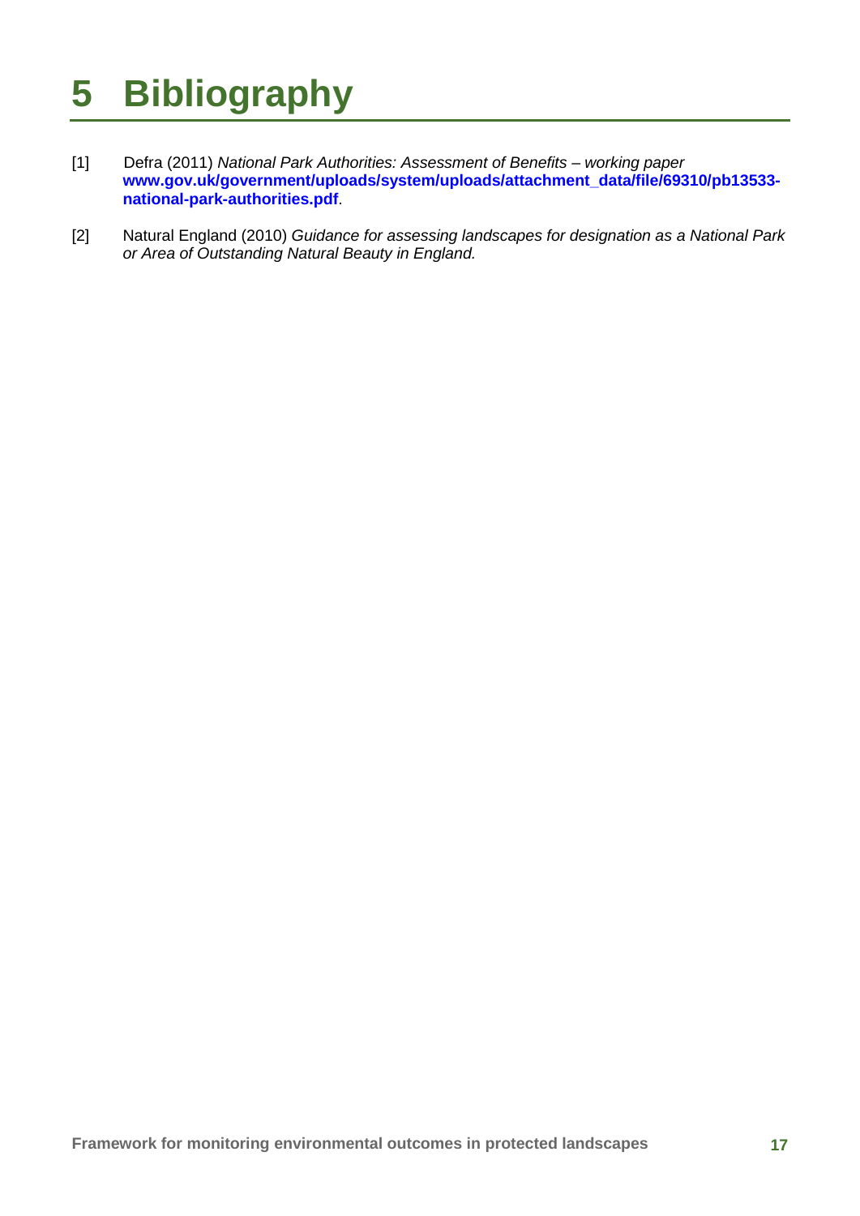# 5 Bibliography

[1] Defra (2011) *National Park Authorities: Assessment of Benefits – working paper* **www.gov.uk/government/uploads/system/uploads/attachment_data/file/69310/pb13533-national-park-authorities.pdf**.

[2] Natural England (2010) *Guidance for assessing landscapes for designation as a National Park or Area of Outstanding Natural Beauty in England.*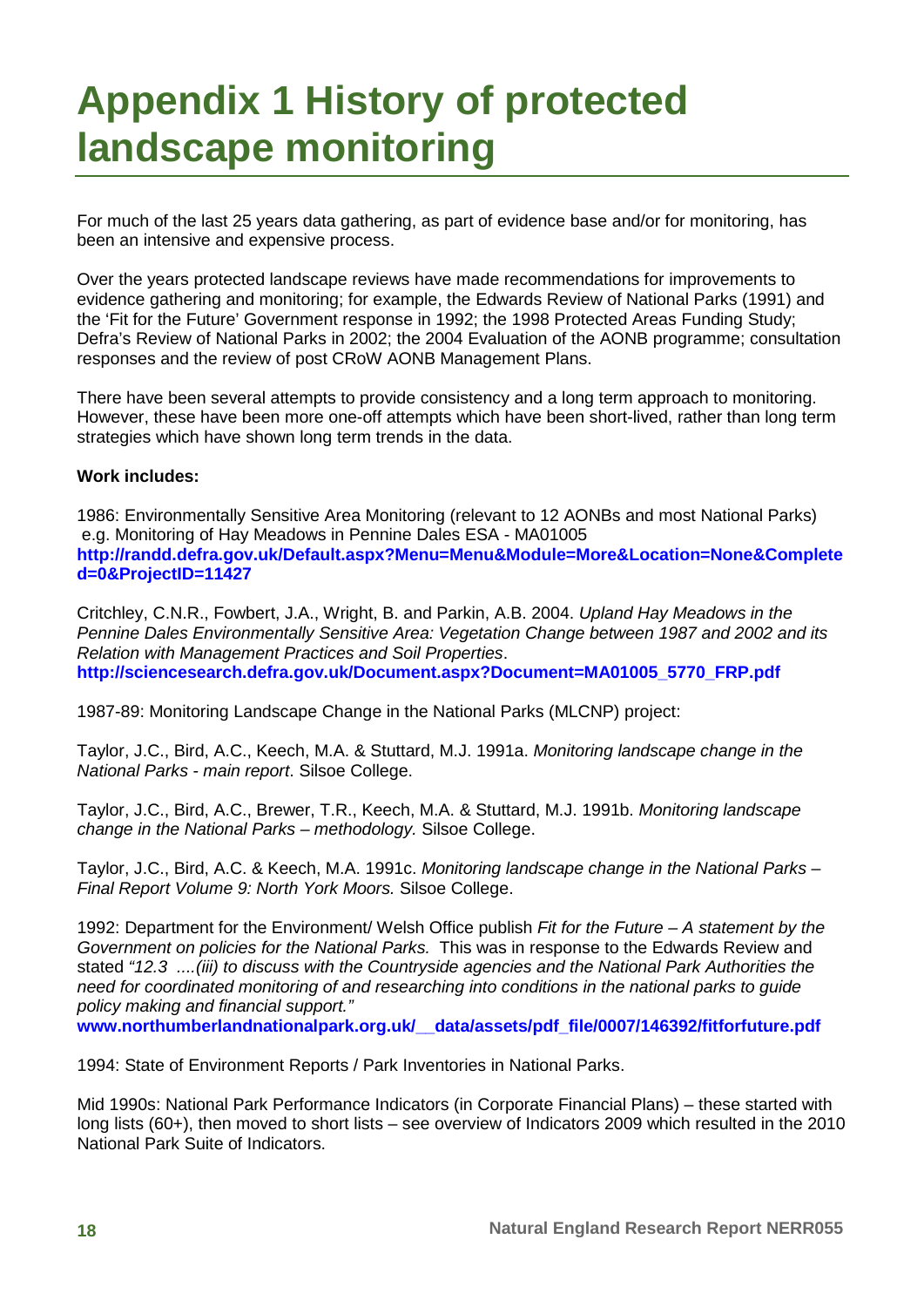# Appendix 1 History of protected landscape monitoring

For much of the last 25 years data gathering, as part of evidence base and/or for monitoring, has been an intensive and expensive process.

Over the years protected landscape reviews have made recommendations for improvements to evidence gathering and monitoring; for example, the Edwards Review of National Parks (1991) and the 'Fit for the Future' Government response in 1992; the 1998 Protected Areas Funding Study; Defra's Review of National Parks in 2002; the 2004 Evaluation of the AONB programme; consultation responses and the review of post CRoW AONB Management Plans.

There have been several attempts to provide consistency and a long term approach to monitoring. However, these have been more one-off attempts which have been short-lived, rather than long term strategies which have shown long term trends in the data.

**Work includes:**

1986: Environmentally Sensitive Area Monitoring (relevant to 12 AONBs and most National Parks) e.g. Monitoring of Hay Meadows in Pennine Dales ESA - MA01005
**http://randd.defra.gov.uk/Default.aspx?Menu=Menu&Module=More&Location=None&Completed=0&ProjectID=11427**

Critchley, C.N.R., Fowbert, J.A., Wright, B. and Parkin, A.B. 2004. *Upland Hay Meadows in the Pennine Dales Environmentally Sensitive Area: Vegetation Change between 1987 and 2002 and its Relation with Management Practices and Soil Properties*.
**http://sciencesearch.defra.gov.uk/Document.aspx?Document=MA01005_5770_FRP.pdf**

1987-89: Monitoring Landscape Change in the National Parks (MLCNP) project:

Taylor, J.C., Bird, A.C., Keech, M.A. & Stuttard, M.J. 1991a. *Monitoring landscape change in the National Parks - main report*. Silsoe College.

Taylor, J.C., Bird, A.C., Brewer, T.R., Keech, M.A. & Stuttard, M.J. 1991b. *Monitoring landscape change in the National Parks – methodology.* Silsoe College.

Taylor, J.C., Bird, A.C. & Keech, M.A. 1991c. *Monitoring landscape change in the National Parks – Final Report Volume 9: North York Moors.* Silsoe College.

1992: Department for the Environment/ Welsh Office publish *Fit for the Future – A statement by the Government on policies for the National Parks.* This was in response to the Edwards Review and stated *"12.3 ....(iii) to discuss with the Countryside agencies and the National Park Authorities the need for coordinated monitoring of and researching into conditions in the national parks to guide policy making and financial support."*
**www.northumberlandnationalpark.org.uk/__data/assets/pdf_file/0007/146392/fitforfuture.pdf**

1994: State of Environment Reports / Park Inventories in National Parks.

Mid 1990s: National Park Performance Indicators (in Corporate Financial Plans) – these started with long lists (60+), then moved to short lists – see overview of Indicators 2009 which resulted in the 2010 National Park Suite of Indicators.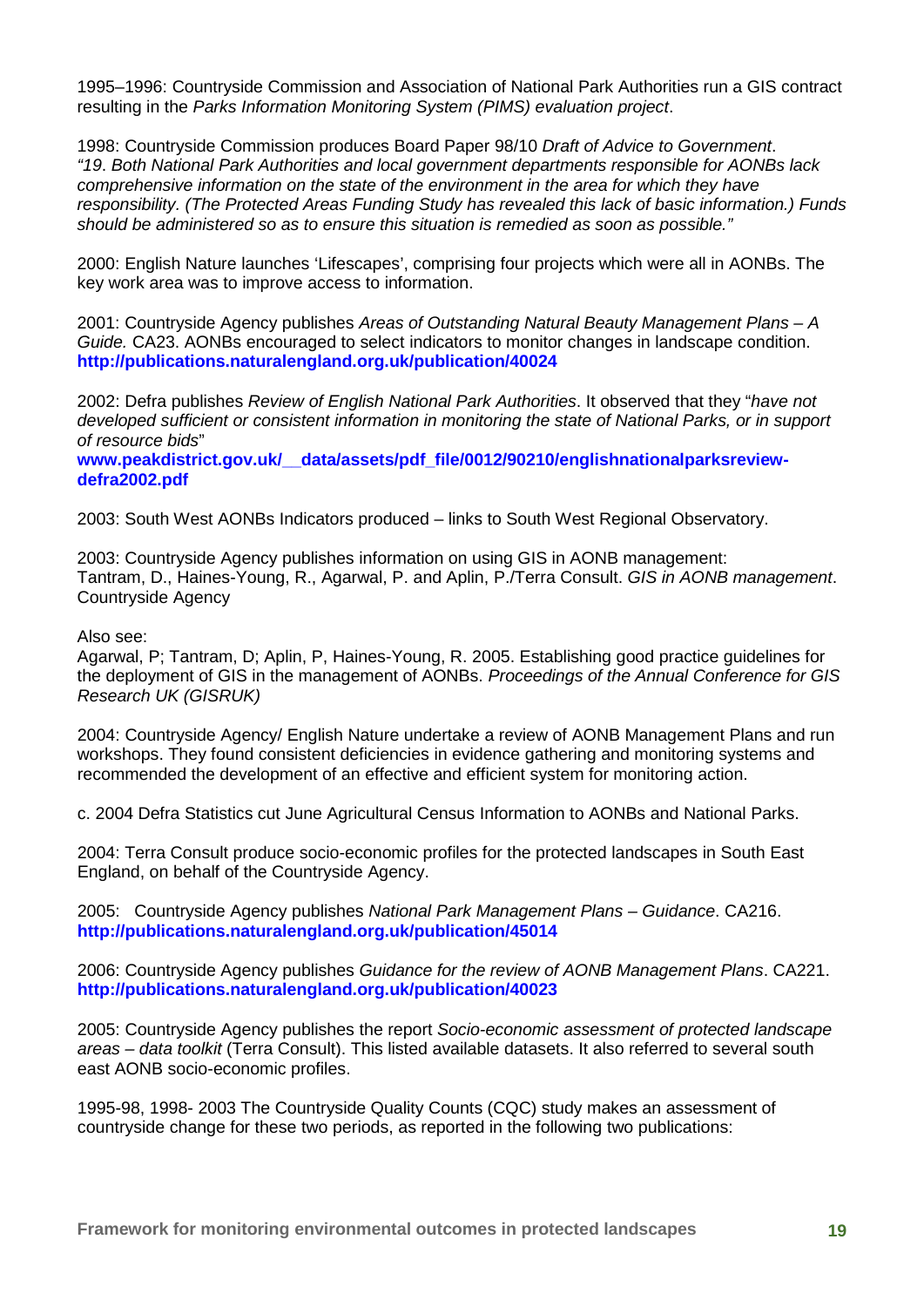1995–1996: Countryside Commission and Association of National Park Authorities run a GIS contract resulting in the *Parks Information Monitoring System (PIMS) evaluation project*.

1998: Countryside Commission produces Board Paper 98/10 *Draft of Advice to Government*. *"19. Both National Park Authorities and local government departments responsible for AONBs lack comprehensive information on the state of the environment in the area for which they have responsibility. (The Protected Areas Funding Study has revealed this lack of basic information.) Funds should be administered so as to ensure this situation is remedied as soon as possible."*

2000: English Nature launches 'Lifescapes', comprising four projects which were all in AONBs. The key work area was to improve access to information.

2001: Countryside Agency publishes *Areas of Outstanding Natural Beauty Management Plans – A Guide.* CA23. AONBs encouraged to select indicators to monitor changes in landscape condition. **http://publications.naturalengland.org.uk/publication/40024**

2002: Defra publishes *Review of English National Park Authorities*. It observed that they "*have not developed sufficient or consistent information in monitoring the state of National Parks, or in support of resource bids*"
**www.peakdistrict.gov.uk/__data/assets/pdf_file/0012/90210/englishnationalparksreview-defra2002.pdf**

2003: South West AONBs Indicators produced – links to South West Regional Observatory.

2003: Countryside Agency publishes information on using GIS in AONB management: Tantram, D., Haines-Young, R., Agarwal, P. and Aplin, P./Terra Consult. *GIS in AONB management*. Countryside Agency

Also see:
Agarwal, P; Tantram, D; Aplin, P, Haines-Young, R. 2005. Establishing good practice guidelines for the deployment of GIS in the management of AONBs. *Proceedings of the Annual Conference for GIS Research UK (GISRUK)*

2004: Countryside Agency/ English Nature undertake a review of AONB Management Plans and run workshops. They found consistent deficiencies in evidence gathering and monitoring systems and recommended the development of an effective and efficient system for monitoring action.

c. 2004 Defra Statistics cut June Agricultural Census Information to AONBs and National Parks.

2004: Terra Consult produce socio-economic profiles for the protected landscapes in South East England, on behalf of the Countryside Agency.

2005: Countryside Agency publishes *National Park Management Plans – Guidance*. CA216. **http://publications.naturalengland.org.uk/publication/45014**

2006: Countryside Agency publishes *Guidance for the review of AONB Management Plans*. CA221. **http://publications.naturalengland.org.uk/publication/40023**

2005: Countryside Agency publishes the report *Socio-economic assessment of protected landscape areas – data toolkit* (Terra Consult). This listed available datasets. It also referred to several south east AONB socio-economic profiles.

1995-98, 1998- 2003 The Countryside Quality Counts (CQC) study makes an assessment of countryside change for these two periods, as reported in the following two publications: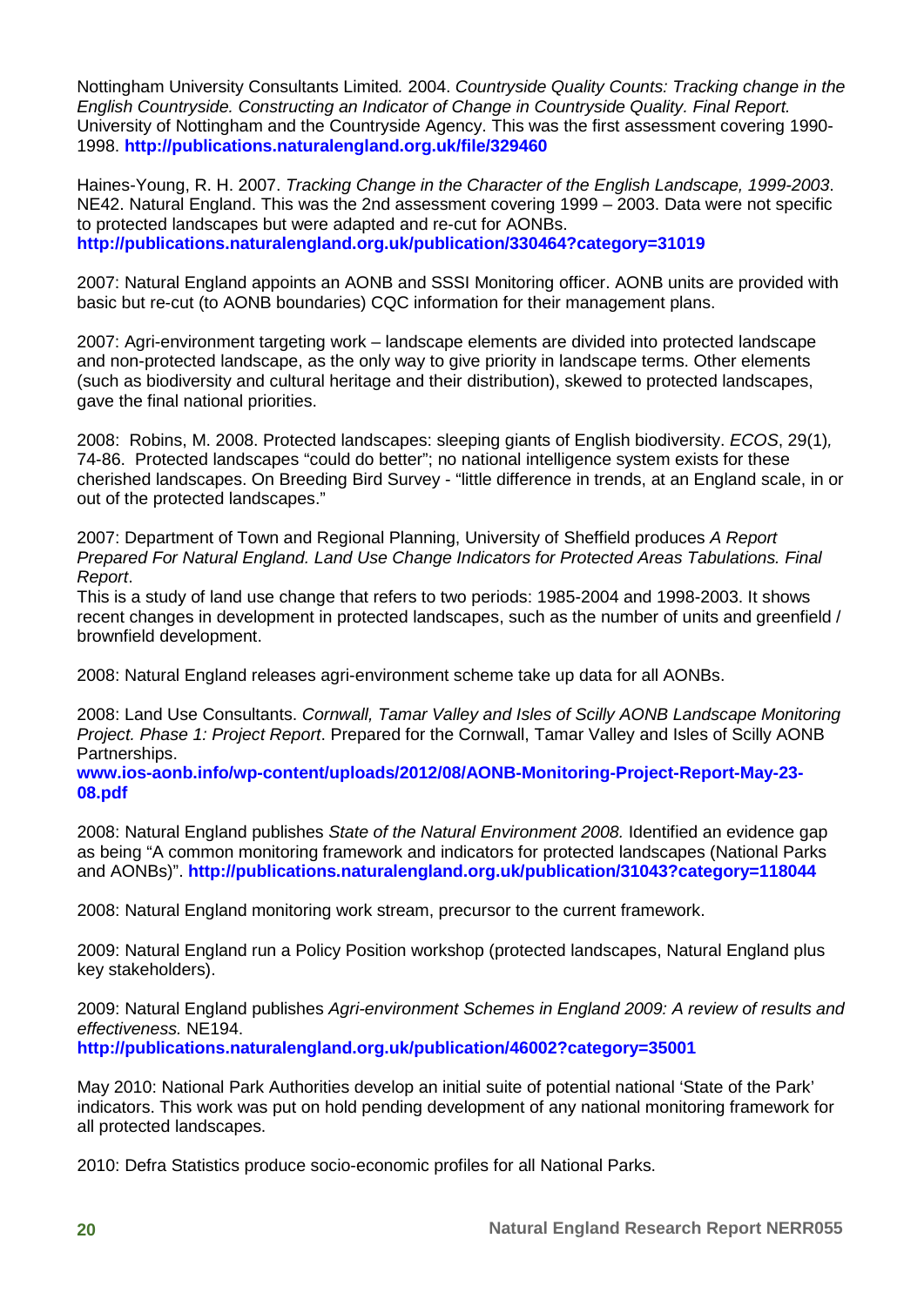Nottingham University Consultants Limited*.* 2004. *Countryside Quality Counts: Tracking change in the English Countryside. Constructing an Indicator of Change in Countryside Quality. Final Report.* University of Nottingham and the Countryside Agency. This was the first assessment covering 1990-1998. **http://publications.naturalengland.org.uk/file/329460**

Haines-Young, R. H. 2007. *Tracking Change in the Character of the English Landscape, 1999-2003*. NE42. Natural England. This was the 2nd assessment covering 1999 – 2003. Data were not specific to protected landscapes but were adapted and re-cut for AONBs. **http://publications.naturalengland.org.uk/publication/330464?category=31019**

2007: Natural England appoints an AONB and SSSI Monitoring officer. AONB units are provided with basic but re-cut (to AONB boundaries) CQC information for their management plans.

2007: Agri-environment targeting work – landscape elements are divided into protected landscape and non-protected landscape, as the only way to give priority in landscape terms. Other elements (such as biodiversity and cultural heritage and their distribution), skewed to protected landscapes, gave the final national priorities.

2008: Robins, M. 2008. Protected landscapes: sleeping giants of English biodiversity. *ECOS*, 29(1)*,* 74-86. Protected landscapes "could do better"; no national intelligence system exists for these cherished landscapes. On Breeding Bird Survey - "little difference in trends, at an England scale, in or out of the protected landscapes."

2007: Department of Town and Regional Planning, University of Sheffield produces *A Report Prepared For Natural England. Land Use Change Indicators for Protected Areas Tabulations. Final Report*.
This is a study of land use change that refers to two periods: 1985-2004 and 1998-2003. It shows recent changes in development in protected landscapes, such as the number of units and greenfield / brownfield development.

2008: Natural England releases agri-environment scheme take up data for all AONBs.

2008: Land Use Consultants. *Cornwall, Tamar Valley and Isles of Scilly AONB Landscape Monitoring Project. Phase 1: Project Report*. Prepared for the Cornwall, Tamar Valley and Isles of Scilly AONB Partnerships.
**www.ios-aonb.info/wp-content/uploads/2012/08/AONB-Monitoring-Project-Report-May-23-08.pdf**

2008: Natural England publishes *State of the Natural Environment 2008.* Identified an evidence gap as being "A common monitoring framework and indicators for protected landscapes (National Parks and AONBs)". **http://publications.naturalengland.org.uk/publication/31043?category=118044**

2008: Natural England monitoring work stream, precursor to the current framework.

2009: Natural England run a Policy Position workshop (protected landscapes, Natural England plus key stakeholders).

2009: Natural England publishes *Agri-environment Schemes in England 2009: A review of results and effectiveness.* NE194.
**http://publications.naturalengland.org.uk/publication/46002?category=35001**

May 2010: National Park Authorities develop an initial suite of potential national 'State of the Park' indicators. This work was put on hold pending development of any national monitoring framework for all protected landscapes.

2010: Defra Statistics produce socio-economic profiles for all National Parks.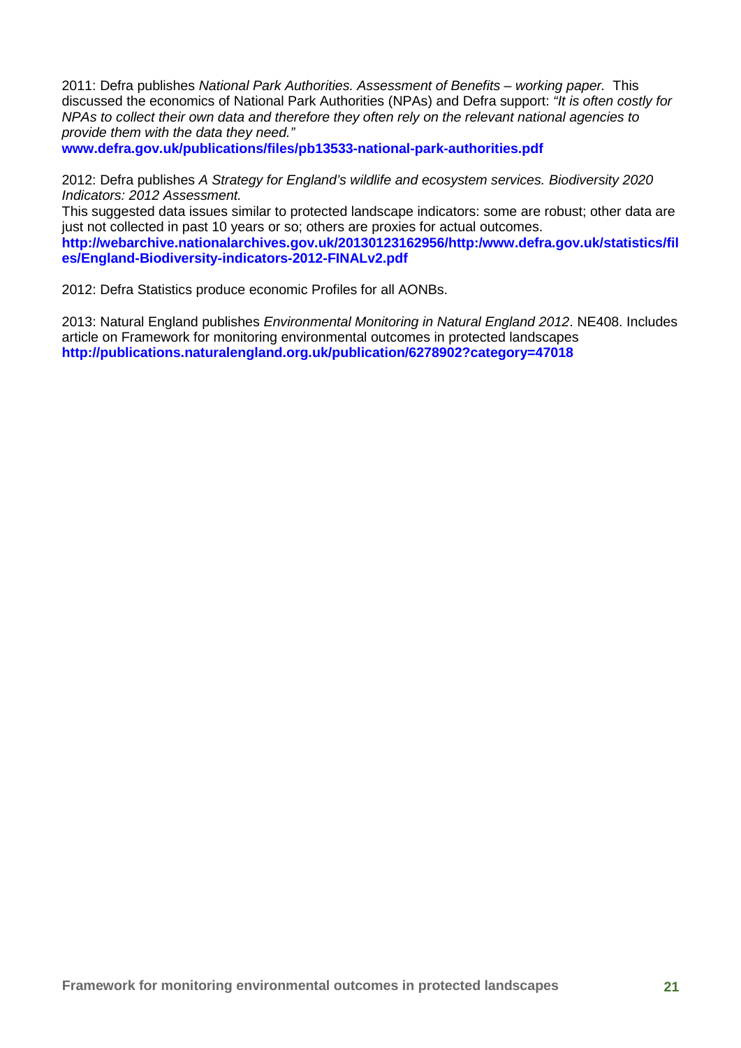2011: Defra publishes *National Park Authorities. Assessment of Benefits – working paper.* This discussed the economics of National Park Authorities (NPAs) and Defra support: *"It is often costly for NPAs to collect their own data and therefore they often rely on the relevant national agencies to provide them with the data they need."*
**www.defra.gov.uk/publications/files/pb13533-national-park-authorities.pdf**

2012: Defra publishes *A Strategy for England's wildlife and ecosystem services. Biodiversity 2020 Indicators: 2012 Assessment.*
This suggested data issues similar to protected landscape indicators: some are robust; other data are just not collected in past 10 years or so; others are proxies for actual outcomes.
**http://webarchive.nationalarchives.gov.uk/20130123162956/http:/www.defra.gov.uk/statistics/files/England-Biodiversity-indicators-2012-FINALv2.pdf**

2012: Defra Statistics produce economic Profiles for all AONBs.

2013: Natural England publishes *Environmental Monitoring in Natural England 2012*. NE408. Includes article on Framework for monitoring environmental outcomes in protected landscapes
**http://publications.naturalengland.org.uk/publication/6278902?category=47018**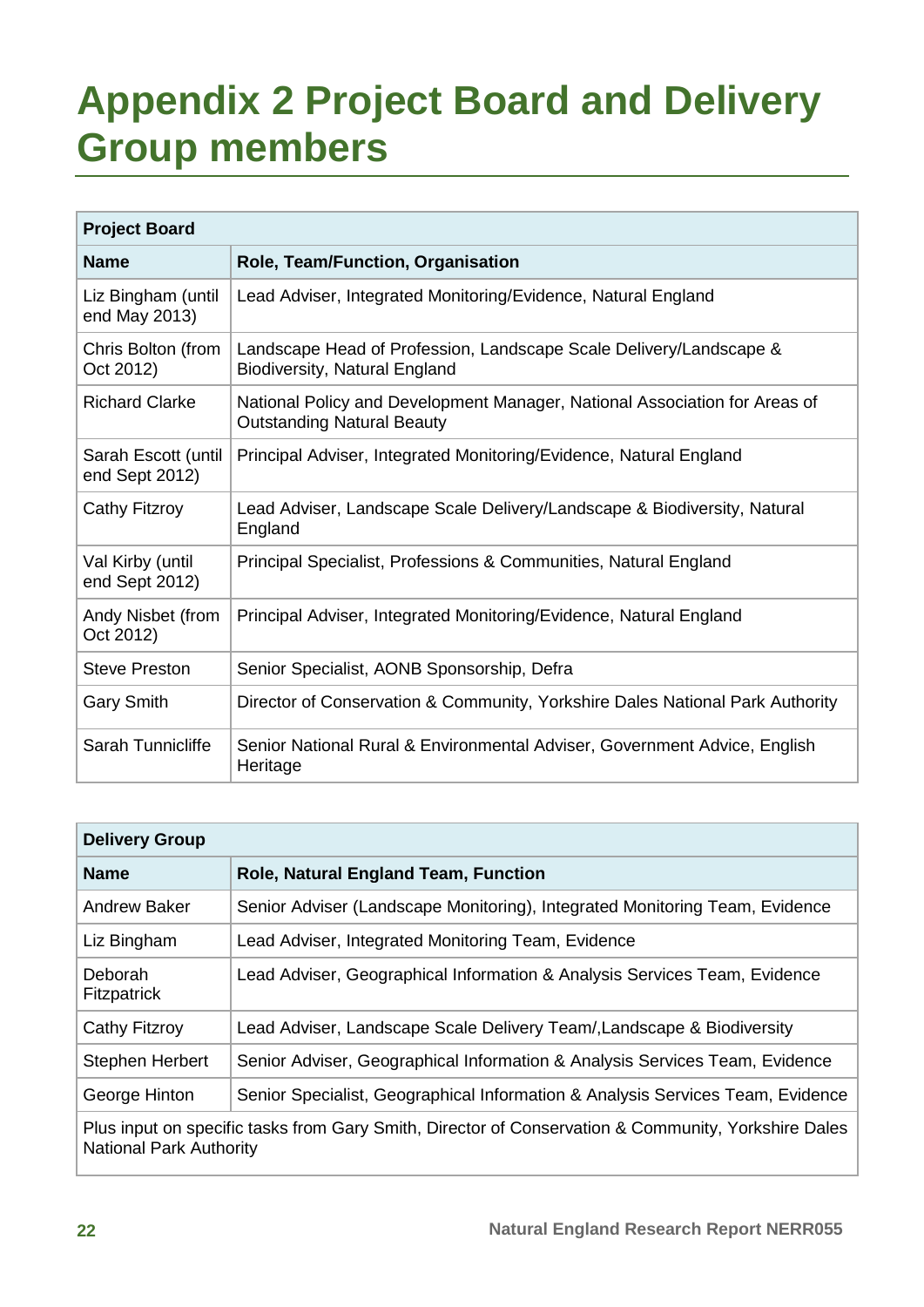# Appendix 2 Project Board and Delivery Group members

| Project Board | |
|---|---|
| **Name** | **Role, Team/Function, Organisation** |
| Liz Bingham (until end May 2013) | Lead Adviser, Integrated Monitoring/Evidence, Natural England |
| Chris Bolton (from Oct 2012) | Landscape Head of Profession, Landscape Scale Delivery/Landscape & Biodiversity, Natural England |
| Richard Clarke | National Policy and Development Manager, National Association for Areas of Outstanding Natural Beauty |
| Sarah Escott (until end Sept 2012) | Principal Adviser, Integrated Monitoring/Evidence, Natural England |
| Cathy Fitzroy | Lead Adviser, Landscape Scale Delivery/Landscape & Biodiversity, Natural England |
| Val Kirby (until end Sept 2012) | Principal Specialist, Professions & Communities, Natural England |
| Andy Nisbet (from Oct 2012) | Principal Adviser, Integrated Monitoring/Evidence, Natural England |
| Steve Preston | Senior Specialist, AONB Sponsorship, Defra |
| Gary Smith | Director of Conservation & Community, Yorkshire Dales National Park Authority |
| Sarah Tunnicliffe | Senior National Rural & Environmental Adviser, Government Advice, English Heritage |

| Delivery Group | |
|---|---|
| **Name** | **Role, Natural England Team, Function** |
| Andrew Baker | Senior Adviser (Landscape Monitoring), Integrated Monitoring Team, Evidence |
| Liz Bingham | Lead Adviser, Integrated Monitoring Team, Evidence |
| Deborah Fitzpatrick | Lead Adviser, Geographical Information & Analysis Services Team, Evidence |
| Cathy Fitzroy | Lead Adviser, Landscape Scale Delivery Team/,Landscape & Biodiversity |
| Stephen Herbert | Senior Adviser, Geographical Information & Analysis Services Team, Evidence |
| George Hinton | Senior Specialist, Geographical Information & Analysis Services Team, Evidence |
| Plus input on specific tasks from Gary Smith, Director of Conservation & Community, Yorkshire Dales National Park Authority | |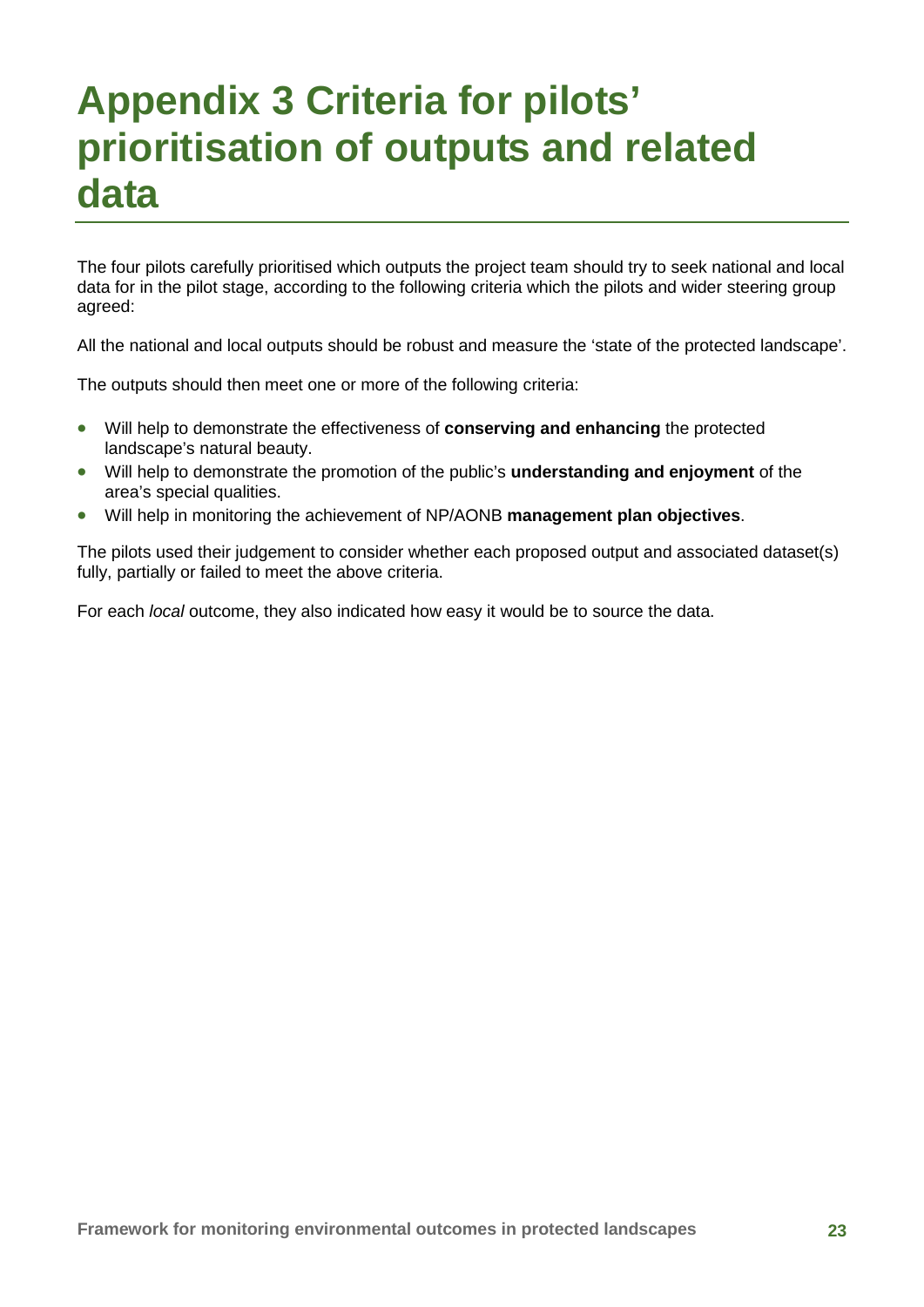# Appendix 3 Criteria for pilots' prioritisation of outputs and related data

The four pilots carefully prioritised which outputs the project team should try to seek national and local data for in the pilot stage, according to the following criteria which the pilots and wider steering group agreed:

All the national and local outputs should be robust and measure the 'state of the protected landscape'.

The outputs should then meet one or more of the following criteria:

- Will help to demonstrate the effectiveness of **conserving and enhancing** the protected landscape's natural beauty.
- Will help to demonstrate the promotion of the public's **understanding and enjoyment** of the area's special qualities.
- Will help in monitoring the achievement of NP/AONB **management plan objectives**.

The pilots used their judgement to consider whether each proposed output and associated dataset(s) fully, partially or failed to meet the above criteria.

For each *local* outcome, they also indicated how easy it would be to source the data.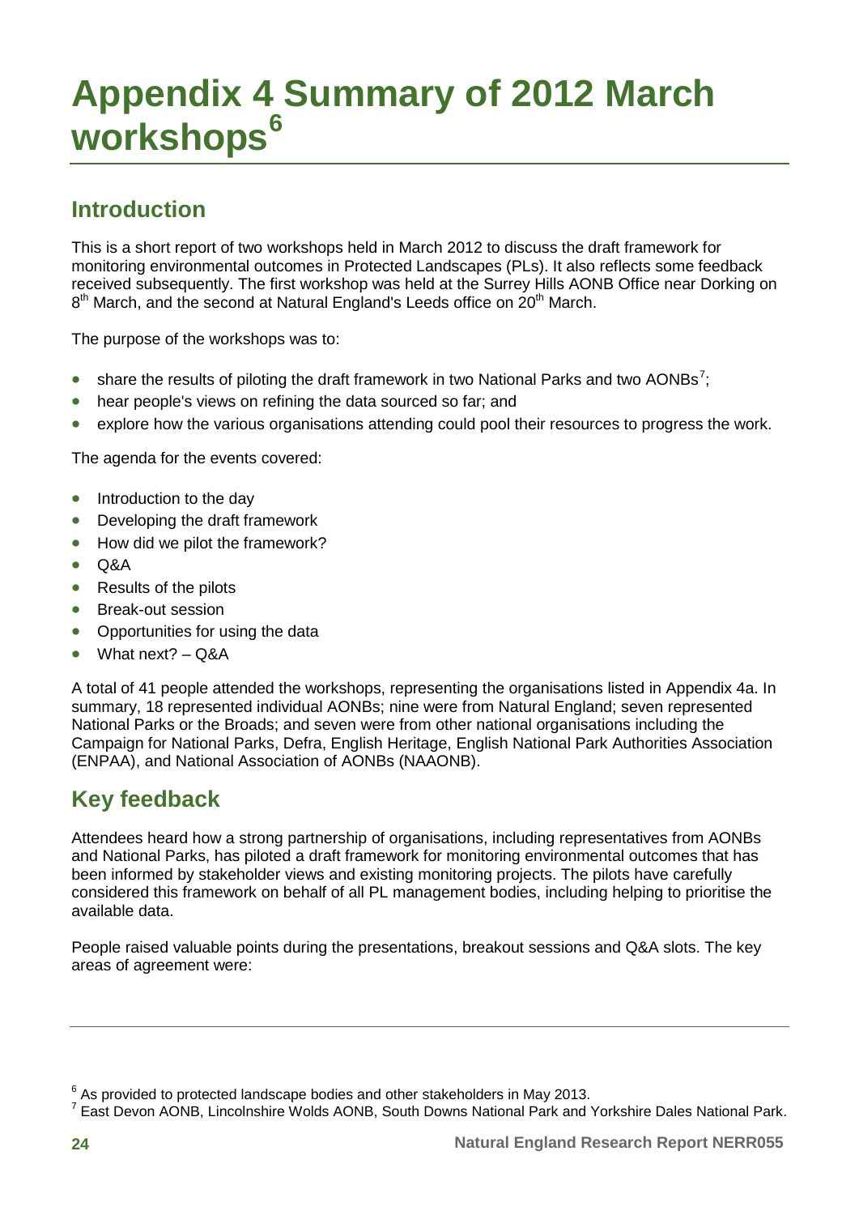# Appendix 4 Summary of 2012 March workshops[6]

## Introduction

This is a short report of two workshops held in March 2012 to discuss the draft framework for monitoring environmental outcomes in Protected Landscapes (PLs). It also reflects some feedback received subsequently. The first workshop was held at the Surrey Hills AONB Office near Dorking on 8th March, and the second at Natural England's Leeds office on 20th March.

The purpose of the workshops was to:

- share the results of piloting the draft framework in two National Parks and two AONBs[7];
- hear people's views on refining the data sourced so far; and
- explore how the various organisations attending could pool their resources to progress the work.

The agenda for the events covered:

- Introduction to the day
- Developing the draft framework
- How did we pilot the framework?
- Q&A
- Results of the pilots
- Break-out session
- Opportunities for using the data
- What next? – Q&A

A total of 41 people attended the workshops, representing the organisations listed in Appendix 4a. In summary, 18 represented individual AONBs; nine were from Natural England; seven represented National Parks or the Broads; and seven were from other national organisations including the Campaign for National Parks, Defra, English Heritage, English National Park Authorities Association (ENPAA), and National Association of AONBs (NAAONB).

## Key feedback

Attendees heard how a strong partnership of organisations, including representatives from AONBs and National Parks, has piloted a draft framework for monitoring environmental outcomes that has been informed by stakeholder views and existing monitoring projects. The pilots have carefully considered this framework on behalf of all PL management bodies, including helping to prioritise the available data.

People raised valuable points during the presentations, breakout sessions and Q&A slots. The key areas of agreement were:

---

[6] As provided to protected landscape bodies and other stakeholders in May 2013.

[7] East Devon AONB, Lincolnshire Wolds AONB, South Downs National Park and Yorkshire Dales National Park.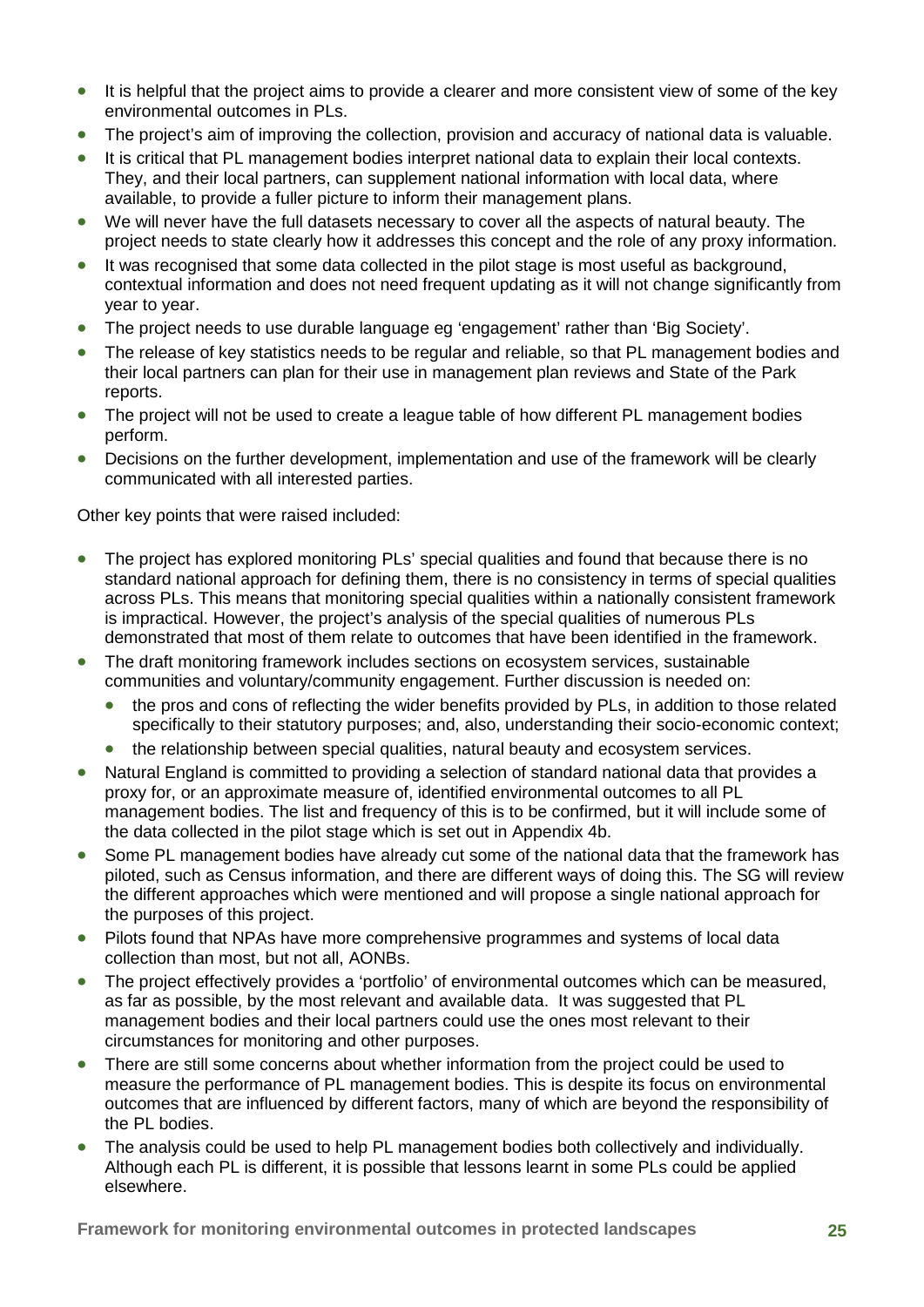- It is helpful that the project aims to provide a clearer and more consistent view of some of the key environmental outcomes in PLs.
- The project's aim of improving the collection, provision and accuracy of national data is valuable.
- It is critical that PL management bodies interpret national data to explain their local contexts. They, and their local partners, can supplement national information with local data, where available, to provide a fuller picture to inform their management plans.
- We will never have the full datasets necessary to cover all the aspects of natural beauty. The project needs to state clearly how it addresses this concept and the role of any proxy information.
- It was recognised that some data collected in the pilot stage is most useful as background, contextual information and does not need frequent updating as it will not change significantly from year to year.
- The project needs to use durable language eg 'engagement' rather than 'Big Society'.
- The release of key statistics needs to be regular and reliable, so that PL management bodies and their local partners can plan for their use in management plan reviews and State of the Park reports.
- The project will not be used to create a league table of how different PL management bodies perform.
- Decisions on the further development, implementation and use of the framework will be clearly communicated with all interested parties.

Other key points that were raised included:

- The project has explored monitoring PLs' special qualities and found that because there is no standard national approach for defining them, there is no consistency in terms of special qualities across PLs. This means that monitoring special qualities within a nationally consistent framework is impractical. However, the project's analysis of the special qualities of numerous PLs demonstrated that most of them relate to outcomes that have been identified in the framework.
- The draft monitoring framework includes sections on ecosystem services, sustainable communities and voluntary/community engagement. Further discussion is needed on:
  - the pros and cons of reflecting the wider benefits provided by PLs, in addition to those related specifically to their statutory purposes; and, also, understanding their socio-economic context;
  - the relationship between special qualities, natural beauty and ecosystem services.
- Natural England is committed to providing a selection of standard national data that provides a proxy for, or an approximate measure of, identified environmental outcomes to all PL management bodies. The list and frequency of this is to be confirmed, but it will include some of the data collected in the pilot stage which is set out in Appendix 4b.
- Some PL management bodies have already cut some of the national data that the framework has piloted, such as Census information, and there are different ways of doing this. The SG will review the different approaches which were mentioned and will propose a single national approach for the purposes of this project.
- Pilots found that NPAs have more comprehensive programmes and systems of local data collection than most, but not all, AONBs.
- The project effectively provides a 'portfolio' of environmental outcomes which can be measured, as far as possible, by the most relevant and available data. It was suggested that PL management bodies and their local partners could use the ones most relevant to their circumstances for monitoring and other purposes.
- There are still some concerns about whether information from the project could be used to measure the performance of PL management bodies. This is despite its focus on environmental outcomes that are influenced by different factors, many of which are beyond the responsibility of the PL bodies.
- The analysis could be used to help PL management bodies both collectively and individually. Although each PL is different, it is possible that lessons learnt in some PLs could be applied elsewhere.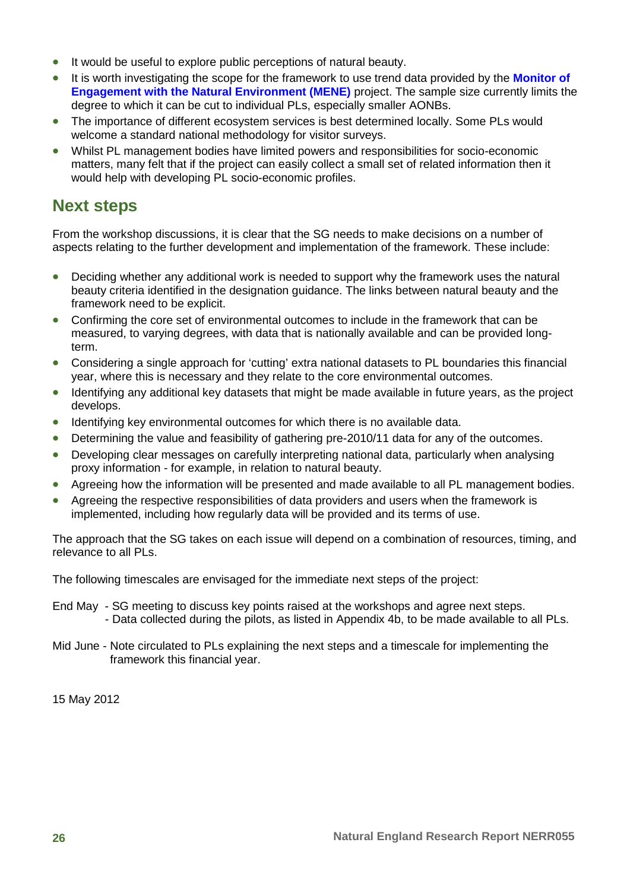- It would be useful to explore public perceptions of natural beauty.
- It is worth investigating the scope for the framework to use trend data provided by the **Monitor of Engagement with the Natural Environment (MENE)** project. The sample size currently limits the degree to which it can be cut to individual PLs, especially smaller AONBs.
- The importance of different ecosystem services is best determined locally. Some PLs would welcome a standard national methodology for visitor surveys.
- Whilst PL management bodies have limited powers and responsibilities for socio-economic matters, many felt that if the project can easily collect a small set of related information then it would help with developing PL socio-economic profiles.

## Next steps

From the workshop discussions, it is clear that the SG needs to make decisions on a number of aspects relating to the further development and implementation of the framework. These include:

- Deciding whether any additional work is needed to support why the framework uses the natural beauty criteria identified in the designation guidance. The links between natural beauty and the framework need to be explicit.
- Confirming the core set of environmental outcomes to include in the framework that can be measured, to varying degrees, with data that is nationally available and can be provided long-term.
- Considering a single approach for 'cutting' extra national datasets to PL boundaries this financial year, where this is necessary and they relate to the core environmental outcomes.
- Identifying any additional key datasets that might be made available in future years, as the project develops.
- Identifying key environmental outcomes for which there is no available data.
- Determining the value and feasibility of gathering pre-2010/11 data for any of the outcomes.
- Developing clear messages on carefully interpreting national data, particularly when analysing proxy information - for example, in relation to natural beauty.
- Agreeing how the information will be presented and made available to all PL management bodies.
- Agreeing the respective responsibilities of data providers and users when the framework is implemented, including how regularly data will be provided and its terms of use.

The approach that the SG takes on each issue will depend on a combination of resources, timing, and relevance to all PLs.

The following timescales are envisaged for the immediate next steps of the project:

End May - SG meeting to discuss key points raised at the workshops and agree next steps.
- Data collected during the pilots, as listed in Appendix 4b, to be made available to all PLs.

Mid June - Note circulated to PLs explaining the next steps and a timescale for implementing the framework this financial year.

15 May 2012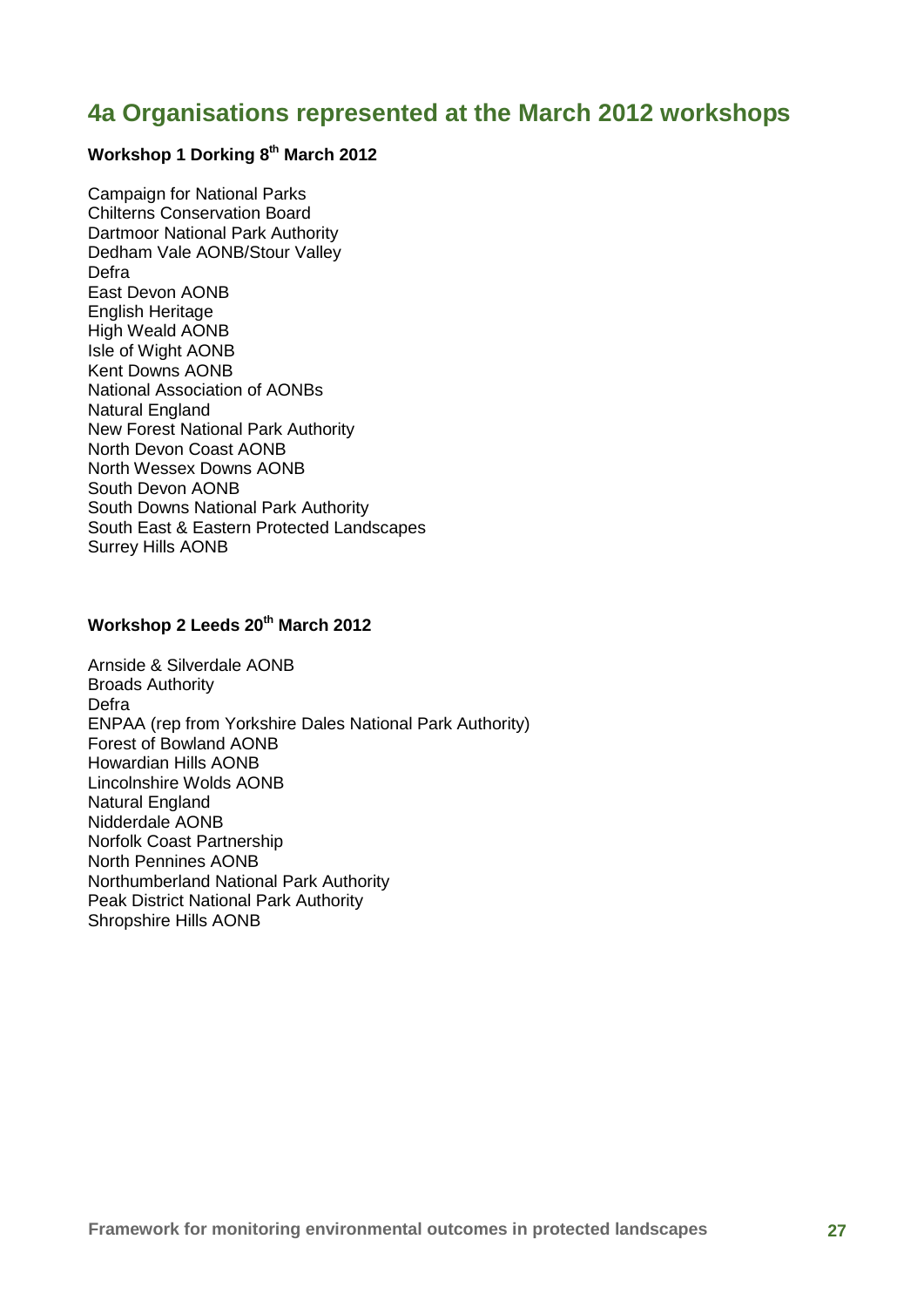## 4a Organisations represented at the March 2012 workshops

**Workshop 1 Dorking 8th March 2012**

Campaign for National Parks
Chilterns Conservation Board
Dartmoor National Park Authority
Dedham Vale AONB/Stour Valley
Defra
East Devon AONB
English Heritage
High Weald AONB
Isle of Wight AONB
Kent Downs AONB
National Association of AONBs
Natural England
New Forest National Park Authority
North Devon Coast AONB
North Wessex Downs AONB
South Devon AONB
South Downs National Park Authority
South East & Eastern Protected Landscapes
Surrey Hills AONB

**Workshop 2 Leeds 20th March 2012**

Arnside & Silverdale AONB
Broads Authority
Defra
ENPAA (rep from Yorkshire Dales National Park Authority)
Forest of Bowland AONB
Howardian Hills AONB
Lincolnshire Wolds AONB
Natural England
Nidderdale AONB
Norfolk Coast Partnership
North Pennines AONB
Northumberland National Park Authority
Peak District National Park Authority
Shropshire Hills AONB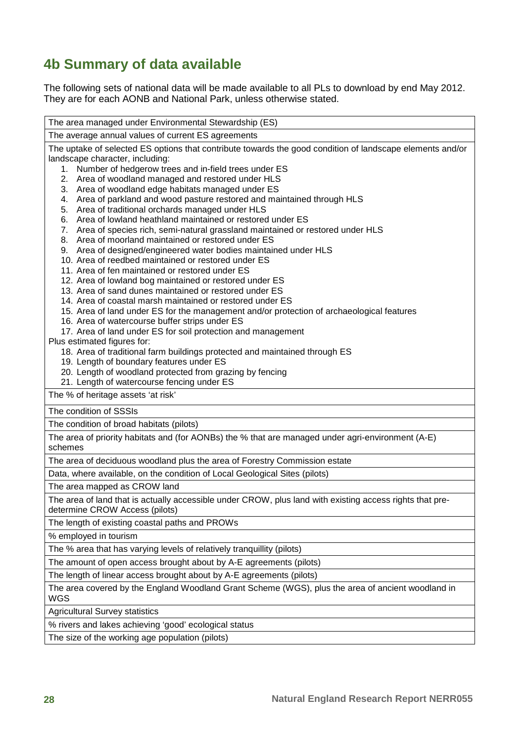## 4b Summary of data available

The following sets of national data will be made available to all PLs to download by end May 2012. They are for each AONB and National Park, unless otherwise stated.

| The area managed under Environmental Stewardship (ES) |
|---|
| The average annual values of current ES agreements |
| The uptake of selected ES options that contribute towards the good condition of landscape elements and/or landscape character, including:<br>1. Number of hedgerow trees and in-field trees under ES<br>2. Area of woodland managed and restored under HLS<br>3. Area of woodland edge habitats managed under ES<br>4. Area of parkland and wood pasture restored and maintained through HLS<br>5. Area of traditional orchards managed under HLS<br>6. Area of lowland heathland maintained or restored under ES<br>7. Area of species rich, semi-natural grassland maintained or restored under HLS<br>8. Area of moorland maintained or restored under ES<br>9. Area of designed/engineered water bodies maintained under HLS<br>10. Area of reedbed maintained or restored under ES<br>11. Area of fen maintained or restored under ES<br>12. Area of lowland bog maintained or restored under ES<br>13. Area of sand dunes maintained or restored under ES<br>14. Area of coastal marsh maintained or restored under ES<br>15. Area of land under ES for the management and/or protection of archaeological features<br>16. Area of watercourse buffer strips under ES<br>17. Area of land under ES for soil protection and management<br>Plus estimated figures for:<br>18. Area of traditional farm buildings protected and maintained through ES<br>19. Length of boundary features under ES<br>20. Length of woodland protected from grazing by fencing<br>21. Length of watercourse fencing under ES |
| The % of heritage assets 'at risk' |
| The condition of SSSIs |
| The condition of broad habitats (pilots) |
| The area of priority habitats and (for AONBs) the % that are managed under agri-environment (A-E) schemes |
| The area of deciduous woodland plus the area of Forestry Commission estate |
| Data, where available, on the condition of Local Geological Sites (pilots) |
| The area mapped as CROW land |
| The area of land that is actually accessible under CROW, plus land with existing access rights that pre-determine CROW Access (pilots) |
| The length of existing coastal paths and PROWs |
| % employed in tourism |
| The % area that has varying levels of relatively tranquillity (pilots) |
| The amount of open access brought about by A-E agreements (pilots) |
| The length of linear access brought about by A-E agreements (pilots) |
| The area covered by the England Woodland Grant Scheme (WGS), plus the area of ancient woodland in WGS |
| Agricultural Survey statistics |
| % rivers and lakes achieving 'good' ecological status |
| The size of the working age population (pilots) |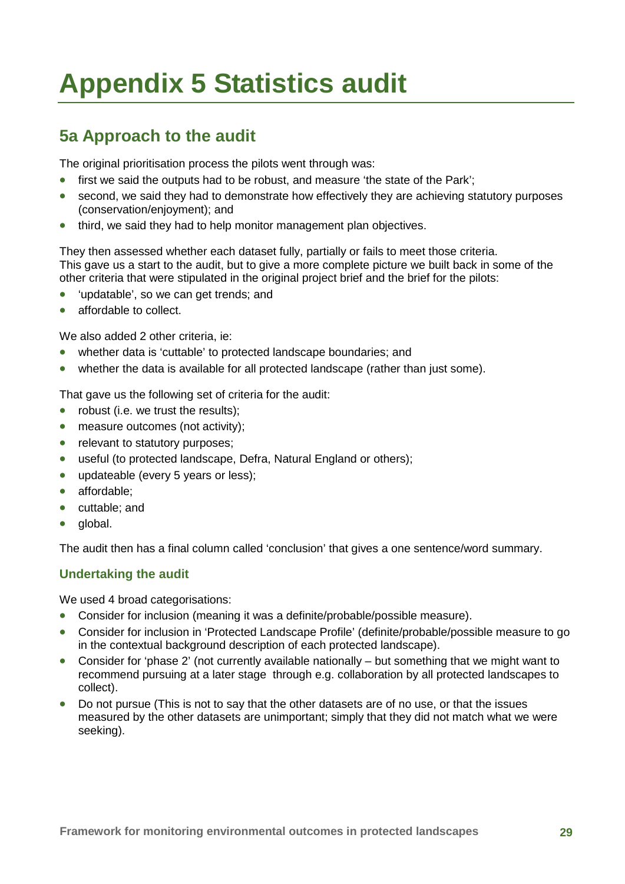# Appendix 5 Statistics audit

## 5a Approach to the audit

The original prioritisation process the pilots went through was:

- first we said the outputs had to be robust, and measure 'the state of the Park';
- second, we said they had to demonstrate how effectively they are achieving statutory purposes (conservation/enjoyment); and
- third, we said they had to help monitor management plan objectives.

They then assessed whether each dataset fully, partially or fails to meet those criteria. This gave us a start to the audit, but to give a more complete picture we built back in some of the other criteria that were stipulated in the original project brief and the brief for the pilots:

- 'updatable', so we can get trends; and
- affordable to collect.

We also added 2 other criteria, ie:

- whether data is 'cuttable' to protected landscape boundaries; and
- whether the data is available for all protected landscape (rather than just some).

That gave us the following set of criteria for the audit:

- robust (i.e. we trust the results);
- measure outcomes (not activity);
- relevant to statutory purposes;
- useful (to protected landscape, Defra, Natural England or others);
- updateable (every 5 years or less);
- affordable;
- cuttable; and
- global.

The audit then has a final column called 'conclusion' that gives a one sentence/word summary.

### Undertaking the audit

We used 4 broad categorisations:

- Consider for inclusion (meaning it was a definite/probable/possible measure).
- Consider for inclusion in 'Protected Landscape Profile' (definite/probable/possible measure to go in the contextual background description of each protected landscape).
- Consider for 'phase 2' (not currently available nationally – but something that we might want to recommend pursuing at a later stage through e.g. collaboration by all protected landscapes to collect).
- Do not pursue (This is not to say that the other datasets are of no use, or that the issues measured by the other datasets are unimportant; simply that they did not match what we were seeking).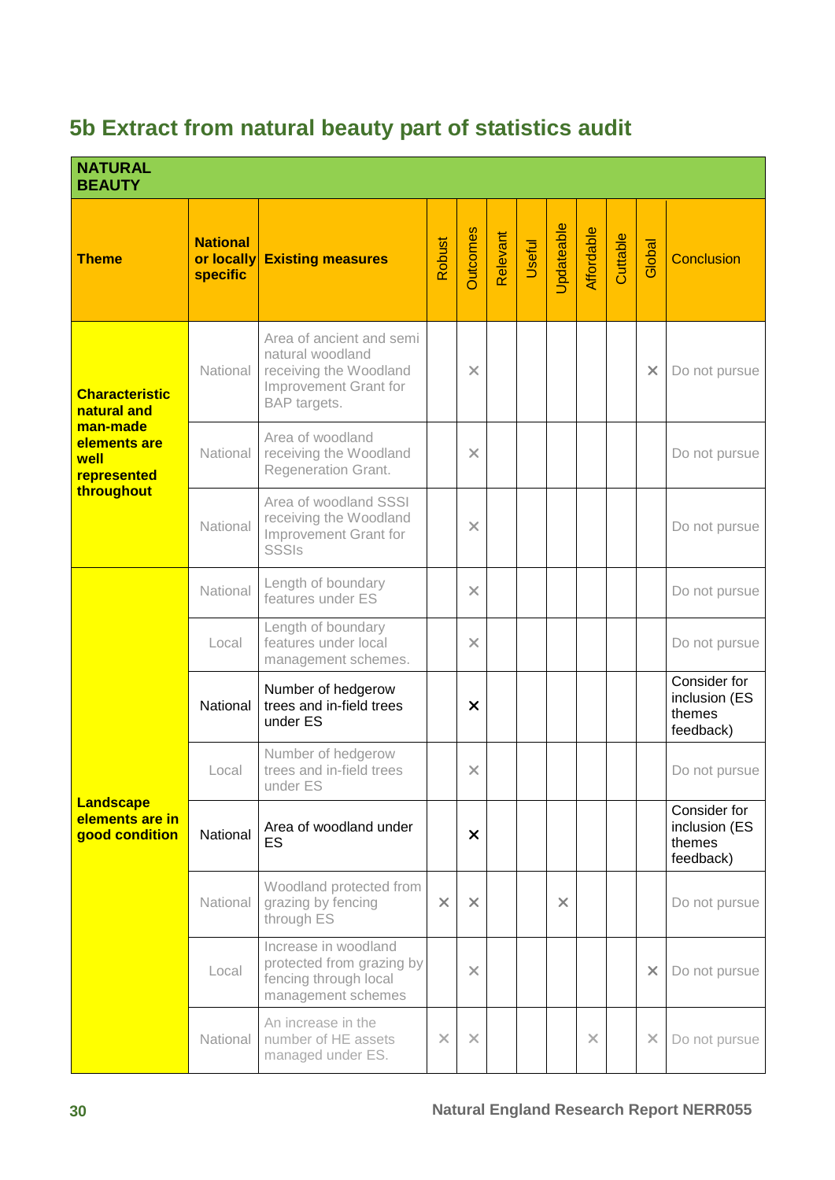## 5b Extract from natural beauty part of statistics audit

| NATURAL BEAUTY | | | | | | | | | | | |
|---|---|---|---|---|---|---|---|---|---|---|---|
| **Theme** | **National or locally specific** | **Existing measures** | Robust | Outcomes | Relevant | Useful | Updateable | Affordable | Cuttable | Global | Conclusion |
| **Characteristic natural and man-made elements are well represented throughout** | National | Area of ancient and semi natural woodland receiving the Woodland Improvement Grant for BAP targets. | | × | | | | | | × | Do not pursue |
| | National | Area of woodland receiving the Woodland Regeneration Grant. | | × | | | | | | | Do not pursue |
| | National | Area of woodland SSSI receiving the Woodland Improvement Grant for SSSIs | | × | | | | | | | Do not pursue |
| **Landscape elements are in good condition** | National | Length of boundary features under ES | | × | | | | | | | Do not pursue |
| | Local | Length of boundary features under local management schemes. | | × | | | | | | | Do not pursue |
| | National | Number of hedgerow trees and in-field trees under ES | | × | | | | | | | Consider for inclusion (ES themes feedback) |
| | Local | Number of hedgerow trees and in-field trees under ES | | × | | | | | | | Do not pursue |
| | National | Area of woodland under ES | | × | | | | | | | Consider for inclusion (ES themes feedback) |
| | National | Woodland protected from grazing by fencing through ES | × | × | | | × | | | | Do not pursue |
| | Local | Increase in woodland protected from grazing by fencing through local management schemes | | × | | | | | | × | Do not pursue |
| | National | An increase in the number of HE assets managed under ES. | × | × | | | | × | | × | Do not pursue |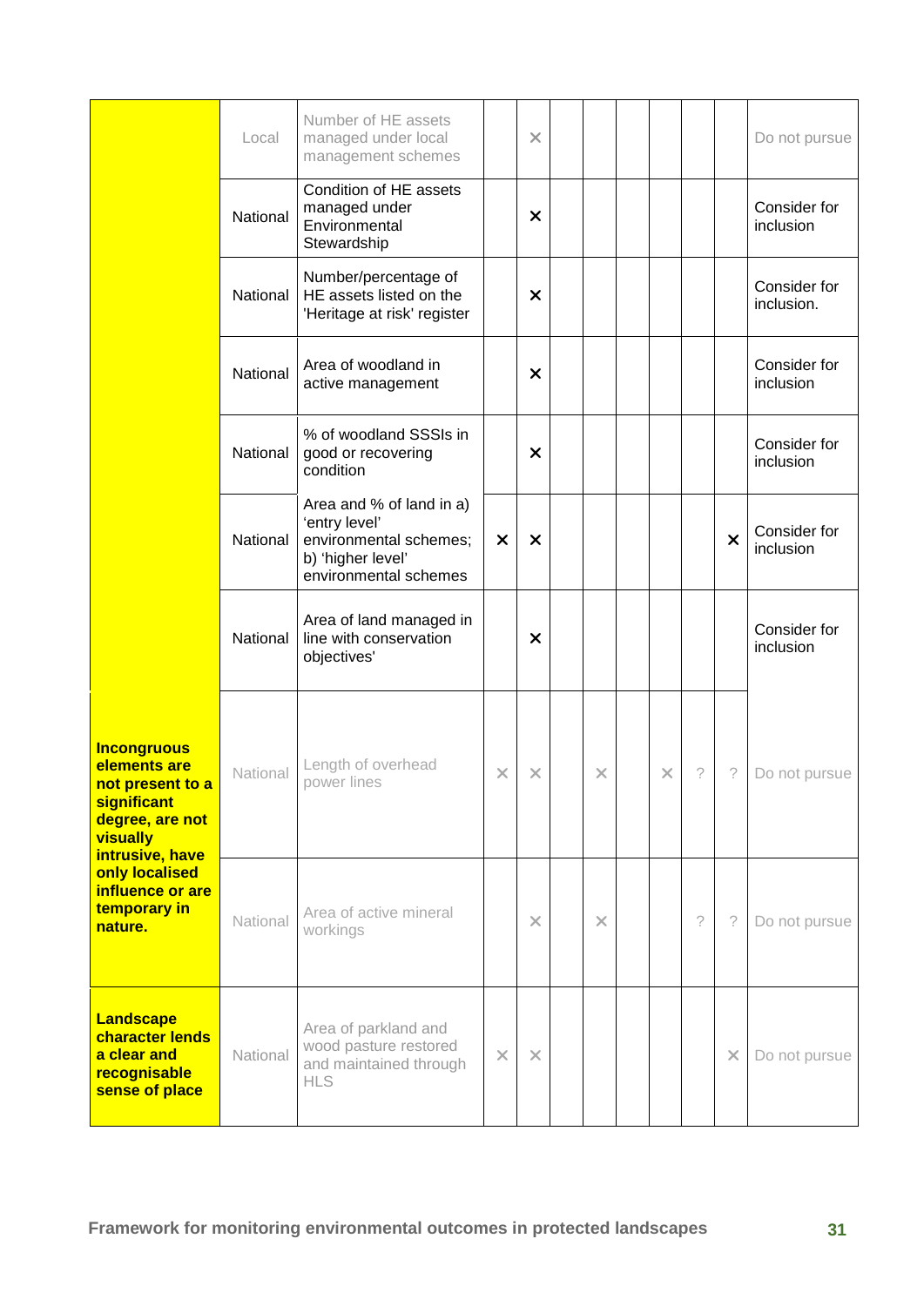| | | | | | | | | | | | |
|---|---|---|---|---|---|---|---|---|---|---|---|
| | Local | Number of HE assets managed under local management schemes | | × | | | | | | | Do not pursue |
| | National | Condition of HE assets managed under Environmental Stewardship | | × | | | | | | | Consider for inclusion |
| | National | Number/percentage of HE assets listed on the 'Heritage at risk' register | | × | | | | | | | Consider for inclusion. |
| | National | Area of woodland in active management | | × | | | | | | | Consider for inclusion |
| | National | % of woodland SSSIs in good or recovering condition | | × | | | | | | | Consider for inclusion |
| | National | Area and % of land in a) 'entry level' environmental schemes; b) 'higher level' environmental schemes | × | × | | | | | | × | Consider for inclusion |
| | National | Area of land managed in line with conservation objectives' | | × | | | | | | | Consider for inclusion |
| **Incongruous elements are not present to a significant degree, are not visually intrusive, have only localised influence or are temporary in nature.** | National | Length of overhead power lines | × | × | | × | | × | ? | ? | Do not pursue |
| | National | Area of active mineral workings | | × | | × | | | ? | ? | Do not pursue |
| **Landscape character lends a clear and recognisable sense of place** | National | Area of parkland and wood pasture restored and maintained through HLS | × | × | | | | | | × | Do not pursue |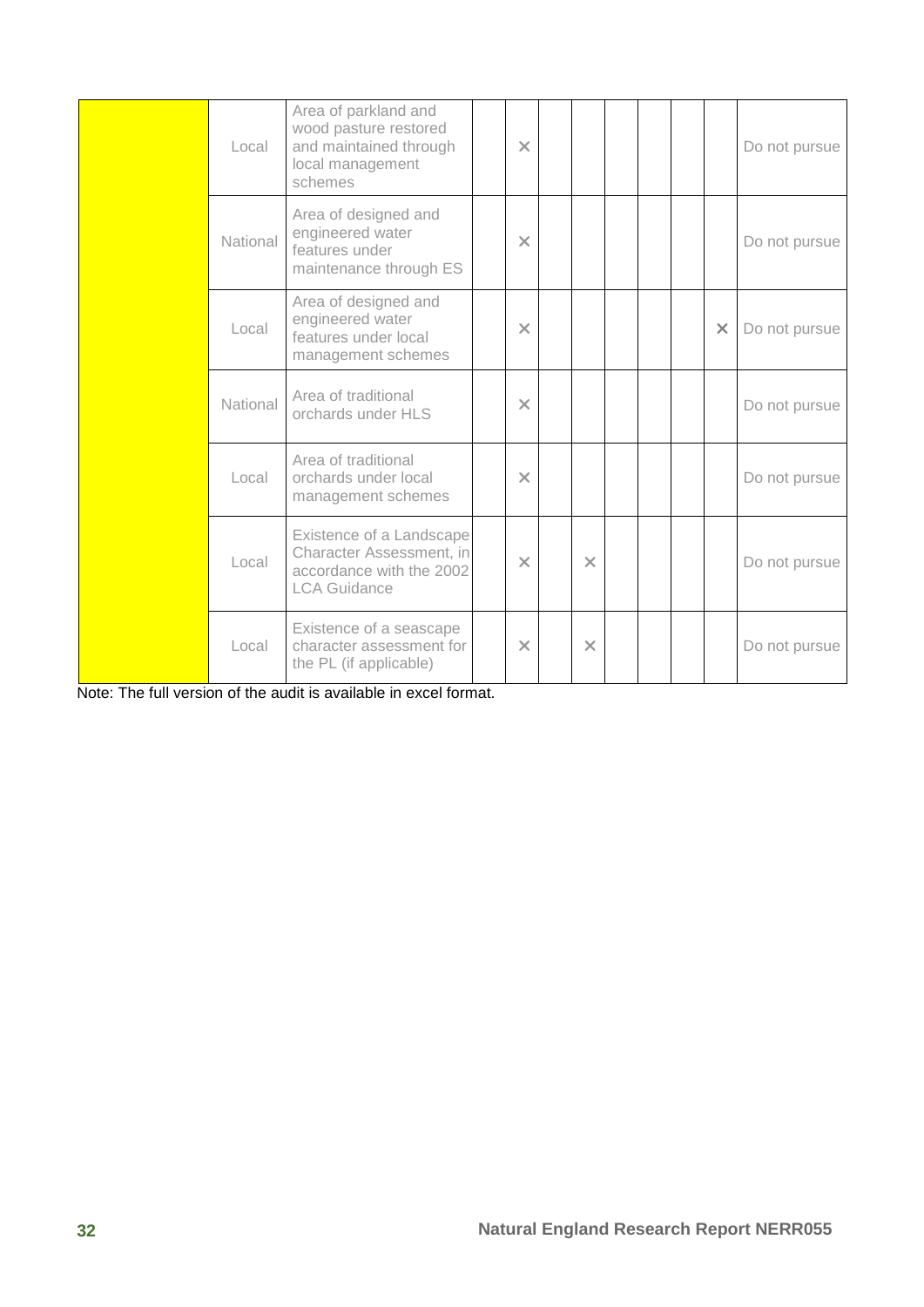| | | | | | | | | | | | |
|---|---|---|---|---|---|---|---|---|---|---|---|
| | Local | Area of parkland and wood pasture restored and maintained through local management schemes | | × | | | | | | | Do not pursue |
| | National | Area of designed and engineered water features under maintenance through ES | | × | | | | | | | Do not pursue |
| | Local | Area of designed and engineered water features under local management schemes | | × | | | | | | × | Do not pursue |
| | National | Area of traditional orchards under HLS | | × | | | | | | | Do not pursue |
| | Local | Area of traditional orchards under local management schemes | | × | | | | | | | Do not pursue |
| | Local | Existence of a Landscape Character Assessment, in accordance with the 2002 LCA Guidance | | × | | × | | | | | Do not pursue |
| | Local | Existence of a seascape character assessment for the PL (if applicable) | | × | | × | | | | | Do not pursue |

Note: The full version of the audit is available in excel format.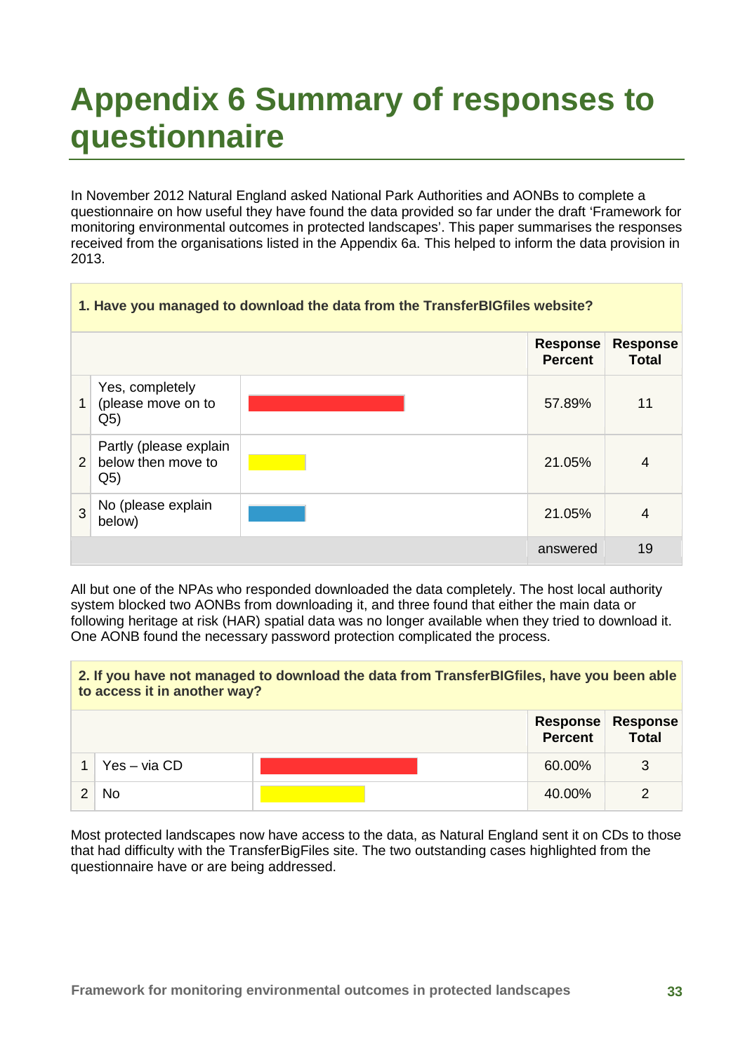# Appendix 6 Summary of responses to questionnaire

In November 2012 Natural England asked National Park Authorities and AONBs to complete a questionnaire on how useful they have found the data provided so far under the draft 'Framework for monitoring environmental outcomes in protected landscapes'. This paper summarises the responses received from the organisations listed in the Appendix 6a. This helped to inform the data provision in 2013.

**1. Have you managed to download the data from the TransferBIGfiles website?**

| | | Response Percent | Response Total |
|---|---|---|---|
| 1 | Yes, completely (please move on to Q5) | 57.89% | 11 |
| 2 | Partly (please explain below then move to Q5) | 21.05% | 4 |
| 3 | No (please explain below) | 21.05% | 4 |
| | | answered | 19 |

All but one of the NPAs who responded downloaded the data completely. The host local authority system blocked two AONBs from downloading it, and three found that either the main data or following heritage at risk (HAR) spatial data was no longer available when they tried to download it. One AONB found the necessary password protection complicated the process.

**2. If you have not managed to download the data from TransferBIGfiles, have you been able to access it in another way?**

| | | Response Percent | Response Total |
|---|---|---|---|
| 1 | Yes – via CD | 60.00% | 3 |
| 2 | No | 40.00% | 2 |

Most protected landscapes now have access to the data, as Natural England sent it on CDs to those that had difficulty with the TransferBigFiles site. The two outstanding cases highlighted from the questionnaire have or are being addressed.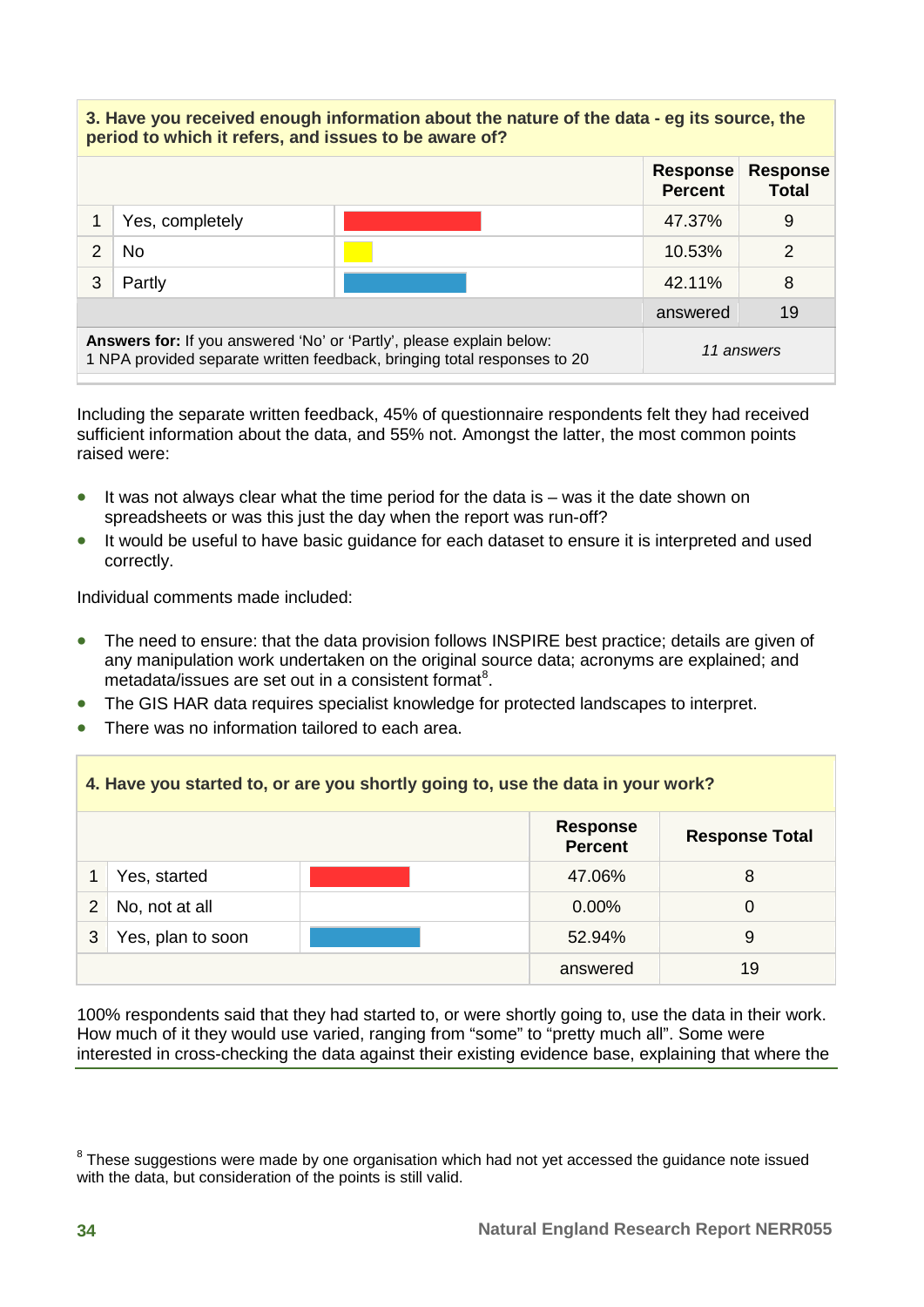| 3. Have you received enough information about the nature of the data - eg its source, the period to which it refers, and issues to be aware of? | | | |
|---|---|---|---|
| | | **Response Percent** | **Response Total** |
| 1 | Yes, completely | 47.37% | 9 |
| 2 | No | 10.53% | 2 |
| 3 | Partly | 42.11% | 8 |
| | | answered | 19 |
| **Answers for:** If you answered 'No' or 'Partly', please explain below: 1 NPA provided separate written feedback, bringing total responses to 20 | | *11 answers* | |

Including the separate written feedback, 45% of questionnaire respondents felt they had received sufficient information about the data, and 55% not. Amongst the latter, the most common points raised were:

- It was not always clear what the time period for the data is – was it the date shown on spreadsheets or was this just the day when the report was run-off?
- It would be useful to have basic guidance for each dataset to ensure it is interpreted and used correctly.

Individual comments made included:

- The need to ensure: that the data provision follows INSPIRE best practice; details are given of any manipulation work undertaken on the original source data; acronyms are explained; and metadata/issues are set out in a consistent format[8].
- The GIS HAR data requires specialist knowledge for protected landscapes to interpret.
- There was no information tailored to each area.

| 4. Have you started to, or are you shortly going to, use the data in your work? | | | |
|---|---|---|---|
| | | **Response Percent** | **Response Total** |
| 1 | Yes, started | 47.06% | 8 |
| 2 | No, not at all | 0.00% | 0 |
| 3 | Yes, plan to soon | 52.94% | 9 |
| | | answered | 19 |

100% respondents said that they had started to, or were shortly going to, use the data in their work. How much of it they would use varied, ranging from "some" to "pretty much all". Some were interested in cross-checking the data against their existing evidence base, explaining that where the

[8] These suggestions were made by one organisation which had not yet accessed the guidance note issued with the data, but consideration of the points is still valid.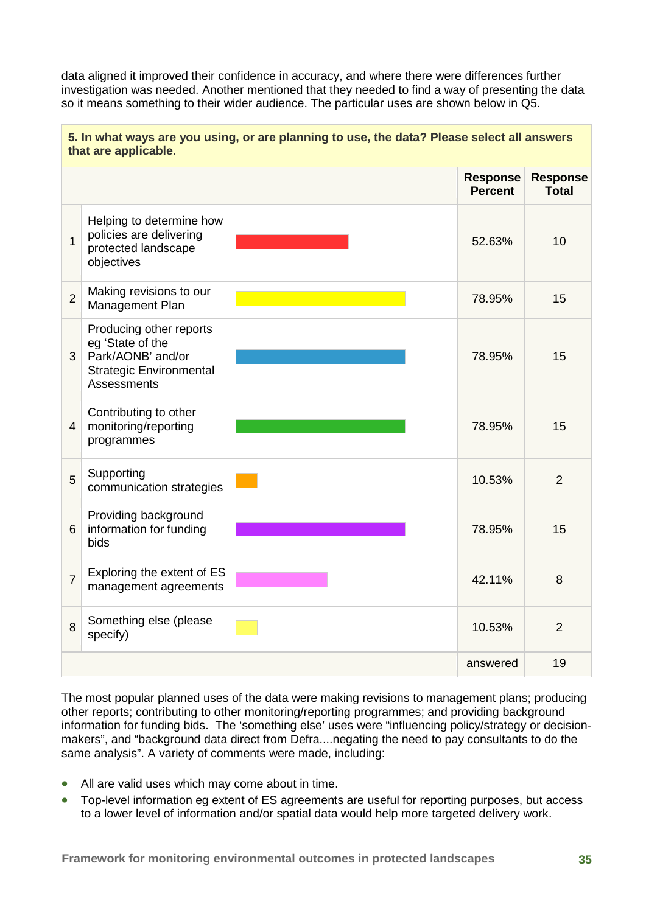data aligned it improved their confidence in accuracy, and where there were differences further investigation was needed. Another mentioned that they needed to find a way of presenting the data so it means something to their wider audience. The particular uses are shown below in Q5.

**5. In what ways are you using, or are planning to use, the data? Please select all answers that are applicable.**

| | | Response Percent | Response Total |
|---|---|---|---|
| 1 | Helping to determine how policies are delivering protected landscape objectives | 52.63% | 10 |
| 2 | Making revisions to our Management Plan | 78.95% | 15 |
| 3 | Producing other reports eg 'State of the Park/AONB' and/or Strategic Environmental Assessments | 78.95% | 15 |
| 4 | Contributing to other monitoring/reporting programmes | 78.95% | 15 |
| 5 | Supporting communication strategies | 10.53% | 2 |
| 6 | Providing background information for funding bids | 78.95% | 15 |
| 7 | Exploring the extent of ES management agreements | 42.11% | 8 |
| 8 | Something else (please specify) | 10.53% | 2 |
| | | answered | 19 |

The most popular planned uses of the data were making revisions to management plans; producing other reports; contributing to other monitoring/reporting programmes; and providing background information for funding bids. The 'something else' uses were "influencing policy/strategy or decision-makers", and "background data direct from Defra....negating the need to pay consultants to do the same analysis". A variety of comments were made, including:

- All are valid uses which may come about in time.
- Top-level information eg extent of ES agreements are useful for reporting purposes, but access to a lower level of information and/or spatial data would help more targeted delivery work.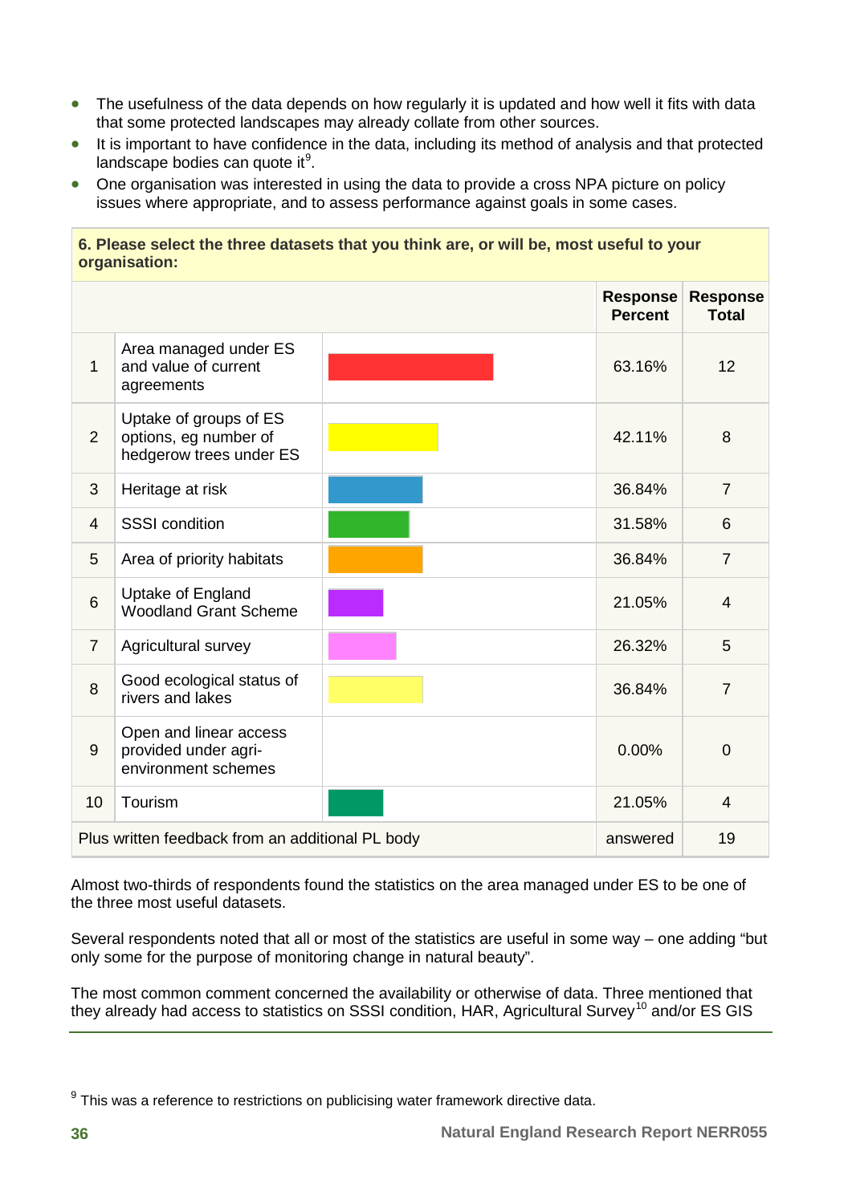- The usefulness of the data depends on how regularly it is updated and how well it fits with data that some protected landscapes may already collate from other sources.
- It is important to have confidence in the data, including its method of analysis and that protected landscape bodies can quote it[9].
- One organisation was interested in using the data to provide a cross NPA picture on policy issues where appropriate, and to assess performance against goals in some cases.

**6. Please select the three datasets that you think are, or will be, most useful to your organisation:**

| | | Response Percent | Response Total |
|---|---|---|---|
| 1 | Area managed under ES and value of current agreements | 63.16% | 12 |
| 2 | Uptake of groups of ES options, eg number of hedgerow trees under ES | 42.11% | 8 |
| 3 | Heritage at risk | 36.84% | 7 |
| 4 | SSSI condition | 31.58% | 6 |
| 5 | Area of priority habitats | 36.84% | 7 |
| 6 | Uptake of England Woodland Grant Scheme | 21.05% | 4 |
| 7 | Agricultural survey | 26.32% | 5 |
| 8 | Good ecological status of rivers and lakes | 36.84% | 7 |
| 9 | Open and linear access provided under agri-environment schemes | 0.00% | 0 |
| 10 | Tourism | 21.05% | 4 |
| Plus written feedback from an additional PL body | | answered | 19 |

Almost two-thirds of respondents found the statistics on the area managed under ES to be one of the three most useful datasets.

Several respondents noted that all or most of the statistics are useful in some way – one adding "but only some for the purpose of monitoring change in natural beauty".

The most common comment concerned the availability or otherwise of data. Three mentioned that they already had access to statistics on SSSI condition, HAR, Agricultural Survey[10] and/or ES GIS

[9] This was a reference to restrictions on publicising water framework directive data.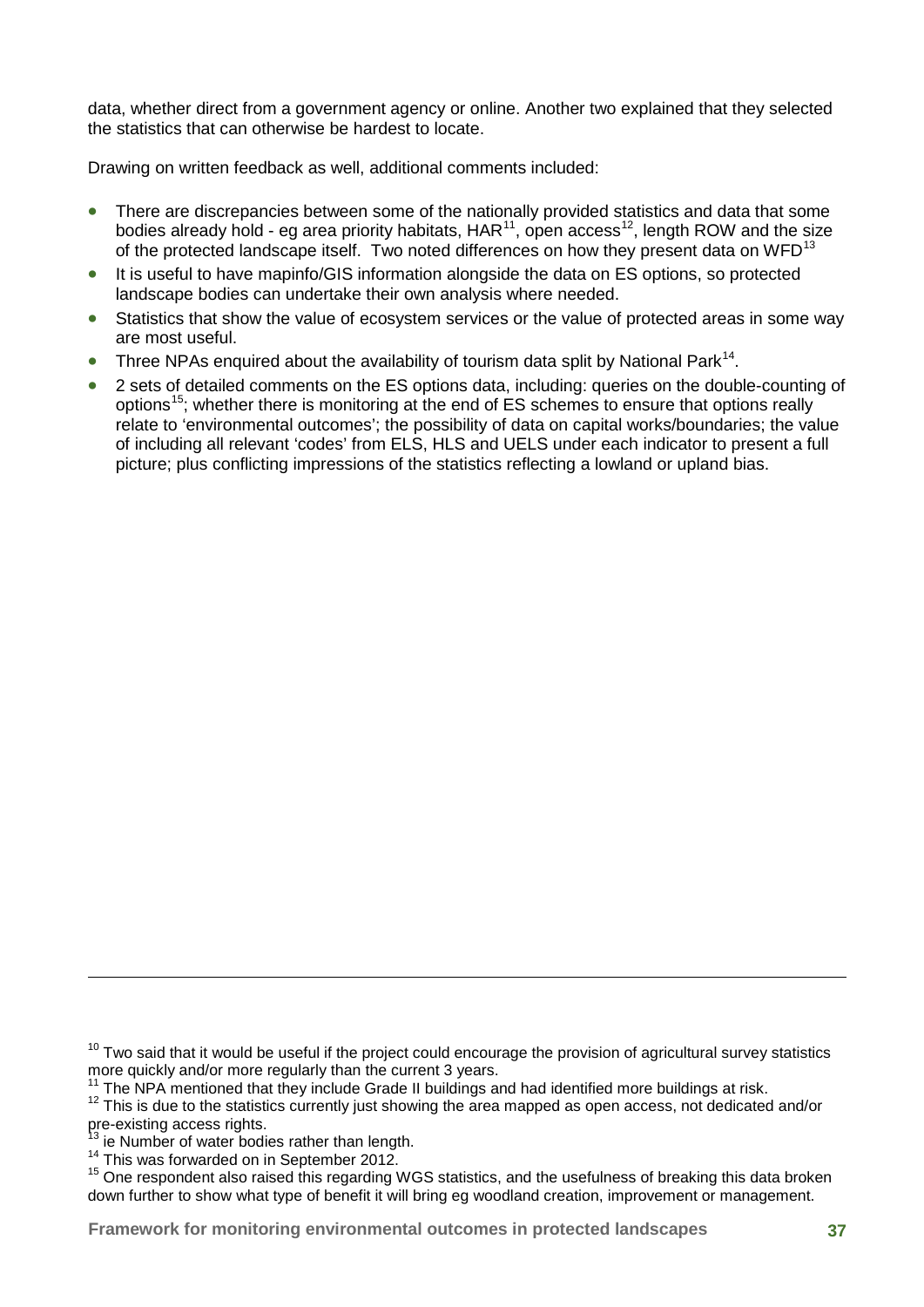data, whether direct from a government agency or online. Another two explained that they selected the statistics that can otherwise be hardest to locate.

Drawing on written feedback as well, additional comments included:

- There are discrepancies between some of the nationally provided statistics and data that some bodies already hold - eg area priority habitats, HAR[11], open access[12], length ROW and the size of the protected landscape itself. Two noted differences on how they present data on WFD[13]
- It is useful to have mapinfo/GIS information alongside the data on ES options, so protected landscape bodies can undertake their own analysis where needed.
- Statistics that show the value of ecosystem services or the value of protected areas in some way are most useful.
- Three NPAs enquired about the availability of tourism data split by National Park[14].
- 2 sets of detailed comments on the ES options data, including: queries on the double-counting of options[15]; whether there is monitoring at the end of ES schemes to ensure that options really relate to 'environmental outcomes'; the possibility of data on capital works/boundaries; the value of including all relevant 'codes' from ELS, HLS and UELS under each indicator to present a full picture; plus conflicting impressions of the statistics reflecting a lowland or upland bias.

---

[10] Two said that it would be useful if the project could encourage the provision of agricultural survey statistics more quickly and/or more regularly than the current 3 years.

[11] The NPA mentioned that they include Grade II buildings and had identified more buildings at risk.

[12] This is due to the statistics currently just showing the area mapped as open access, not dedicated and/or pre-existing access rights.

[13] ie Number of water bodies rather than length.

[14] This was forwarded on in September 2012.

[15] One respondent also raised this regarding WGS statistics, and the usefulness of breaking this data broken down further to show what type of benefit it will bring eg woodland creation, improvement or management.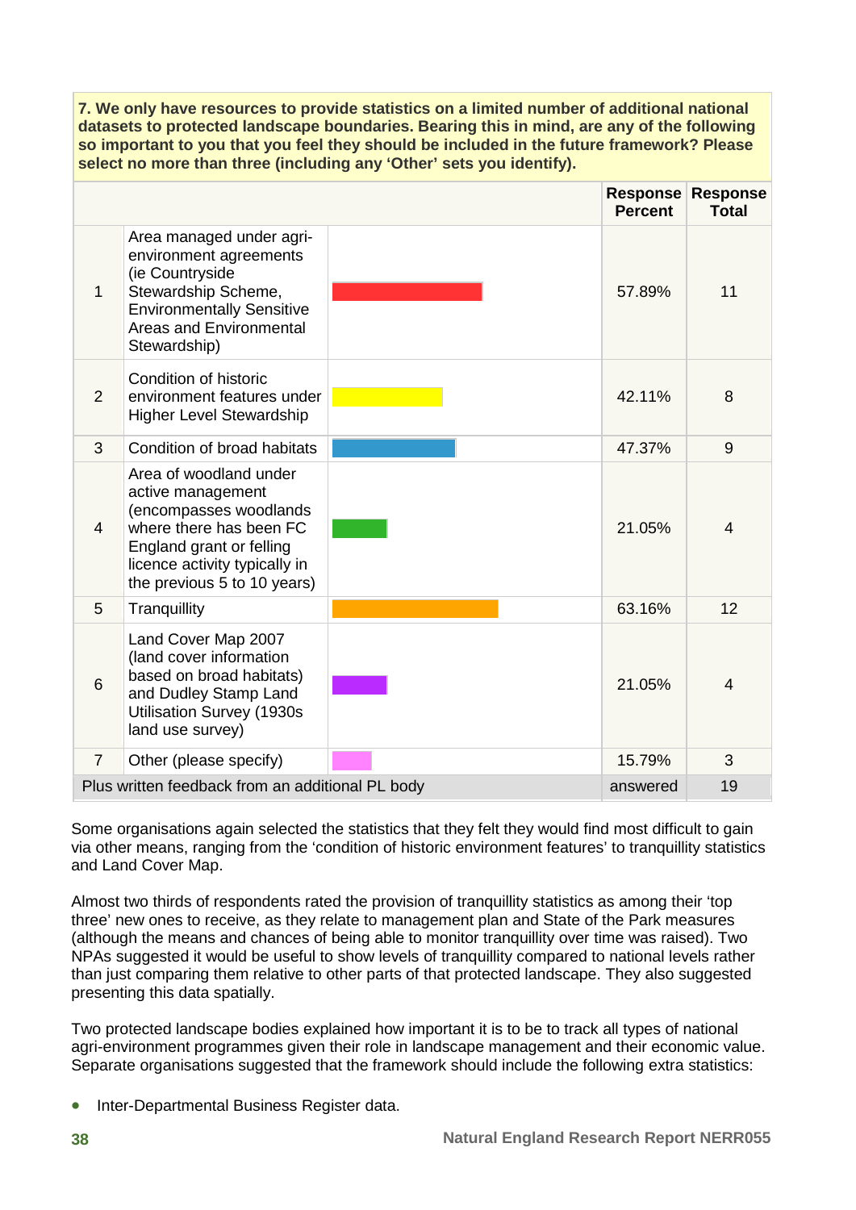**7. We only have resources to provide statistics on a limited number of additional national datasets to protected landscape boundaries. Bearing this in mind, are any of the following so important to you that you feel they should be included in the future framework? Please select no more than three (including any 'Other' sets you identify).**

| | | Response Percent | Response Total |
|---|---|---|---|
| 1 | Area managed under agri-environment agreements (ie Countryside Stewardship Scheme, Environmentally Sensitive Areas and Environmental Stewardship) | 57.89% | 11 |
| 2 | Condition of historic environment features under Higher Level Stewardship | 42.11% | 8 |
| 3 | Condition of broad habitats | 47.37% | 9 |
| 4 | Area of woodland under active management (encompasses woodlands where there has been FC England grant or felling licence activity typically in the previous 5 to 10 years) | 21.05% | 4 |
| 5 | Tranquillity | 63.16% | 12 |
| 6 | Land Cover Map 2007 (land cover information based on broad habitats) and Dudley Stamp Land Utilisation Survey (1930s land use survey) | 21.05% | 4 |
| 7 | Other (please specify) | 15.79% | 3 |
| Plus written feedback from an additional PL body | | answered | 19 |

Some organisations again selected the statistics that they felt they would find most difficult to gain via other means, ranging from the 'condition of historic environment features' to tranquillity statistics and Land Cover Map.

Almost two thirds of respondents rated the provision of tranquillity statistics as among their 'top three' new ones to receive, as they relate to management plan and State of the Park measures (although the means and chances of being able to monitor tranquillity over time was raised). Two NPAs suggested it would be useful to show levels of tranquillity compared to national levels rather than just comparing them relative to other parts of that protected landscape. They also suggested presenting this data spatially.

Two protected landscape bodies explained how important it is to be to track all types of national agri-environment programmes given their role in landscape management and their economic value. Separate organisations suggested that the framework should include the following extra statistics:

- Inter-Departmental Business Register data.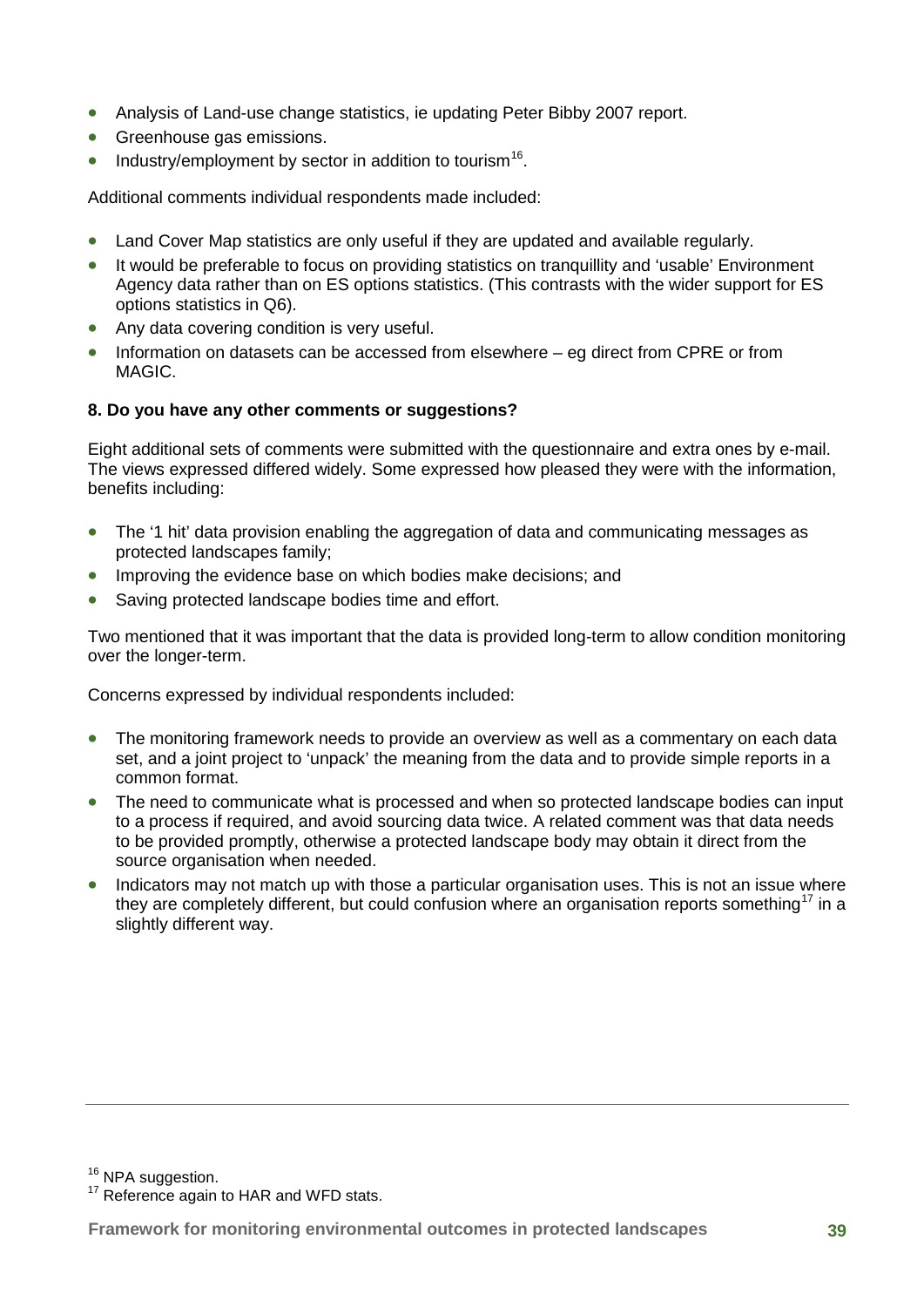- Analysis of Land-use change statistics, ie updating Peter Bibby 2007 report.
- Greenhouse gas emissions.
- Industry/employment by sector in addition to tourism[16].

Additional comments individual respondents made included:

- Land Cover Map statistics are only useful if they are updated and available regularly.
- It would be preferable to focus on providing statistics on tranquillity and 'usable' Environment Agency data rather than on ES options statistics. (This contrasts with the wider support for ES options statistics in Q6).
- Any data covering condition is very useful.
- Information on datasets can be accessed from elsewhere – eg direct from CPRE or from MAGIC.

**8. Do you have any other comments or suggestions?**

Eight additional sets of comments were submitted with the questionnaire and extra ones by e-mail. The views expressed differed widely. Some expressed how pleased they were with the information, benefits including:

- The '1 hit' data provision enabling the aggregation of data and communicating messages as protected landscapes family;
- Improving the evidence base on which bodies make decisions; and
- Saving protected landscape bodies time and effort.

Two mentioned that it was important that the data is provided long-term to allow condition monitoring over the longer-term.

Concerns expressed by individual respondents included:

- The monitoring framework needs to provide an overview as well as a commentary on each data set, and a joint project to 'unpack' the meaning from the data and to provide simple reports in a common format.
- The need to communicate what is processed and when so protected landscape bodies can input to a process if required, and avoid sourcing data twice. A related comment was that data needs to be provided promptly, otherwise a protected landscape body may obtain it direct from the source organisation when needed.
- Indicators may not match up with those a particular organisation uses. This is not an issue where they are completely different, but could confusion where an organisation reports something[17] in a slightly different way.

---

[16] NPA suggestion.

[17] Reference again to HAR and WFD stats.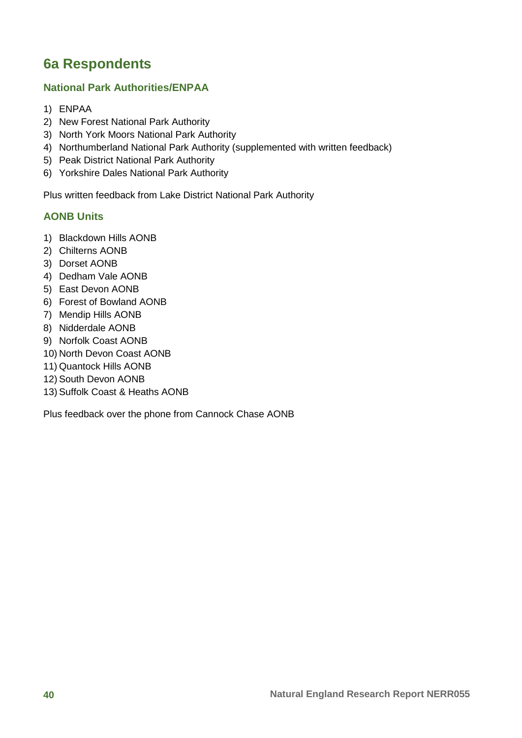## 6a Respondents

### National Park Authorities/ENPAA

1) ENPAA
2) New Forest National Park Authority
3) North York Moors National Park Authority
4) Northumberland National Park Authority (supplemented with written feedback)
5) Peak District National Park Authority
6) Yorkshire Dales National Park Authority

Plus written feedback from Lake District National Park Authority

### AONB Units

1) Blackdown Hills AONB
2) Chilterns AONB
3) Dorset AONB
4) Dedham Vale AONB
5) East Devon AONB
6) Forest of Bowland AONB
7) Mendip Hills AONB
8) Nidderdale AONB
9) Norfolk Coast AONB
10) North Devon Coast AONB
11) Quantock Hills AONB
12) South Devon AONB
13) Suffolk Coast & Heaths AONB

Plus feedback over the phone from Cannock Chase AONB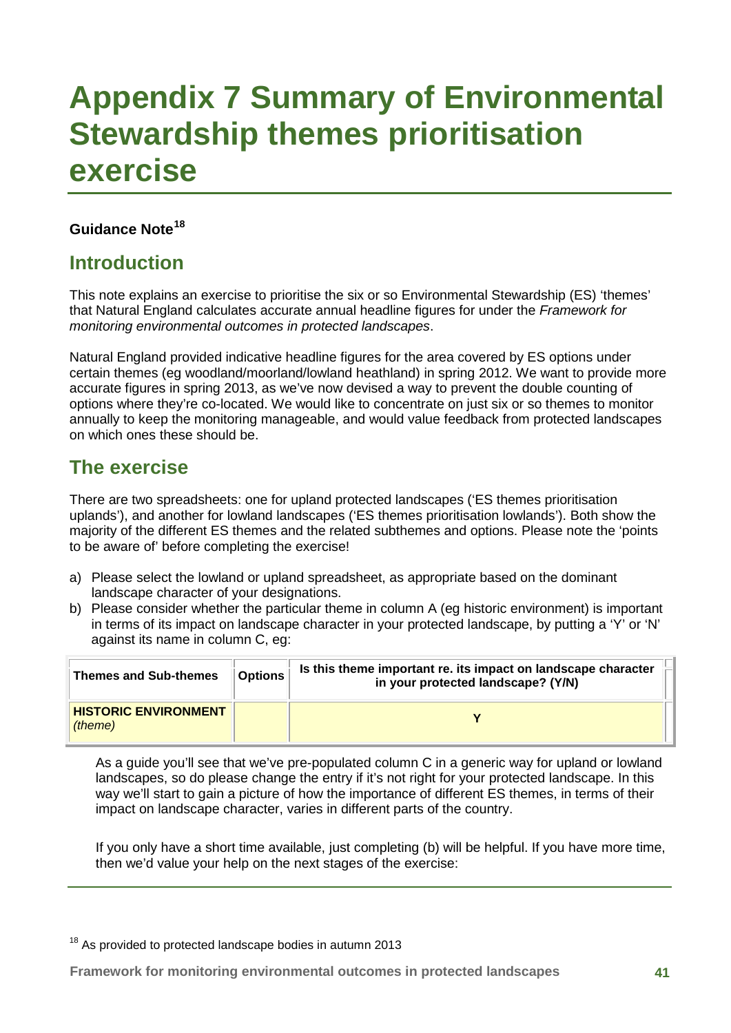# Appendix 7 Summary of Environmental Stewardship themes prioritisation exercise

**Guidance Note**[18]

## Introduction

This note explains an exercise to prioritise the six or so Environmental Stewardship (ES) 'themes' that Natural England calculates accurate annual headline figures for under the *Framework for monitoring environmental outcomes in protected landscapes*.

Natural England provided indicative headline figures for the area covered by ES options under certain themes (eg woodland/moorland/lowland heathland) in spring 2012. We want to provide more accurate figures in spring 2013, as we've now devised a way to prevent the double counting of options where they're co-located. We would like to concentrate on just six or so themes to monitor annually to keep the monitoring manageable, and would value feedback from protected landscapes on which ones these should be.

## The exercise

There are two spreadsheets: one for upland protected landscapes ('ES themes prioritisation uplands'), and another for lowland landscapes ('ES themes prioritisation lowlands'). Both show the majority of the different ES themes and the related subthemes and options. Please note the 'points to be aware of' before completing the exercise!

a) Please select the lowland or upland spreadsheet, as appropriate based on the dominant landscape character of your designations.
b) Please consider whether the particular theme in column A (eg historic environment) is important in terms of its impact on landscape character in your protected landscape, by putting a 'Y' or 'N' against its name in column C, eg:

| Themes and Sub-themes | Options | Is this theme important re. its impact on landscape character in your protected landscape? (Y/N) |
|---|---|---|
| **HISTORIC ENVIRONMENT** *(theme)* | | **Y** |

As a guide you'll see that we've pre-populated column C in a generic way for upland or lowland landscapes, so do please change the entry if it's not right for your protected landscape. In this way we'll start to gain a picture of how the importance of different ES themes, in terms of their impact on landscape character, varies in different parts of the country.

If you only have a short time available, just completing (b) will be helpful. If you have more time, then we'd value your help on the next stages of the exercise:

---

[18] As provided to protected landscape bodies in autumn 2013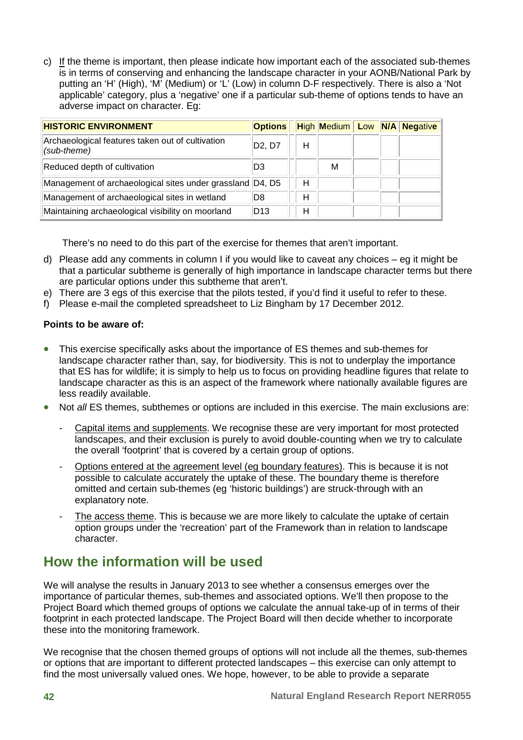c) If the theme is important, then please indicate how important each of the associated sub-themes is in terms of conserving and enhancing the landscape character in your AONB/National Park by putting an 'H' (High), 'M' (Medium) or 'L' (Low) in column D-F respectively. There is also a 'Not applicable' category, plus a 'negative' one if a particular sub-theme of options tends to have an adverse impact on character. Eg:

| HISTORIC ENVIRONMENT | Options | | High | Medium | Low | N/A | Negative |
|---|---|---|---|---|---|---|---|
| Archaeological features taken out of cultivation *(sub-theme)* | D2, D7 | | H | | | | |
| Reduced depth of cultivation | D3 | | | M | | | |
| Management of archaeological sites under grassland | D4, D5 | | H | | | | |
| Management of archaeological sites in wetland | D8 | | H | | | | |
| Maintaining archaeological visibility on moorland | D13 | | H | | | | |

There's no need to do this part of the exercise for themes that aren't important.

d) Please add any comments in column I if you would like to caveat any choices – eg it might be that a particular subtheme is generally of high importance in landscape character terms but there are particular options under this subtheme that aren't.

e) There are 3 egs of this exercise that the pilots tested, if you'd find it useful to refer to these.

f) Please e-mail the completed spreadsheet to Liz Bingham by 17 December 2012.

**Points to be aware of:**

- This exercise specifically asks about the importance of ES themes and sub-themes for landscape character rather than, say, for biodiversity. This is not to underplay the importance that ES has for wildlife; it is simply to help us to focus on providing headline figures that relate to landscape character as this is an aspect of the framework where nationally available figures are less readily available.
- Not *all* ES themes, subthemes or options are included in this exercise. The main exclusions are:
  - Capital items and supplements. We recognise these are very important for most protected landscapes, and their exclusion is purely to avoid double-counting when we try to calculate the overall 'footprint' that is covered by a certain group of options.
  - Options entered at the agreement level (eg boundary features). This is because it is not possible to calculate accurately the uptake of these. The boundary theme is therefore omitted and certain sub-themes (eg 'historic buildings') are struck-through with an explanatory note.
  - The access theme. This is because we are more likely to calculate the uptake of certain option groups under the 'recreation' part of the Framework than in relation to landscape character.

## How the information will be used

We will analyse the results in January 2013 to see whether a consensus emerges over the importance of particular themes, sub-themes and associated options. We'll then propose to the Project Board which themed groups of options we calculate the annual take-up of in terms of their footprint in each protected landscape. The Project Board will then decide whether to incorporate these into the monitoring framework.

We recognise that the chosen themed groups of options will not include all the themes, sub-themes or options that are important to different protected landscapes – this exercise can only attempt to find the most universally valued ones. We hope, however, to be able to provide a separate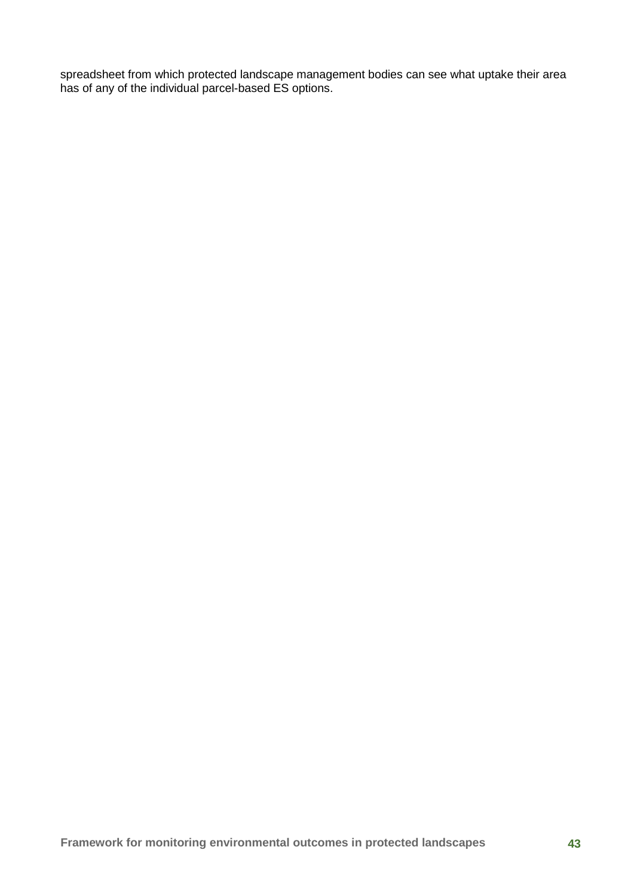spreadsheet from which protected landscape management bodies can see what uptake their area has of any of the individual parcel-based ES options.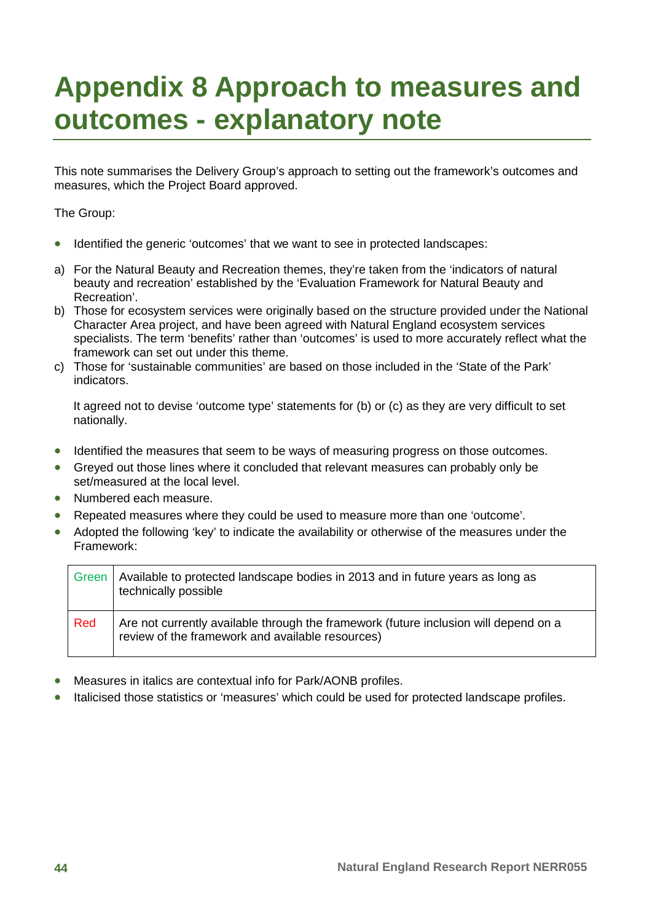# Appendix 8 Approach to measures and outcomes - explanatory note

This note summarises the Delivery Group's approach to setting out the framework's outcomes and measures, which the Project Board approved.

The Group:

- Identified the generic 'outcomes' that we want to see in protected landscapes:

a) For the Natural Beauty and Recreation themes, they're taken from the 'indicators of natural beauty and recreation' established by the 'Evaluation Framework for Natural Beauty and Recreation'.
b) Those for ecosystem services were originally based on the structure provided under the National Character Area project, and have been agreed with Natural England ecosystem services specialists. The term 'benefits' rather than 'outcomes' is used to more accurately reflect what the framework can set out under this theme.
c) Those for 'sustainable communities' are based on those included in the 'State of the Park' indicators.

It agreed not to devise 'outcome type' statements for (b) or (c) as they are very difficult to set nationally.

- Identified the measures that seem to be ways of measuring progress on those outcomes.
- Greyed out those lines where it concluded that relevant measures can probably only be set/measured at the local level.
- Numbered each measure.
- Repeated measures where they could be used to measure more than one 'outcome'.
- Adopted the following 'key' to indicate the availability or otherwise of the measures under the Framework:

| | |
|---|---|
| Green | Available to protected landscape bodies in 2013 and in future years as long as technically possible |
| Red | Are not currently available through the framework (future inclusion will depend on a review of the framework and available resources) |

- Measures in italics are contextual info for Park/AONB profiles.
- Italicised those statistics or 'measures' which could be used for protected landscape profiles.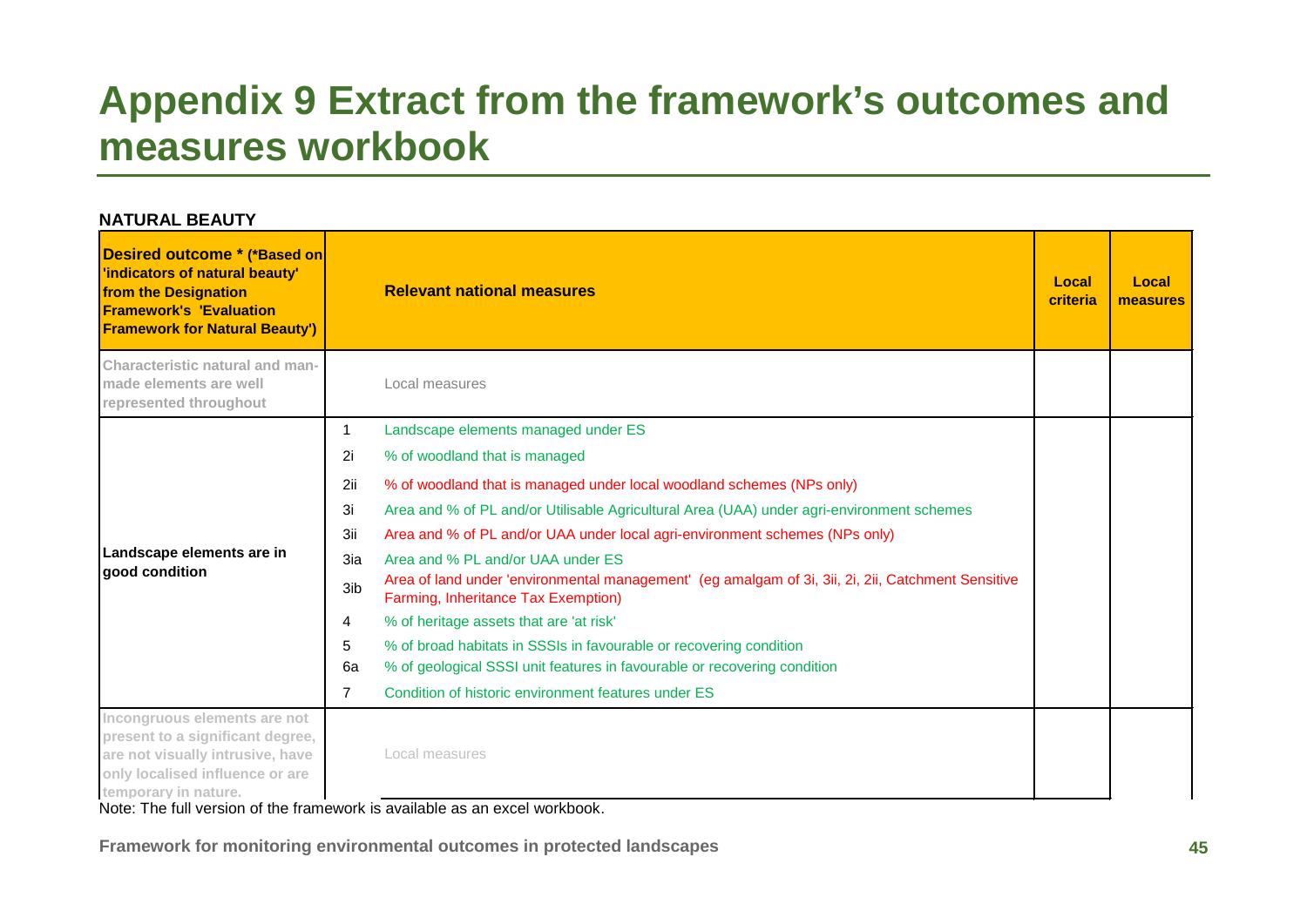# Appendix 9 Extract from the framework's outcomes and measures workbook

**NATURAL BEAUTY**

| Desired outcome * (*Based on 'indicators of natural beauty' from the Designation Framework's 'Evaluation Framework for Natural Beauty') | | Relevant national measures | Local criteria | Local measures |
|---|---|---|---|---|
| Characteristic natural and man-made elements are well represented throughout | | Local measures | | |
| Landscape elements are in good condition | 1 | Landscape elements managed under ES | | |
| | 2i | % of woodland that is managed | | |
| | 2ii | % of woodland that is managed under local woodland schemes (NPs only) | | |
| | 3i | Area and % of PL and/or Utilisable Agricultural Area (UAA) under agri-environment schemes | | |
| | 3ii | Area and % of PL and/or UAA under local agri-environment schemes (NPs only) | | |
| | 3ia | Area and % PL and/or UAA under ES | | |
| | 3ib | Area of land under 'environmental management' (eg amalgam of 3i, 3ii, 2i, 2ii, Catchment Sensitive Farming, Inheritance Tax Exemption) | | |
| | 4 | % of heritage assets that are 'at risk' | | |
| | 5 | % of broad habitats in SSSIs in favourable or recovering condition | | |
| | 6a | % of geological SSSI unit features in favourable or recovering condition | | |
| | 7 | Condition of historic environment features under ES | | |
| Incongruous elements are not present to a significant degree, are not visually intrusive, have only localised influence or are temporary in nature. | | Local measures | | |

Note: The full version of the framework is available as an excel workbook.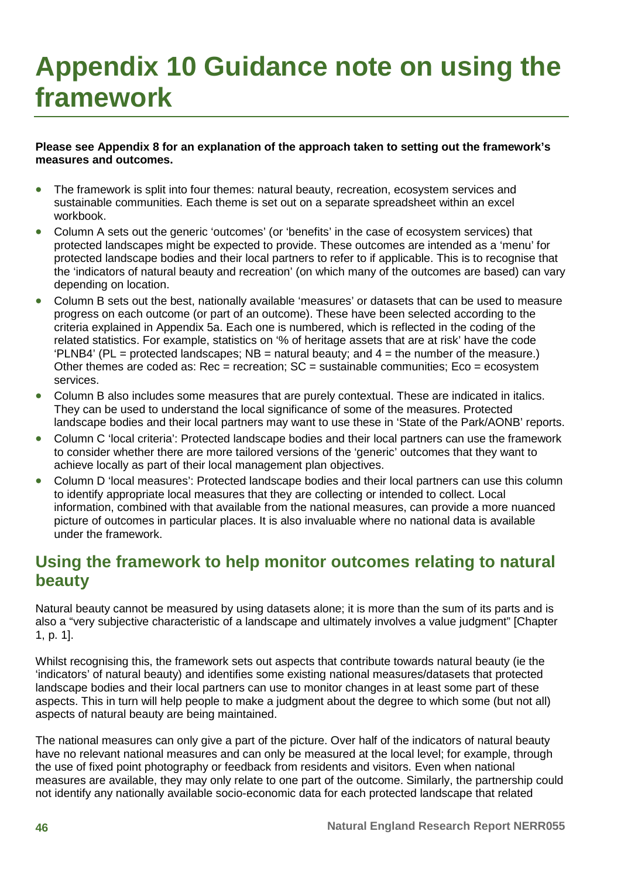# Appendix 10 Guidance note on using the framework

**Please see Appendix 8 for an explanation of the approach taken to setting out the framework's measures and outcomes.**

- The framework is split into four themes: natural beauty, recreation, ecosystem services and sustainable communities. Each theme is set out on a separate spreadsheet within an excel workbook.
- Column A sets out the generic 'outcomes' (or 'benefits' in the case of ecosystem services) that protected landscapes might be expected to provide. These outcomes are intended as a 'menu' for protected landscape bodies and their local partners to refer to if applicable. This is to recognise that the 'indicators of natural beauty and recreation' (on which many of the outcomes are based) can vary depending on location.
- Column B sets out the best, nationally available 'measures' or datasets that can be used to measure progress on each outcome (or part of an outcome). These have been selected according to the criteria explained in Appendix 5a. Each one is numbered, which is reflected in the coding of the related statistics. For example, statistics on '% of heritage assets that are at risk' have the code 'PLNB4' (PL = protected landscapes; NB = natural beauty; and 4 = the number of the measure.) Other themes are coded as: Rec = recreation; SC = sustainable communities; Eco = ecosystem services.
- Column B also includes some measures that are purely contextual. These are indicated in italics. They can be used to understand the local significance of some of the measures. Protected landscape bodies and their local partners may want to use these in 'State of the Park/AONB' reports.
- Column C 'local criteria': Protected landscape bodies and their local partners can use the framework to consider whether there are more tailored versions of the 'generic' outcomes that they want to achieve locally as part of their local management plan objectives.
- Column D 'local measures': Protected landscape bodies and their local partners can use this column to identify appropriate local measures that they are collecting or intended to collect. Local information, combined with that available from the national measures, can provide a more nuanced picture of outcomes in particular places. It is also invaluable where no national data is available under the framework.

## Using the framework to help monitor outcomes relating to natural beauty

Natural beauty cannot be measured by using datasets alone; it is more than the sum of its parts and is also a "very subjective characteristic of a landscape and ultimately involves a value judgment" [Chapter 1, p. 1].

Whilst recognising this, the framework sets out aspects that contribute towards natural beauty (ie the 'indicators' of natural beauty) and identifies some existing national measures/datasets that protected landscape bodies and their local partners can use to monitor changes in at least some part of these aspects. This in turn will help people to make a judgment about the degree to which some (but not all) aspects of natural beauty are being maintained.

The national measures can only give a part of the picture. Over half of the indicators of natural beauty have no relevant national measures and can only be measured at the local level; for example, through the use of fixed point photography or feedback from residents and visitors. Even when national measures are available, they may only relate to one part of the outcome. Similarly, the partnership could not identify any nationally available socio-economic data for each protected landscape that related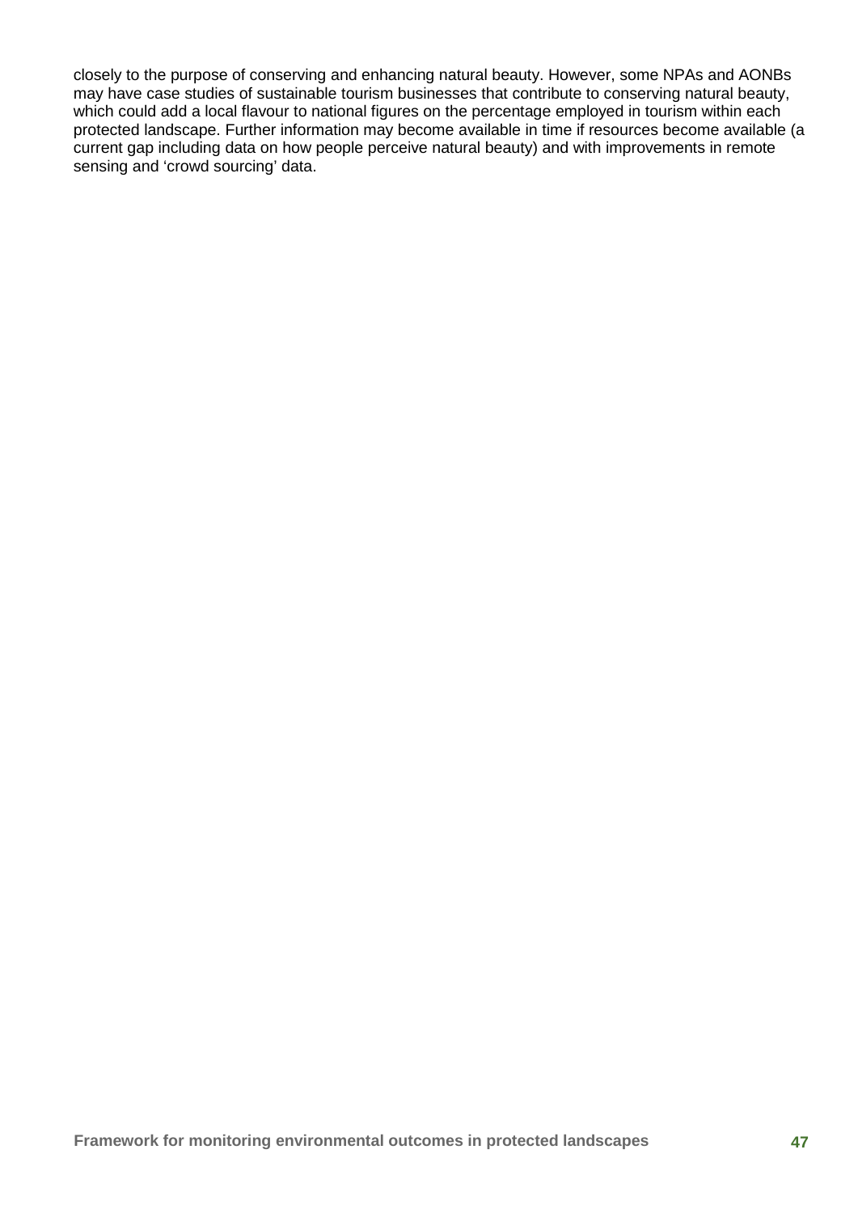closely to the purpose of conserving and enhancing natural beauty. However, some NPAs and AONBs may have case studies of sustainable tourism businesses that contribute to conserving natural beauty, which could add a local flavour to national figures on the percentage employed in tourism within each protected landscape. Further information may become available in time if resources become available (a current gap including data on how people perceive natural beauty) and with improvements in remote sensing and 'crowd sourcing' data.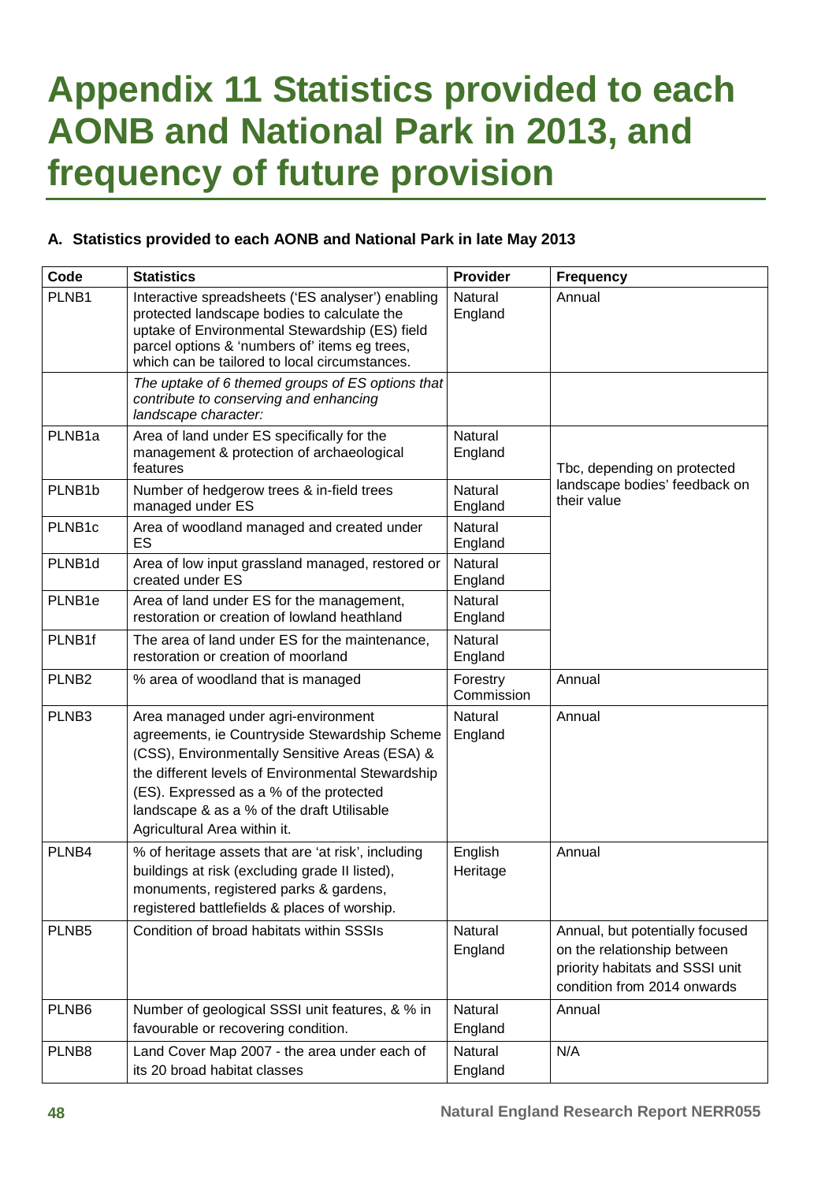# Appendix 11 Statistics provided to each AONB and National Park in 2013, and frequency of future provision

### A. Statistics provided to each AONB and National Park in late May 2013

| Code | Statistics | Provider | Frequency |
|---|---|---|---|
| PLNB1 | Interactive spreadsheets ('ES analyser') enabling protected landscape bodies to calculate the uptake of Environmental Stewardship (ES) field parcel options & 'numbers of' items eg trees, which can be tailored to local circumstances. | Natural England | Annual |
| | *The uptake of 6 themed groups of ES options that contribute to conserving and enhancing landscape character:* | | |
| PLNB1a | Area of land under ES specifically for the management & protection of archaeological features | Natural England | Tbc, depending on protected landscape bodies' feedback on their value |
| PLNB1b | Number of hedgerow trees & in-field trees managed under ES | Natural England | |
| PLNB1c | Area of woodland managed and created under ES | Natural England | |
| PLNB1d | Area of low input grassland managed, restored or created under ES | Natural England | |
| PLNB1e | Area of land under ES for the management, restoration or creation of lowland heathland | Natural England | |
| PLNB1f | The area of land under ES for the maintenance, restoration or creation of moorland | Natural England | |
| PLNB2 | % area of woodland that is managed | Forestry Commission | Annual |
| PLNB3 | Area managed under agri-environment agreements, ie Countryside Stewardship Scheme (CSS), Environmentally Sensitive Areas (ESA) & the different levels of Environmental Stewardship (ES). Expressed as a % of the protected landscape & as a % of the draft Utilisable Agricultural Area within it. | Natural England | Annual |
| PLNB4 | % of heritage assets that are 'at risk', including buildings at risk (excluding grade II listed), monuments, registered parks & gardens, registered battlefields & places of worship. | English Heritage | Annual |
| PLNB5 | Condition of broad habitats within SSSIs | Natural England | Annual, but potentially focused on the relationship between priority habitats and SSSI unit condition from 2014 onwards |
| PLNB6 | Number of geological SSSI unit features, & % in favourable or recovering condition. | Natural England | Annual |
| PLNB8 | Land Cover Map 2007 - the area under each of its 20 broad habitat classes | Natural England | N/A |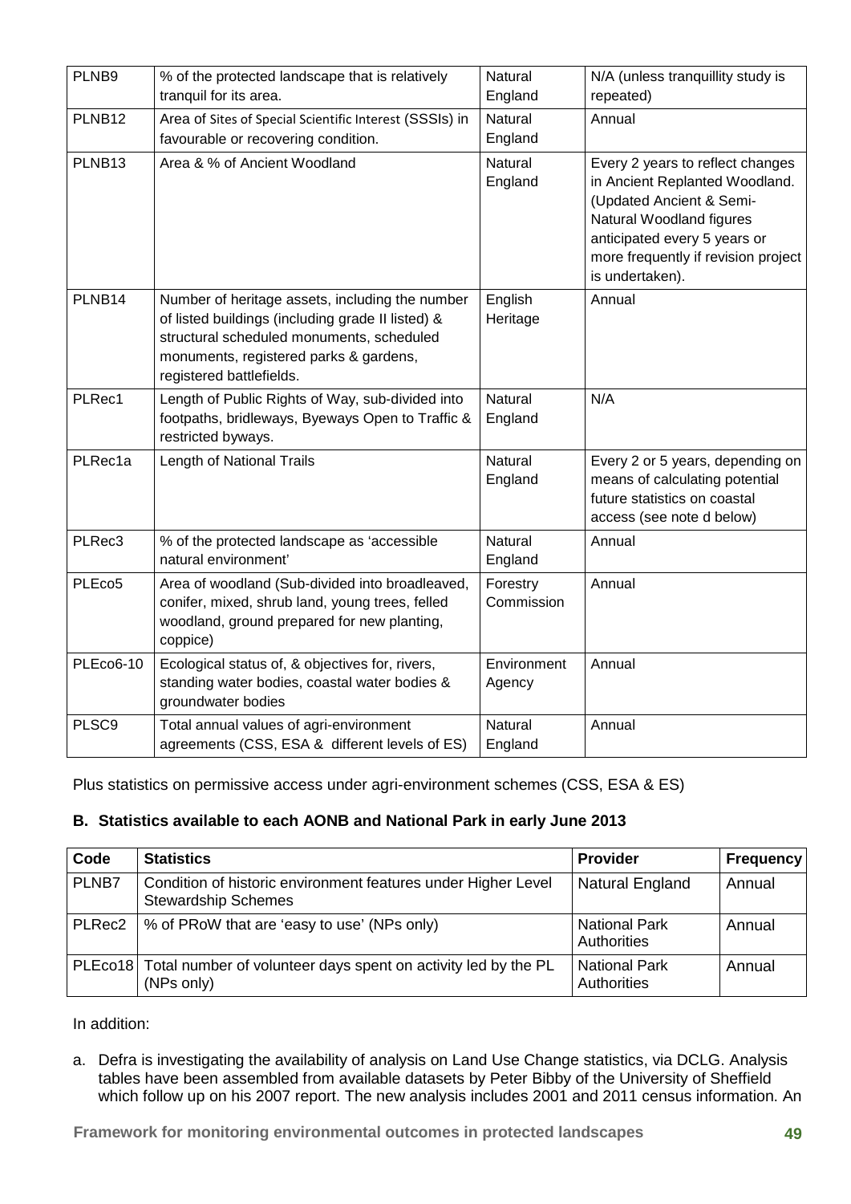| PLNB9 | % of the protected landscape that is relatively tranquil for its area. | Natural England | N/A (unless tranquillity study is repeated) |
|---|---|---|---|
| PLNB12 | Area of Sites of Special Scientific Interest (SSSIs) in favourable or recovering condition. | Natural England | Annual |
| PLNB13 | Area & % of Ancient Woodland | Natural England | Every 2 years to reflect changes in Ancient Replanted Woodland. (Updated Ancient & Semi-Natural Woodland figures anticipated every 5 years or more frequently if revision project is undertaken). |
| PLNB14 | Number of heritage assets, including the number of listed buildings (including grade II listed) & structural scheduled monuments, scheduled monuments, registered parks & gardens, registered battlefields. | English Heritage | Annual |
| PLRec1 | Length of Public Rights of Way, sub-divided into footpaths, bridleways, Byeways Open to Traffic & restricted byways. | Natural England | N/A |
| PLRec1a | Length of National Trails | Natural England | Every 2 or 5 years, depending on means of calculating potential future statistics on coastal access (see note d below) |
| PLRec3 | % of the protected landscape as 'accessible natural environment' | Natural England | Annual |
| PLEco5 | Area of woodland (Sub-divided into broadleaved, conifer, mixed, shrub land, young trees, felled woodland, ground prepared for new planting, coppice) | Forestry Commission | Annual |
| PLEco6-10 | Ecological status of, & objectives for, rivers, standing water bodies, coastal water bodies & groundwater bodies | Environment Agency | Annual |
| PLSC9 | Total annual values of agri-environment agreements (CSS, ESA & different levels of ES) | Natural England | Annual |

Plus statistics on permissive access under agri-environment schemes (CSS, ESA & ES)

**B. Statistics available to each AONB and National Park in early June 2013**

| Code | Statistics | Provider | Frequency |
|---|---|---|---|
| PLNB7 | Condition of historic environment features under Higher Level Stewardship Schemes | Natural England | Annual |
| PLRec2 | % of PRoW that are 'easy to use' (NPs only) | National Park Authorities | Annual |
| PLEco18 | Total number of volunteer days spent on activity led by the PL (NPs only) | National Park Authorities | Annual |

In addition:

a. Defra is investigating the availability of analysis on Land Use Change statistics, via DCLG. Analysis tables have been assembled from available datasets by Peter Bibby of the University of Sheffield which follow up on his 2007 report. The new analysis includes 2001 and 2011 census information. An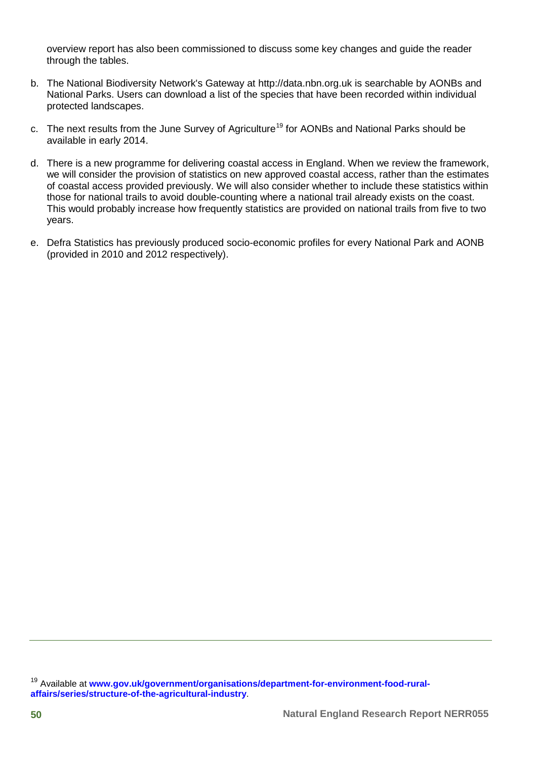overview report has also been commissioned to discuss some key changes and guide the reader through the tables.

b. The National Biodiversity Network's Gateway at http://data.nbn.org.uk is searchable by AONBs and National Parks. Users can download a list of the species that have been recorded within individual protected landscapes.

c. The next results from the June Survey of Agriculture[19] for AONBs and National Parks should be available in early 2014.

d. There is a new programme for delivering coastal access in England. When we review the framework, we will consider the provision of statistics on new approved coastal access, rather than the estimates of coastal access provided previously. We will also consider whether to include these statistics within those for national trails to avoid double-counting where a national trail already exists on the coast. This would probably increase how frequently statistics are provided on national trails from five to two years.

e. Defra Statistics has previously produced socio-economic profiles for every National Park and AONB (provided in 2010 and 2012 respectively).

---

[19] Available at **www.gov.uk/government/organisations/department-for-environment-food-rural-affairs/series/structure-of-the-agricultural-industry**.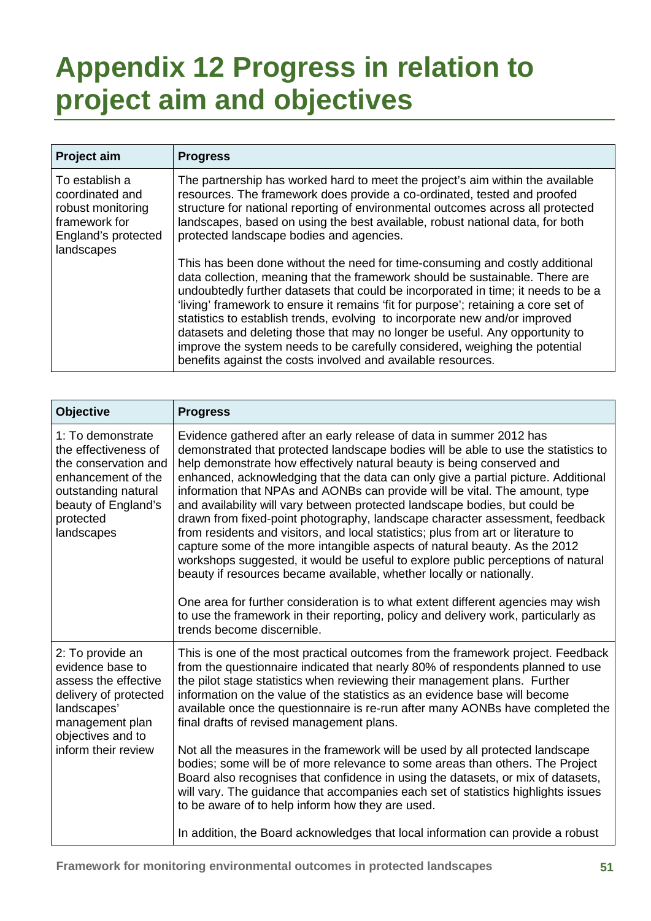# Appendix 12 Progress in relation to project aim and objectives

| Project aim | Progress |
|---|---|
| To establish a coordinated and robust monitoring framework for England's protected landscapes | The partnership has worked hard to meet the project's aim within the available resources. The framework does provide a co-ordinated, tested and proofed structure for national reporting of environmental outcomes across all protected landscapes, based on using the best available, robust national data, for both protected landscape bodies and agencies.<br><br>This has been done without the need for time-consuming and costly additional data collection, meaning that the framework should be sustainable. There are undoubtedly further datasets that could be incorporated in time; it needs to be a 'living' framework to ensure it remains 'fit for purpose'; retaining a core set of statistics to establish trends, evolving to incorporate new and/or improved datasets and deleting those that may no longer be useful. Any opportunity to improve the system needs to be carefully considered, weighing the potential benefits against the costs involved and available resources. |

| Objective | Progress |
|---|---|
| 1: To demonstrate the effectiveness of the conservation and enhancement of the outstanding natural beauty of England's protected landscapes | Evidence gathered after an early release of data in summer 2012 has demonstrated that protected landscape bodies will be able to use the statistics to help demonstrate how effectively natural beauty is being conserved and enhanced, acknowledging that the data can only give a partial picture. Additional information that NPAs and AONBs can provide will be vital. The amount, type and availability will vary between protected landscape bodies, but could be drawn from fixed-point photography, landscape character assessment, feedback from residents and visitors, and local statistics; plus from art or literature to capture some of the more intangible aspects of natural beauty. As the 2012 workshops suggested, it would be useful to explore public perceptions of natural beauty if resources became available, whether locally or nationally.<br><br>One area for further consideration is to what extent different agencies may wish to use the framework in their reporting, policy and delivery work, particularly as trends become discernible. |
| 2: To provide an evidence base to assess the effective delivery of protected landscapes' management plan objectives and to inform their review | This is one of the most practical outcomes from the framework project. Feedback from the questionnaire indicated that nearly 80% of respondents planned to use the pilot stage statistics when reviewing their management plans. Further information on the value of the statistics as an evidence base will become available once the questionnaire is re-run after many AONBs have completed the final drafts of revised management plans.<br><br>Not all the measures in the framework will be used by all protected landscape bodies; some will be of more relevance to some areas than others. The Project Board also recognises that confidence in using the datasets, or mix of datasets, will vary. The guidance that accompanies each set of statistics highlights issues to be aware of to help inform how they are used.<br><br>In addition, the Board acknowledges that local information can provide a robust |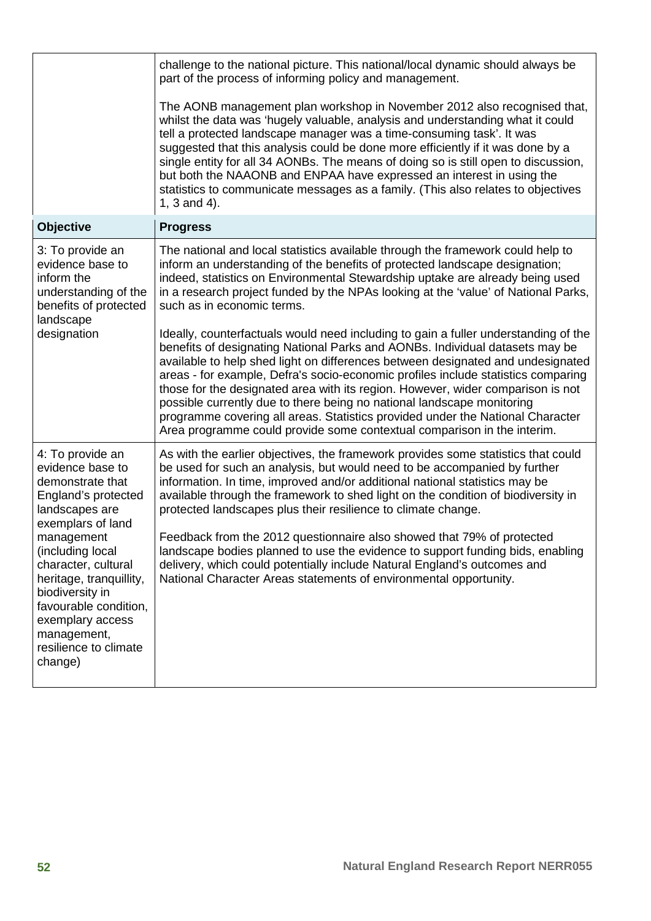| | |
|---|---|
| | challenge to the national picture. This national/local dynamic should always be part of the process of informing policy and management.<br><br>The AONB management plan workshop in November 2012 also recognised that, whilst the data was 'hugely valuable, analysis and understanding what it could tell a protected landscape manager was a time-consuming task'. It was suggested that this analysis could be done more efficiently if it was done by a single entity for all 34 AONBs. The means of doing so is still open to discussion, but both the NAAONB and ENPAA have expressed an interest in using the statistics to communicate messages as a family. (This also relates to objectives 1, 3 and 4). |
| **Objective** | **Progress** |
| 3: To provide an evidence base to inform the understanding of the benefits of protected landscape designation | The national and local statistics available through the framework could help to inform an understanding of the benefits of protected landscape designation; indeed, statistics on Environmental Stewardship uptake are already being used in a research project funded by the NPAs looking at the 'value' of National Parks, such as in economic terms.<br><br>Ideally, counterfactuals would need including to gain a fuller understanding of the benefits of designating National Parks and AONBs. Individual datasets may be available to help shed light on differences between designated and undesignated areas - for example, Defra's socio-economic profiles include statistics comparing those for the designated area with its region. However, wider comparison is not possible currently due to there being no national landscape monitoring programme covering all areas. Statistics provided under the National Character Area programme could provide some contextual comparison in the interim. |
| 4: To provide an evidence base to demonstrate that England's protected landscapes are exemplars of land management (including local character, cultural heritage, tranquillity, biodiversity in favourable condition, exemplary access management, resilience to climate change) | As with the earlier objectives, the framework provides some statistics that could be used for such an analysis, but would need to be accompanied by further information. In time, improved and/or additional national statistics may be available through the framework to shed light on the condition of biodiversity in protected landscapes plus their resilience to climate change.<br><br>Feedback from the 2012 questionnaire also showed that 79% of protected landscape bodies planned to use the evidence to support funding bids, enabling delivery, which could potentially include Natural England's outcomes and National Character Areas statements of environmental opportunity. |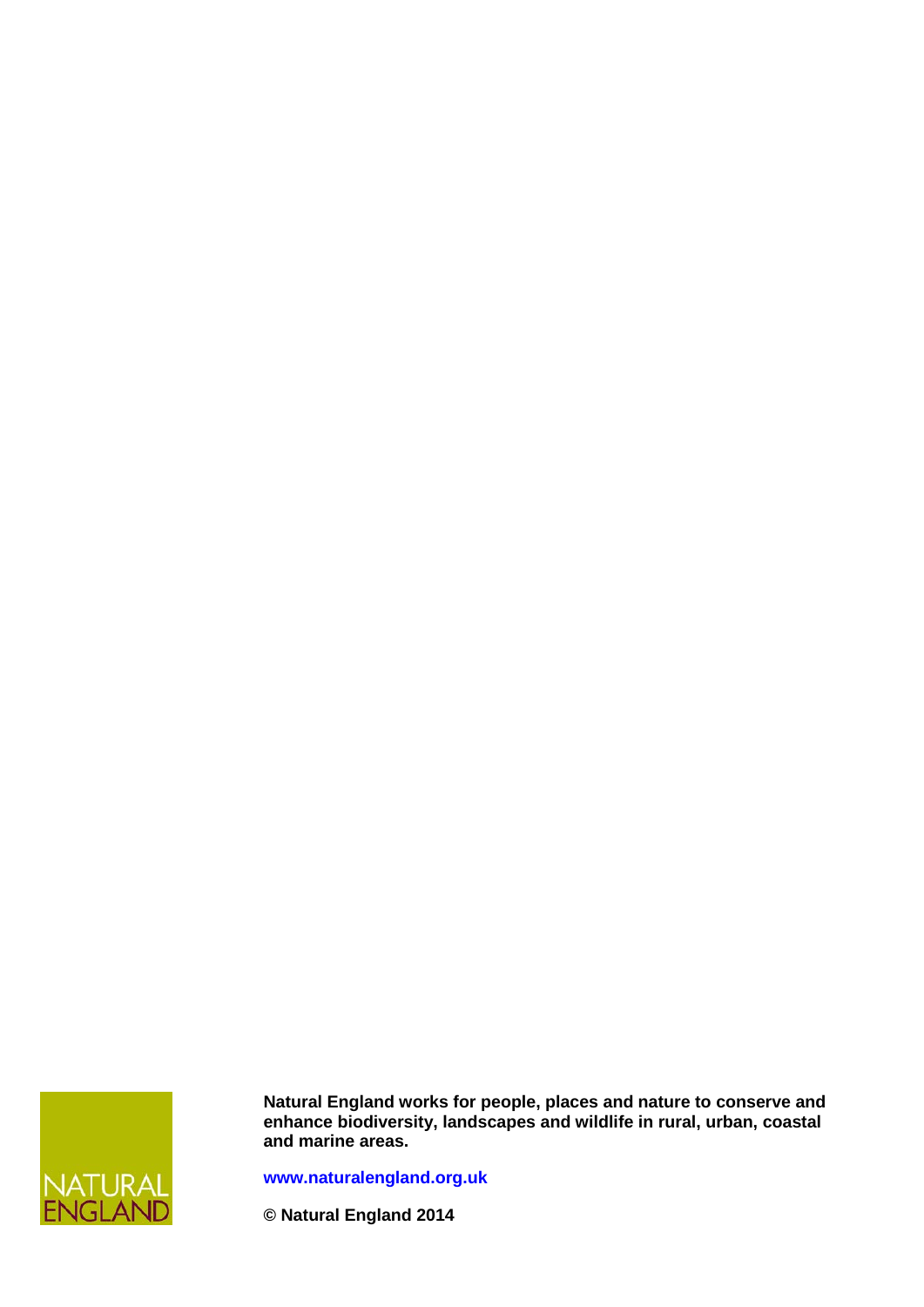NATURAL ENGLAND

**Natural England works for people, places and nature to conserve and enhance biodiversity, landscapes and wildlife in rural, urban, coastal and marine areas.**

**www.naturalengland.org.uk**

**© Natural England 2014**